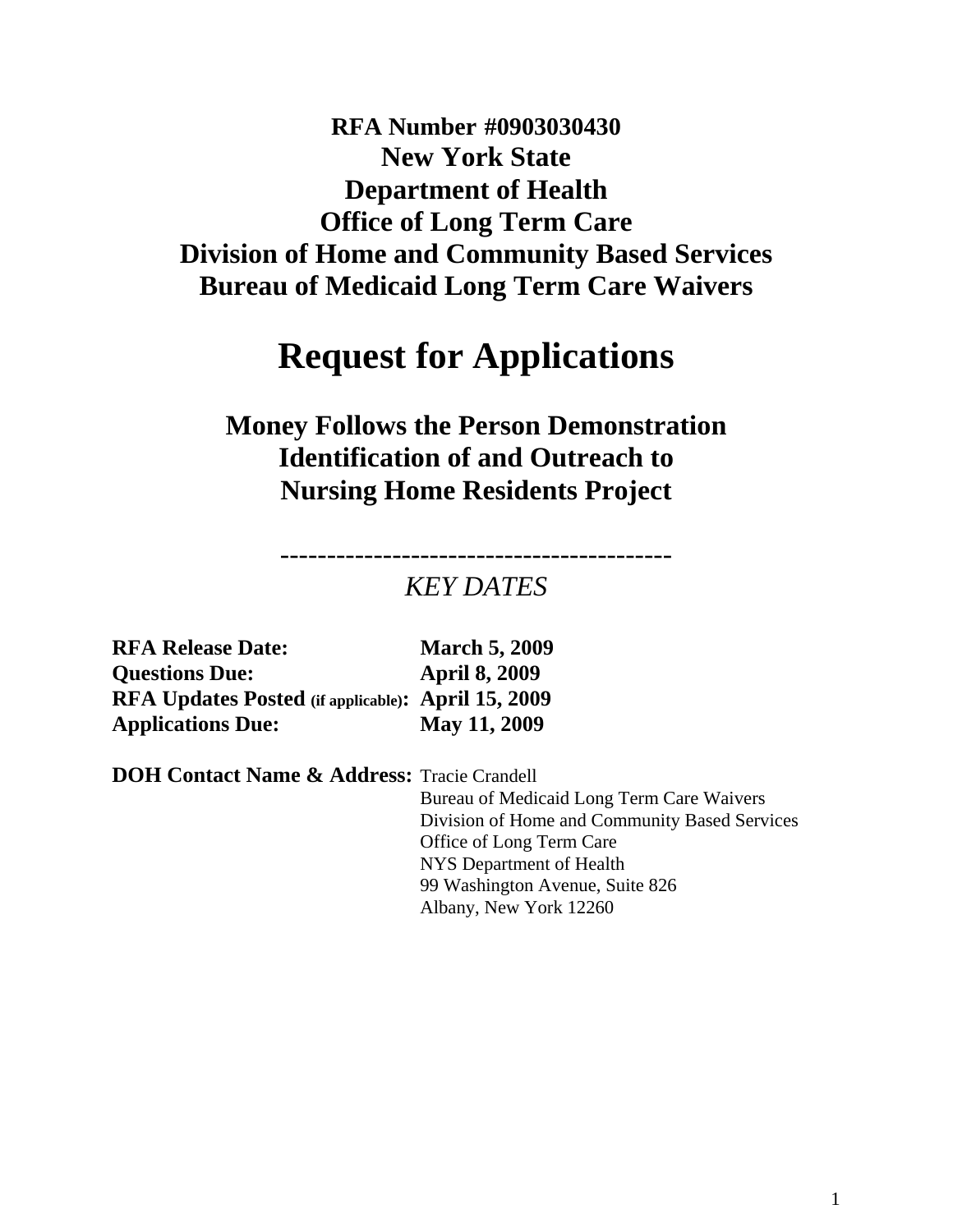**RFA Number #0903030430**

**New York State**

**Department of Health**

**Office of Long Term Care**

**Division of Home and Community Based Services**

**Bureau of Medicaid Long Term Care Waivers**

# Request for Applications

## Money Follows the Person Demonstration Identification of and Outreach to Nursing Home Residents Project

**-----------------------------------------**

*KEY DATES*

| | |
|---|---|
| **RFA Release Date:** | **March 5, 2009** |
| **Questions Due:** | **April 8, 2009** |
| **RFA Updates Posted (if applicable):** | **April 15, 2009** |
| **Applications Due:** | **May 11, 2009** |

**DOH Contact Name & Address:** Tracie Crandell
Bureau of Medicaid Long Term Care Waivers
Division of Home and Community Based Services
Office of Long Term Care
NYS Department of Health
99 Washington Avenue, Suite 826
Albany, New York 12260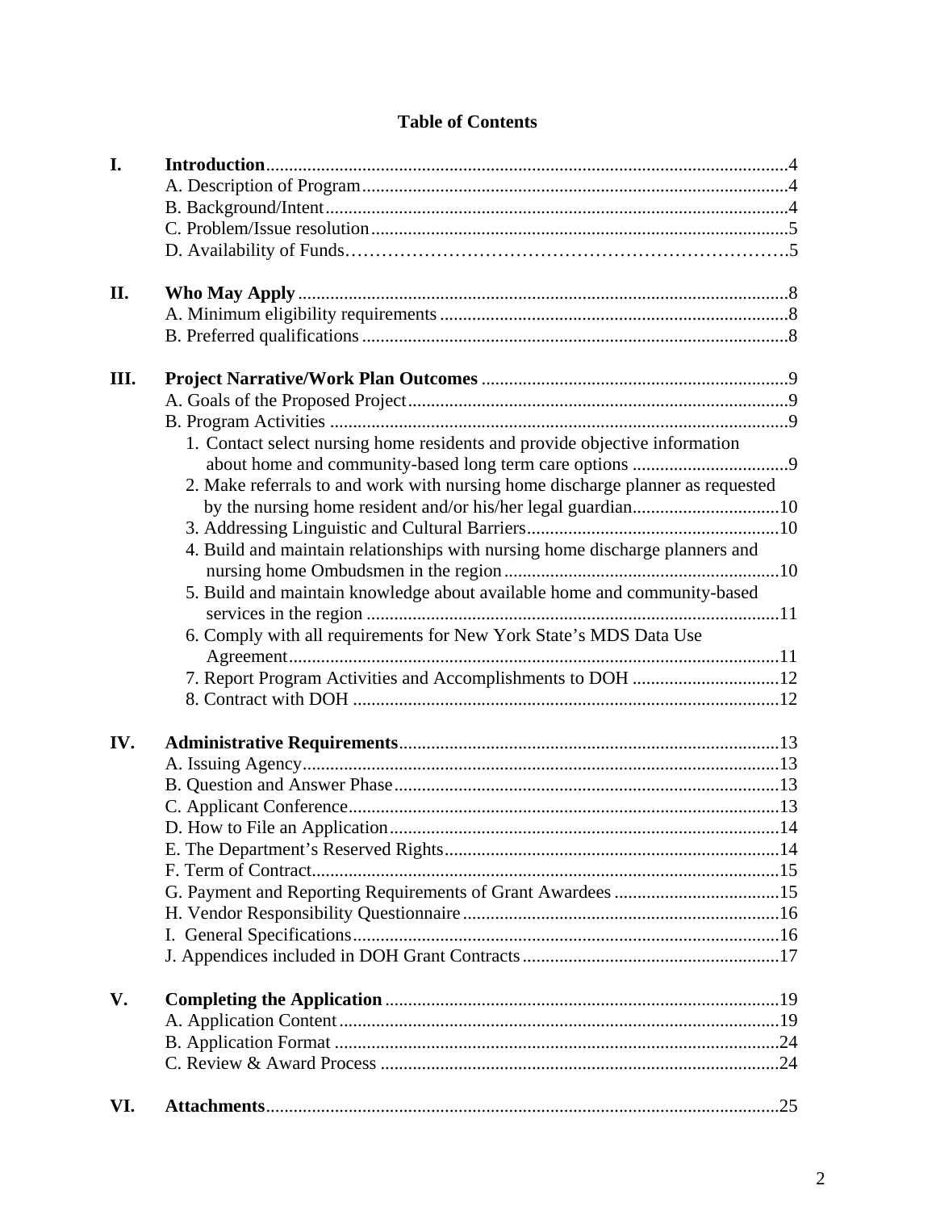# Table of Contents

**I. Introduction** ....................................................................................................... 4
- A. Description of Program ........................................................................................ 4
- B. Background/Intent ............................................................................................... 4
- C. Problem/Issue resolution ...................................................................................... 5
- D. Availability of Funds ........................................................................................... 5

**II. Who May Apply** ..................................................................................................... 8
- A. Minimum eligibility requirements ....................................................................... 8
- B. Preferred qualifications ........................................................................................ 8

**III. Project Narrative/Work Plan Outcomes** ............................................................. 9
- A. Goals of the Proposed Project .............................................................................. 9
- B. Program Activities ............................................................................................... 9
  1. Contact select nursing home residents and provide objective information about home and community-based long term care options ............................... 9
  2. Make referrals to and work with nursing home discharge planner as requested by the nursing home resident and/or his/her legal guardian ............................ 10
  3. Addressing Linguistic and Cultural Barriers ................................................... 10
  4. Build and maintain relationships with nursing home discharge planners and nursing home Ombudsmen in the region ......................................................... 10
  5. Build and maintain knowledge about available home and community-based services in the region ...................................................................................... 11
  6. Comply with all requirements for New York State's MDS Data Use Agreement ........................................................................................................ 11
  7. Report Program Activities and Accomplishments to DOH ............................. 12
  8. Contract with DOH ......................................................................................... 12

**IV. Administrative Requirements** .............................................................................. 13
- A. Issuing Agency .................................................................................................... 13
- B. Question and Answer Phase ................................................................................ 13
- C. Applicant Conference .......................................................................................... 13
- D. How to File an Application ................................................................................. 14
- E. The Department's Reserved Rights ..................................................................... 14
- F. Term of Contract .................................................................................................. 15
- G. Payment and Reporting Requirements of Grant Awardees ................................. 15
- H. Vendor Responsibility Questionnaire .................................................................. 16
- I. General Specifications ......................................................................................... 16
- J. Appendices included in DOH Grant Contracts .................................................... 17

**V. Completing the Application** .................................................................................. 19
- A. Application Content ............................................................................................ 19
- B. Application Format ............................................................................................. 24
- C. Review & Award Process ................................................................................... 24

**VI. Attachments** ............................................................................................................ 25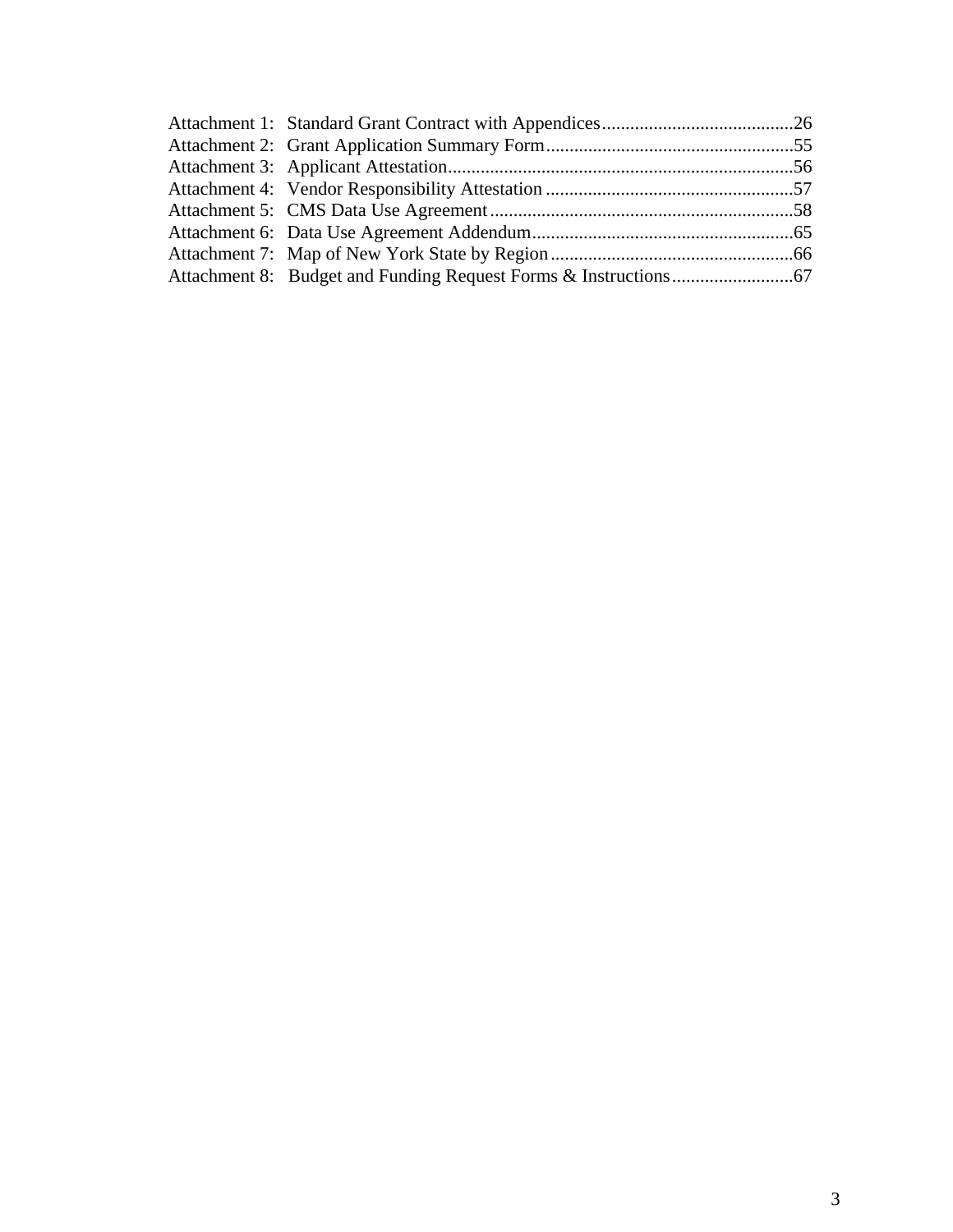Attachment 1: Standard Grant Contract with Appendices.........................................26
Attachment 2: Grant Application Summary Form.....................................................55
Attachment 3: Applicant Attestation.........................................................................56
Attachment 4: Vendor Responsibility Attestation .....................................................57
Attachment 5: CMS Data Use Agreement.................................................................58
Attachment 6: Data Use Agreement Addendum........................................................65
Attachment 7: Map of New York State by Region....................................................66
Attachment 8: Budget and Funding Request Forms & Instructions..........................67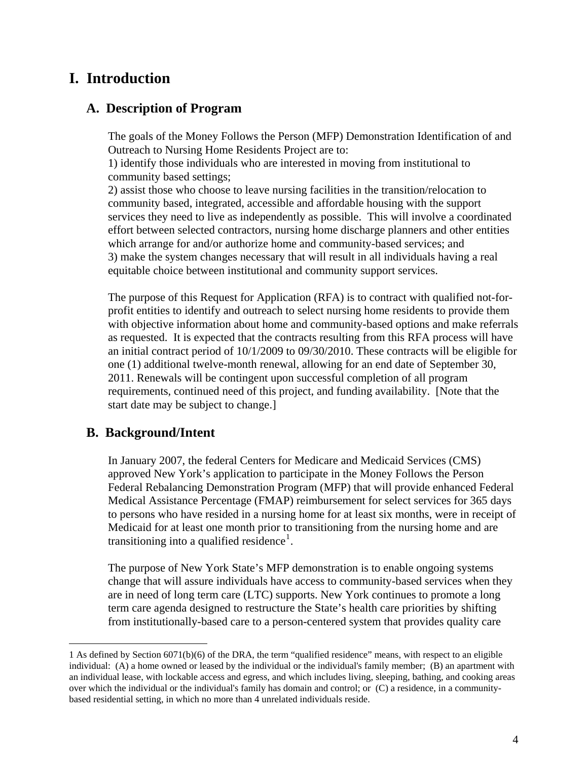# I. Introduction

## A. Description of Program

The goals of the Money Follows the Person (MFP) Demonstration Identification of and Outreach to Nursing Home Residents Project are to:
1) identify those individuals who are interested in moving from institutional to community based settings;
2) assist those who choose to leave nursing facilities in the transition/relocation to community based, integrated, accessible and affordable housing with the support services they need to live as independently as possible. This will involve a coordinated effort between selected contractors, nursing home discharge planners and other entities which arrange for and/or authorize home and community-based services; and
3) make the system changes necessary that will result in all individuals having a real equitable choice between institutional and community support services.

The purpose of this Request for Application (RFA) is to contract with qualified not-for-profit entities to identify and outreach to select nursing home residents to provide them with objective information about home and community-based options and make referrals as requested. It is expected that the contracts resulting from this RFA process will have an initial contract period of 10/1/2009 to 09/30/2010. These contracts will be eligible for one (1) additional twelve-month renewal, allowing for an end date of September 30, 2011. Renewals will be contingent upon successful completion of all program requirements, continued need of this project, and funding availability. [Note that the start date may be subject to change.]

## B. Background/Intent

In January 2007, the federal Centers for Medicare and Medicaid Services (CMS) approved New York's application to participate in the Money Follows the Person Federal Rebalancing Demonstration Program (MFP) that will provide enhanced Federal Medical Assistance Percentage (FMAP) reimbursement for select services for 365 days to persons who have resided in a nursing home for at least six months, were in receipt of Medicaid for at least one month prior to transitioning from the nursing home and are transitioning into a qualified residence[1].

The purpose of New York State's MFP demonstration is to enable ongoing systems change that will assure individuals have access to community-based services when they are in need of long term care (LTC) supports. New York continues to promote a long term care agenda designed to restructure the State's health care priorities by shifting from institutionally-based care to a person-centered system that provides quality care

1 As defined by Section 6071(b)(6) of the DRA, the term "qualified residence" means, with respect to an eligible individual: (A) a home owned or leased by the individual or the individual's family member; (B) an apartment with an individual lease, with lockable access and egress, and which includes living, sleeping, bathing, and cooking areas over which the individual or the individual's family has domain and control; or (C) a residence, in a community-based residential setting, in which no more than 4 unrelated individuals reside.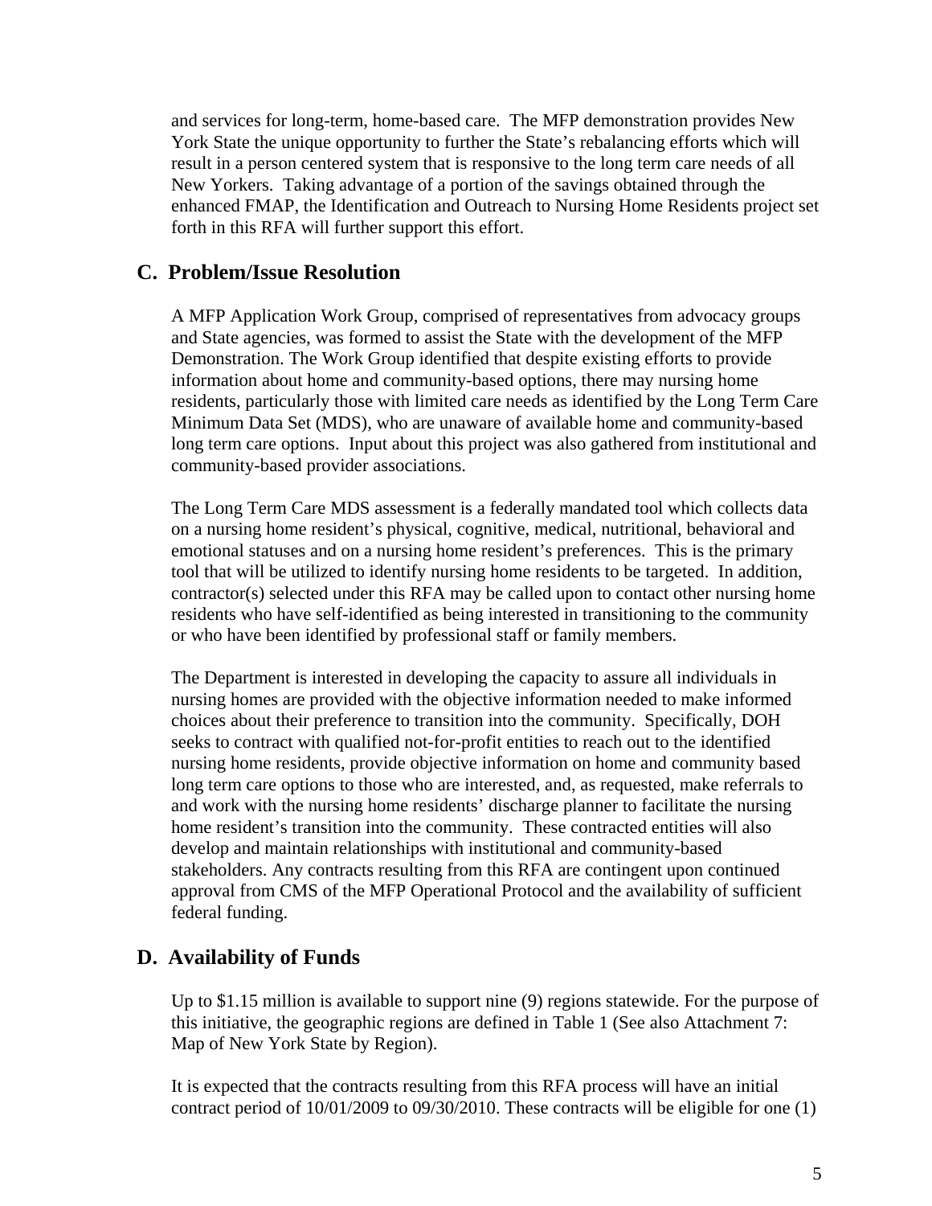and services for long-term, home-based care. The MFP demonstration provides New York State the unique opportunity to further the State's rebalancing efforts which will result in a person centered system that is responsive to the long term care needs of all New Yorkers. Taking advantage of a portion of the savings obtained through the enhanced FMAP, the Identification and Outreach to Nursing Home Residents project set forth in this RFA will further support this effort.

## C. Problem/Issue Resolution

A MFP Application Work Group, comprised of representatives from advocacy groups and State agencies, was formed to assist the State with the development of the MFP Demonstration. The Work Group identified that despite existing efforts to provide information about home and community-based options, there may nursing home residents, particularly those with limited care needs as identified by the Long Term Care Minimum Data Set (MDS), who are unaware of available home and community-based long term care options. Input about this project was also gathered from institutional and community-based provider associations.

The Long Term Care MDS assessment is a federally mandated tool which collects data on a nursing home resident's physical, cognitive, medical, nutritional, behavioral and emotional statuses and on a nursing home resident's preferences. This is the primary tool that will be utilized to identify nursing home residents to be targeted. In addition, contractor(s) selected under this RFA may be called upon to contact other nursing home residents who have self-identified as being interested in transitioning to the community or who have been identified by professional staff or family members.

The Department is interested in developing the capacity to assure all individuals in nursing homes are provided with the objective information needed to make informed choices about their preference to transition into the community. Specifically, DOH seeks to contract with qualified not-for-profit entities to reach out to the identified nursing home residents, provide objective information on home and community based long term care options to those who are interested, and, as requested, make referrals to and work with the nursing home residents' discharge planner to facilitate the nursing home resident's transition into the community. These contracted entities will also develop and maintain relationships with institutional and community-based stakeholders. Any contracts resulting from this RFA are contingent upon continued approval from CMS of the MFP Operational Protocol and the availability of sufficient federal funding.

## D. Availability of Funds

Up to $1.15 million is available to support nine (9) regions statewide. For the purpose of this initiative, the geographic regions are defined in Table 1 (See also Attachment 7: Map of New York State by Region).

It is expected that the contracts resulting from this RFA process will have an initial contract period of 10/01/2009 to 09/30/2010. These contracts will be eligible for one (1)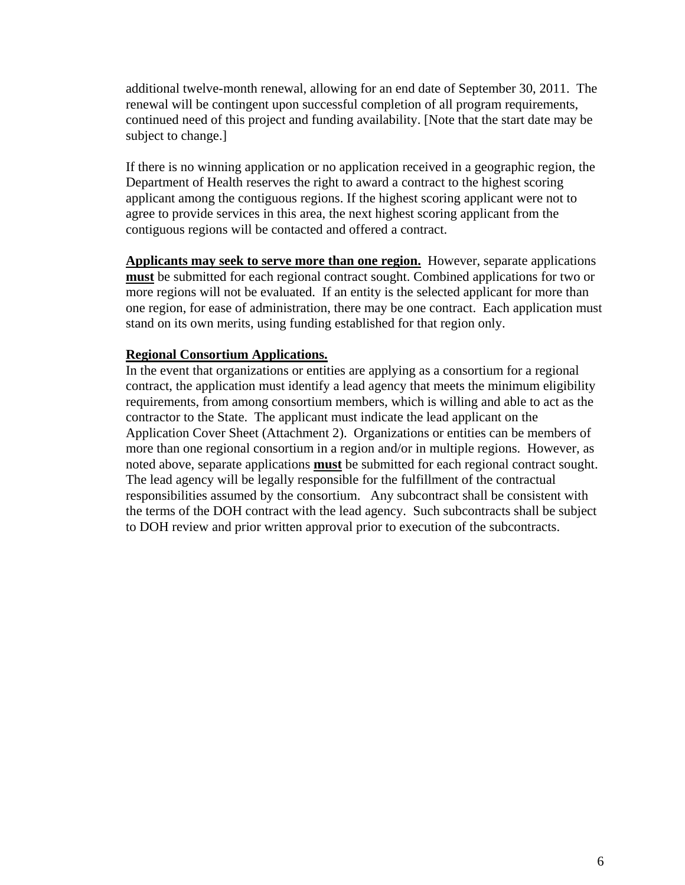additional twelve-month renewal, allowing for an end date of September 30, 2011. The renewal will be contingent upon successful completion of all program requirements, continued need of this project and funding availability. [Note that the start date may be subject to change.]

If there is no winning application or no application received in a geographic region, the Department of Health reserves the right to award a contract to the highest scoring applicant among the contiguous regions. If the highest scoring applicant were not to agree to provide services in this area, the next highest scoring applicant from the contiguous regions will be contacted and offered a contract.

**Applicants may seek to serve more than one region.** However, separate applications **must** be submitted for each regional contract sought. Combined applications for two or more regions will not be evaluated. If an entity is the selected applicant for more than one region, for ease of administration, there may be one contract. Each application must stand on its own merits, using funding established for that region only.

**Regional Consortium Applications.**

In the event that organizations or entities are applying as a consortium for a regional contract, the application must identify a lead agency that meets the minimum eligibility requirements, from among consortium members, which is willing and able to act as the contractor to the State. The applicant must indicate the lead applicant on the Application Cover Sheet (Attachment 2). Organizations or entities can be members of more than one regional consortium in a region and/or in multiple regions. However, as noted above, separate applications **must** be submitted for each regional contract sought. The lead agency will be legally responsible for the fulfillment of the contractual responsibilities assumed by the consortium. Any subcontract shall be consistent with the terms of the DOH contract with the lead agency. Such subcontracts shall be subject to DOH review and prior written approval prior to execution of the subcontracts.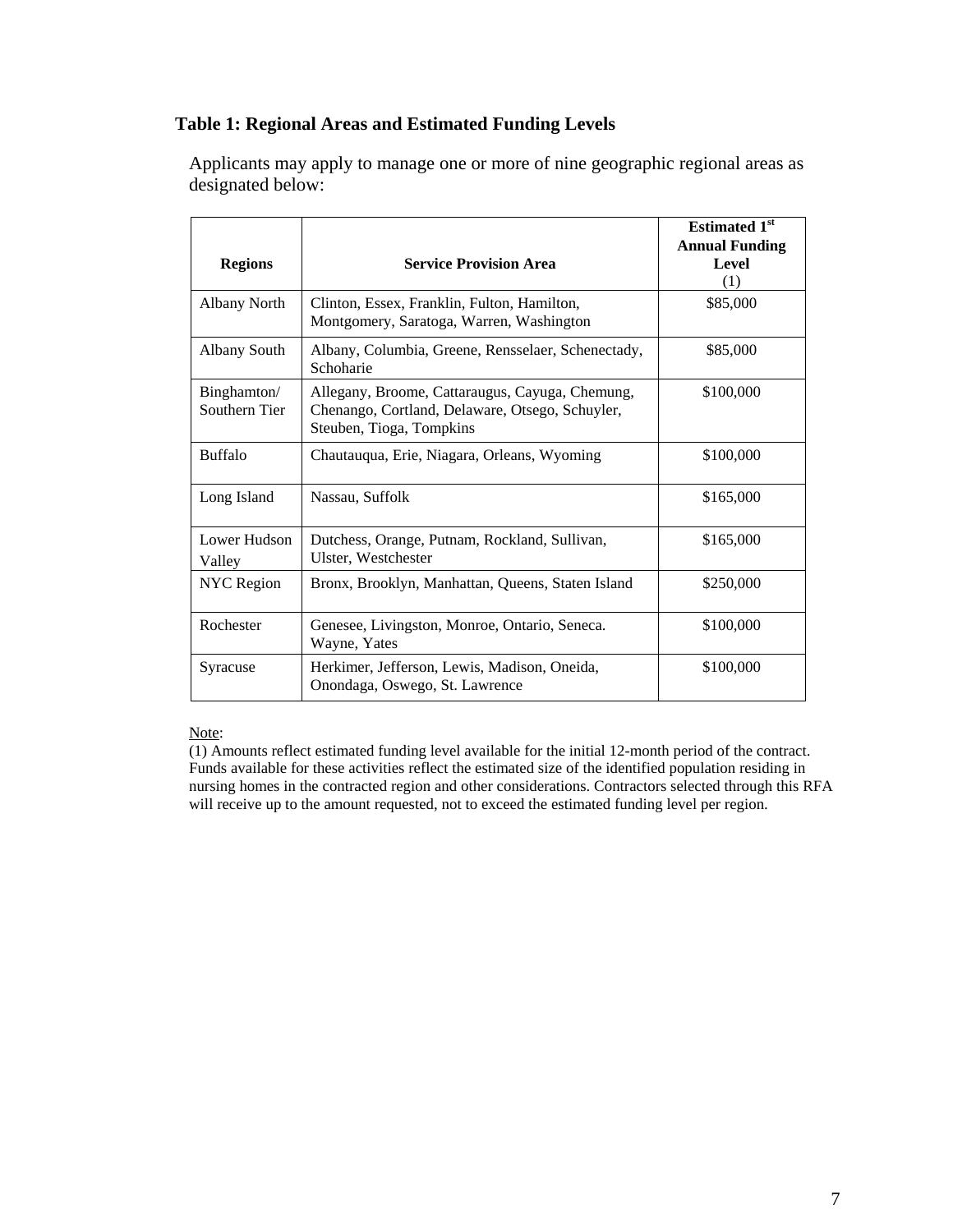**Table 1: Regional Areas and Estimated Funding Levels**

Applicants may apply to manage one or more of nine geographic regional areas as designated below:

| Regions | Service Provision Area | Estimated 1st Annual Funding Level (1) |
|---|---|---|
| Albany North | Clinton, Essex, Franklin, Fulton, Hamilton, Montgomery, Saratoga, Warren, Washington | \$85,000 |
| Albany South | Albany, Columbia, Greene, Rensselaer, Schenectady, Schoharie | \$85,000 |
| Binghamton/ Southern Tier | Allegany, Broome, Cattaraugus, Cayuga, Chemung, Chenango, Cortland, Delaware, Otsego, Schuyler, Steuben, Tioga, Tompkins | \$100,000 |
| Buffalo | Chautauqua, Erie, Niagara, Orleans, Wyoming | \$100,000 |
| Long Island | Nassau, Suffolk | \$165,000 |
| Lower Hudson Valley | Dutchess, Orange, Putnam, Rockland, Sullivan, Ulster, Westchester | \$165,000 |
| NYC Region | Bronx, Brooklyn, Manhattan, Queens, Staten Island | \$250,000 |
| Rochester | Genesee, Livingston, Monroe, Ontario, Seneca. Wayne, Yates | \$100,000 |
| Syracuse | Herkimer, Jefferson, Lewis, Madison, Oneida, Onondaga, Oswego, St. Lawrence | \$100,000 |

Note:
(1) Amounts reflect estimated funding level available for the initial 12-month period of the contract. Funds available for these activities reflect the estimated size of the identified population residing in nursing homes in the contracted region and other considerations. Contractors selected through this RFA will receive up to the amount requested, not to exceed the estimated funding level per region.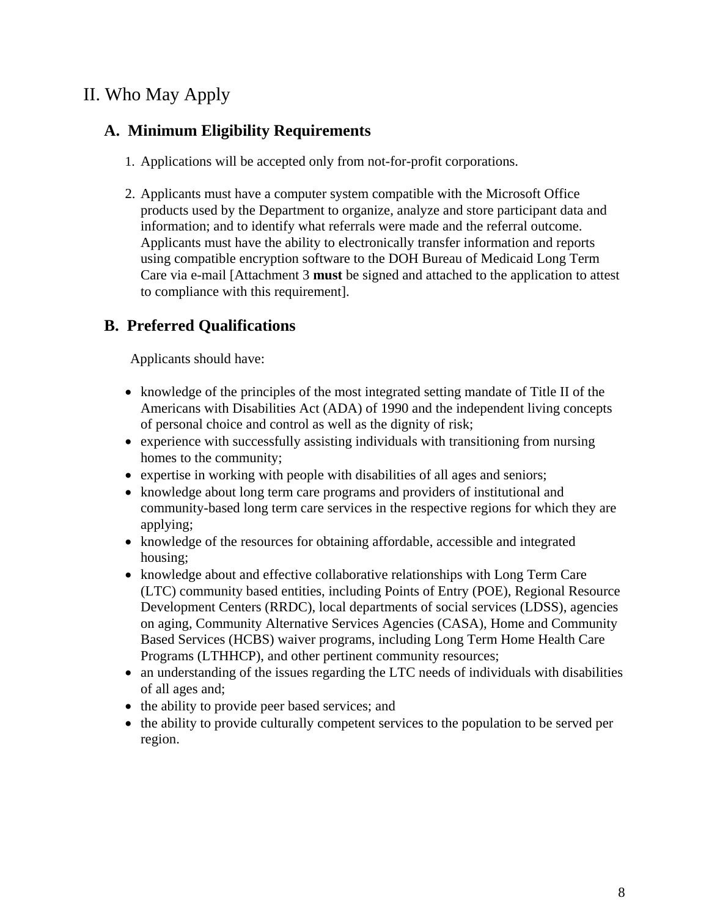# II. Who May Apply

## A. Minimum Eligibility Requirements

1. Applications will be accepted only from not-for-profit corporations.

2. Applicants must have a computer system compatible with the Microsoft Office products used by the Department to organize, analyze and store participant data and information; and to identify what referrals were made and the referral outcome. Applicants must have the ability to electronically transfer information and reports using compatible encryption software to the DOH Bureau of Medicaid Long Term Care via e-mail [Attachment 3 **must** be signed and attached to the application to attest to compliance with this requirement].

## B. Preferred Qualifications

Applicants should have:

- knowledge of the principles of the most integrated setting mandate of Title II of the Americans with Disabilities Act (ADA) of 1990 and the independent living concepts of personal choice and control as well as the dignity of risk;
- experience with successfully assisting individuals with transitioning from nursing homes to the community;
- expertise in working with people with disabilities of all ages and seniors;
- knowledge about long term care programs and providers of institutional and community-based long term care services in the respective regions for which they are applying;
- knowledge of the resources for obtaining affordable, accessible and integrated housing;
- knowledge about and effective collaborative relationships with Long Term Care (LTC) community based entities, including Points of Entry (POE), Regional Resource Development Centers (RRDC), local departments of social services (LDSS), agencies on aging, Community Alternative Services Agencies (CASA), Home and Community Based Services (HCBS) waiver programs, including Long Term Home Health Care Programs (LTHHCP), and other pertinent community resources;
- an understanding of the issues regarding the LTC needs of individuals with disabilities of all ages and;
- the ability to provide peer based services; and
- the ability to provide culturally competent services to the population to be served per region.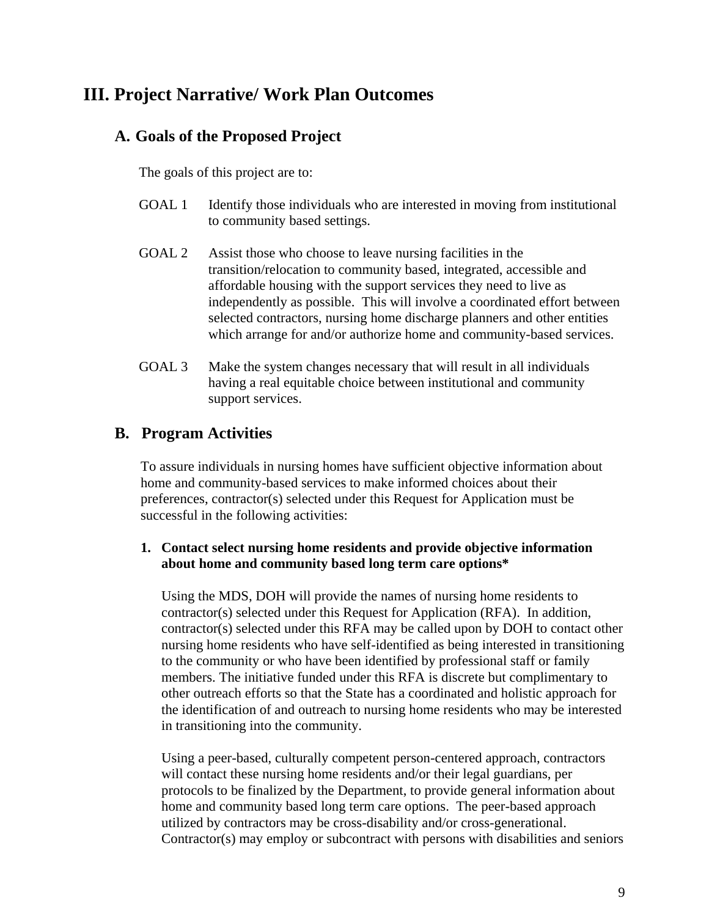# III. Project Narrative/ Work Plan Outcomes

## A. Goals of the Proposed Project

The goals of this project are to:

GOAL 1 Identify those individuals who are interested in moving from institutional to community based settings.

GOAL 2 Assist those who choose to leave nursing facilities in the transition/relocation to community based, integrated, accessible and affordable housing with the support services they need to live as independently as possible. This will involve a coordinated effort between selected contractors, nursing home discharge planners and other entities which arrange for and/or authorize home and community-based services.

GOAL 3 Make the system changes necessary that will result in all individuals having a real equitable choice between institutional and community support services.

## B. Program Activities

To assure individuals in nursing homes have sufficient objective information about home and community-based services to make informed choices about their preferences, contractor(s) selected under this Request for Application must be successful in the following activities:

**1. Contact select nursing home residents and provide objective information about home and community based long term care options***

Using the MDS, DOH will provide the names of nursing home residents to contractor(s) selected under this Request for Application (RFA). In addition, contractor(s) selected under this RFA may be called upon by DOH to contact other nursing home residents who have self-identified as being interested in transitioning to the community or who have been identified by professional staff or family members. The initiative funded under this RFA is discrete but complimentary to other outreach efforts so that the State has a coordinated and holistic approach for the identification of and outreach to nursing home residents who may be interested in transitioning into the community.

Using a peer-based, culturally competent person-centered approach, contractors will contact these nursing home residents and/or their legal guardians, per protocols to be finalized by the Department, to provide general information about home and community based long term care options. The peer-based approach utilized by contractors may be cross-disability and/or cross-generational. Contractor(s) may employ or subcontract with persons with disabilities and seniors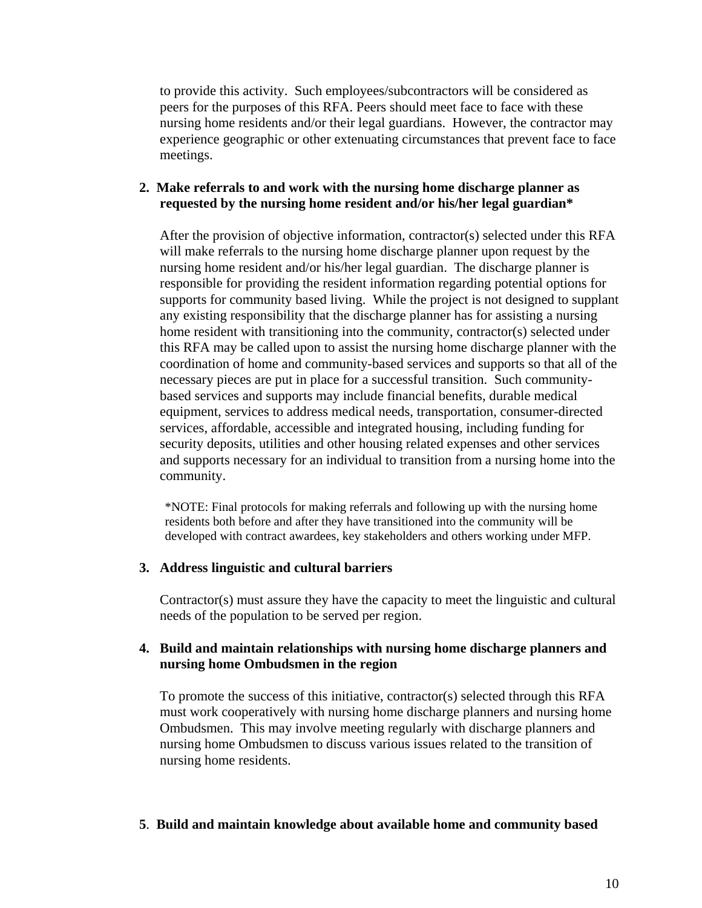to provide this activity. Such employees/subcontractors will be considered as peers for the purposes of this RFA. Peers should meet face to face with these nursing home residents and/or their legal guardians. However, the contractor may experience geographic or other extenuating circumstances that prevent face to face meetings.

**2. Make referrals to and work with the nursing home discharge planner as requested by the nursing home resident and/or his/her legal guardian***

After the provision of objective information, contractor(s) selected under this RFA will make referrals to the nursing home discharge planner upon request by the nursing home resident and/or his/her legal guardian. The discharge planner is responsible for providing the resident information regarding potential options for supports for community based living. While the project is not designed to supplant any existing responsibility that the discharge planner has for assisting a nursing home resident with transitioning into the community, contractor(s) selected under this RFA may be called upon to assist the nursing home discharge planner with the coordination of home and community-based services and supports so that all of the necessary pieces are put in place for a successful transition. Such community-based services and supports may include financial benefits, durable medical equipment, services to address medical needs, transportation, consumer-directed services, affordable, accessible and integrated housing, including funding for security deposits, utilities and other housing related expenses and other services and supports necessary for an individual to transition from a nursing home into the community.

*NOTE: Final protocols for making referrals and following up with the nursing home residents both before and after they have transitioned into the community will be developed with contract awardees, key stakeholders and others working under MFP.

**3. Address linguistic and cultural barriers**

Contractor(s) must assure they have the capacity to meet the linguistic and cultural needs of the population to be served per region.

**4. Build and maintain relationships with nursing home discharge planners and nursing home Ombudsmen in the region**

To promote the success of this initiative, contractor(s) selected through this RFA must work cooperatively with nursing home discharge planners and nursing home Ombudsmen. This may involve meeting regularly with discharge planners and nursing home Ombudsmen to discuss various issues related to the transition of nursing home residents.

**5. Build and maintain knowledge about available home and community based**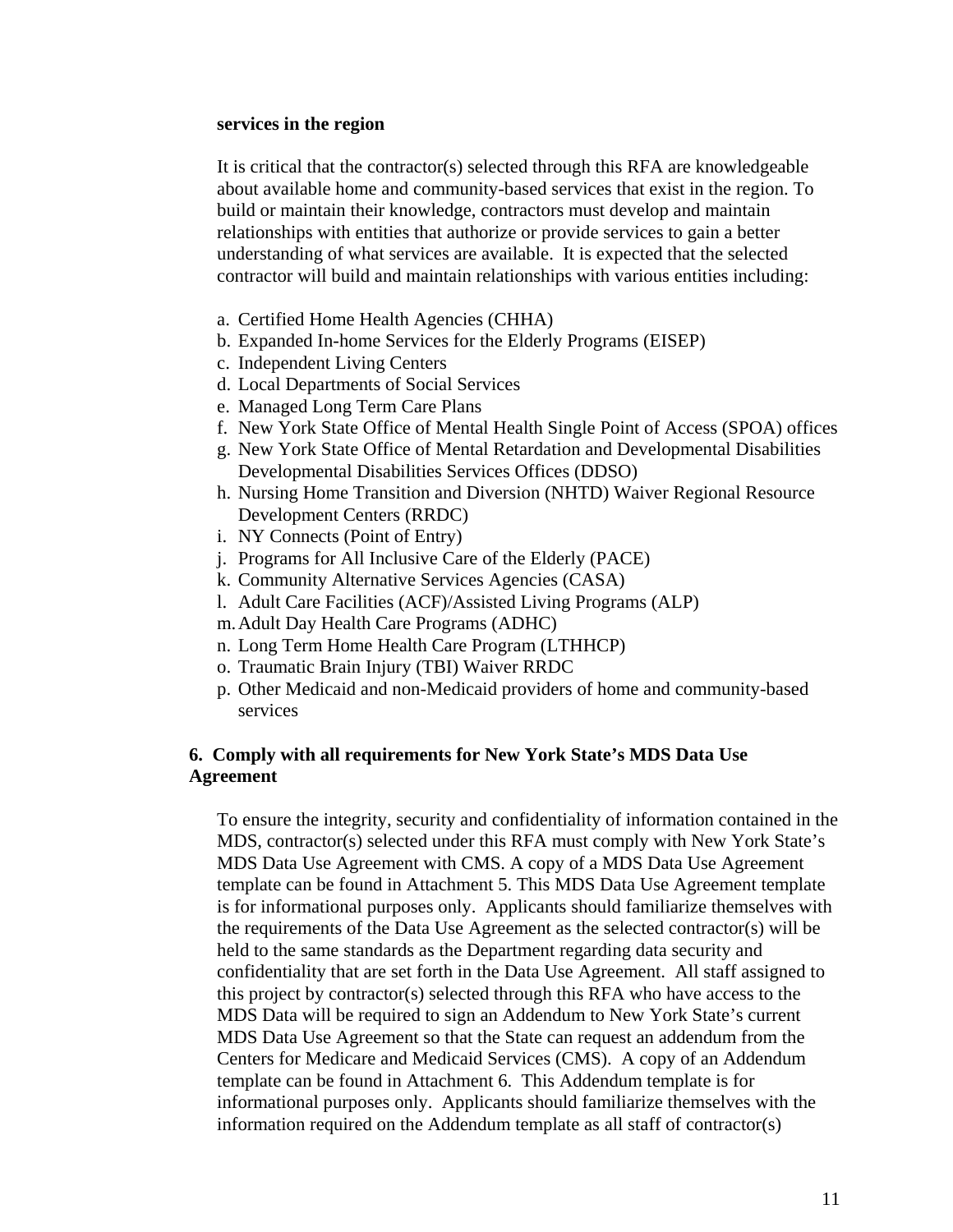**services in the region**

It is critical that the contractor(s) selected through this RFA are knowledgeable about available home and community-based services that exist in the region. To build or maintain their knowledge, contractors must develop and maintain relationships with entities that authorize or provide services to gain a better understanding of what services are available. It is expected that the selected contractor will build and maintain relationships with various entities including:

a. Certified Home Health Agencies (CHHA)
b. Expanded In-home Services for the Elderly Programs (EISEP)
c. Independent Living Centers
d. Local Departments of Social Services
e. Managed Long Term Care Plans
f. New York State Office of Mental Health Single Point of Access (SPOA) offices
g. New York State Office of Mental Retardation and Developmental Disabilities Developmental Disabilities Services Offices (DDSO)
h. Nursing Home Transition and Diversion (NHTD) Waiver Regional Resource Development Centers (RRDC)
i. NY Connects (Point of Entry)
j. Programs for All Inclusive Care of the Elderly (PACE)
k. Community Alternative Services Agencies (CASA)
l. Adult Care Facilities (ACF)/Assisted Living Programs (ALP)
m. Adult Day Health Care Programs (ADHC)
n. Long Term Home Health Care Program (LTHHCP)
o. Traumatic Brain Injury (TBI) Waiver RRDC
p. Other Medicaid and non-Medicaid providers of home and community-based services

**6. Comply with all requirements for New York State's MDS Data Use Agreement**

To ensure the integrity, security and confidentiality of information contained in the MDS, contractor(s) selected under this RFA must comply with New York State's MDS Data Use Agreement with CMS. A copy of a MDS Data Use Agreement template can be found in Attachment 5. This MDS Data Use Agreement template is for informational purposes only. Applicants should familiarize themselves with the requirements of the Data Use Agreement as the selected contractor(s) will be held to the same standards as the Department regarding data security and confidentiality that are set forth in the Data Use Agreement. All staff assigned to this project by contractor(s) selected through this RFA who have access to the MDS Data will be required to sign an Addendum to New York State's current MDS Data Use Agreement so that the State can request an addendum from the Centers for Medicare and Medicaid Services (CMS). A copy of an Addendum template can be found in Attachment 6. This Addendum template is for informational purposes only. Applicants should familiarize themselves with the information required on the Addendum template as all staff of contractor(s)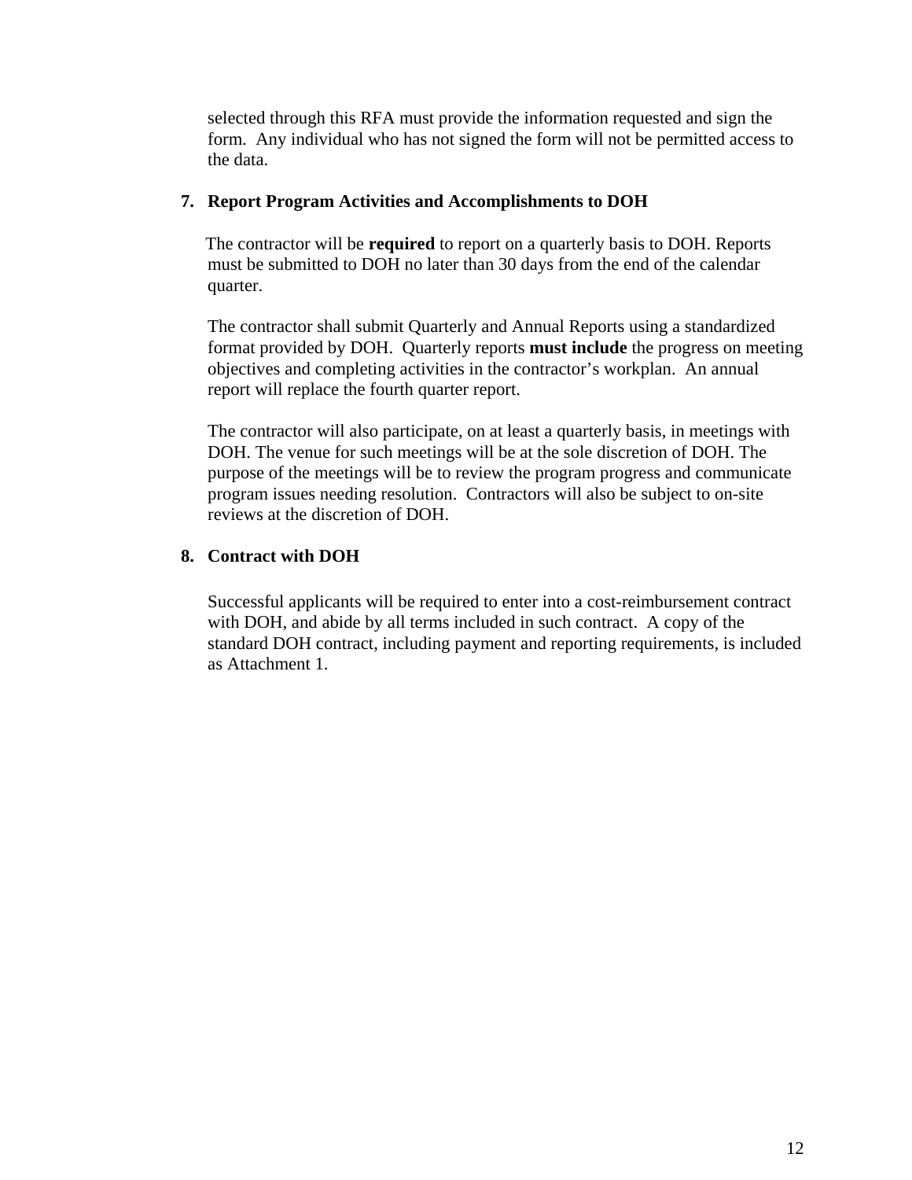selected through this RFA must provide the information requested and sign the form. Any individual who has not signed the form will not be permitted access to the data.

**7. Report Program Activities and Accomplishments to DOH**

The contractor will be **required** to report on a quarterly basis to DOH. Reports must be submitted to DOH no later than 30 days from the end of the calendar quarter.

The contractor shall submit Quarterly and Annual Reports using a standardized format provided by DOH. Quarterly reports **must include** the progress on meeting objectives and completing activities in the contractor's workplan. An annual report will replace the fourth quarter report.

The contractor will also participate, on at least a quarterly basis, in meetings with DOH. The venue for such meetings will be at the sole discretion of DOH. The purpose of the meetings will be to review the program progress and communicate program issues needing resolution. Contractors will also be subject to on-site reviews at the discretion of DOH.

**8. Contract with DOH**

Successful applicants will be required to enter into a cost-reimbursement contract with DOH, and abide by all terms included in such contract. A copy of the standard DOH contract, including payment and reporting requirements, is included as Attachment 1.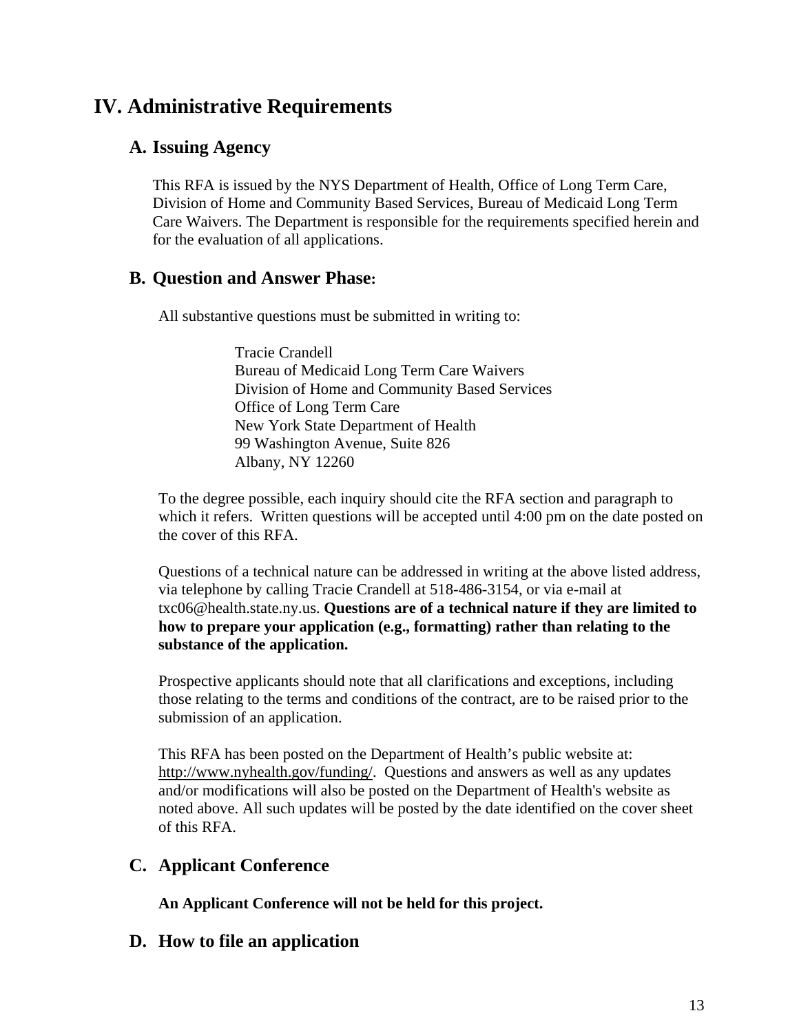# IV. Administrative Requirements

## A. Issuing Agency

This RFA is issued by the NYS Department of Health, Office of Long Term Care, Division of Home and Community Based Services, Bureau of Medicaid Long Term Care Waivers. The Department is responsible for the requirements specified herein and for the evaluation of all applications.

## B. Question and Answer Phase:

All substantive questions must be submitted in writing to:

Tracie Crandell
Bureau of Medicaid Long Term Care Waivers
Division of Home and Community Based Services
Office of Long Term Care
New York State Department of Health
99 Washington Avenue, Suite 826
Albany, NY 12260

To the degree possible, each inquiry should cite the RFA section and paragraph to which it refers. Written questions will be accepted until 4:00 pm on the date posted on the cover of this RFA.

Questions of a technical nature can be addressed in writing at the above listed address, via telephone by calling Tracie Crandell at 518-486-3154, or via e-mail at txc06@health.state.ny.us. **Questions are of a technical nature if they are limited to how to prepare your application (e.g., formatting) rather than relating to the substance of the application.**

Prospective applicants should note that all clarifications and exceptions, including those relating to the terms and conditions of the contract, are to be raised prior to the submission of an application.

This RFA has been posted on the Department of Health's public website at: http://www.nyhealth.gov/funding/. Questions and answers as well as any updates and/or modifications will also be posted on the Department of Health's website as noted above. All such updates will be posted by the date identified on the cover sheet of this RFA.

## C. Applicant Conference

**An Applicant Conference will not be held for this project.**

## D. How to file an application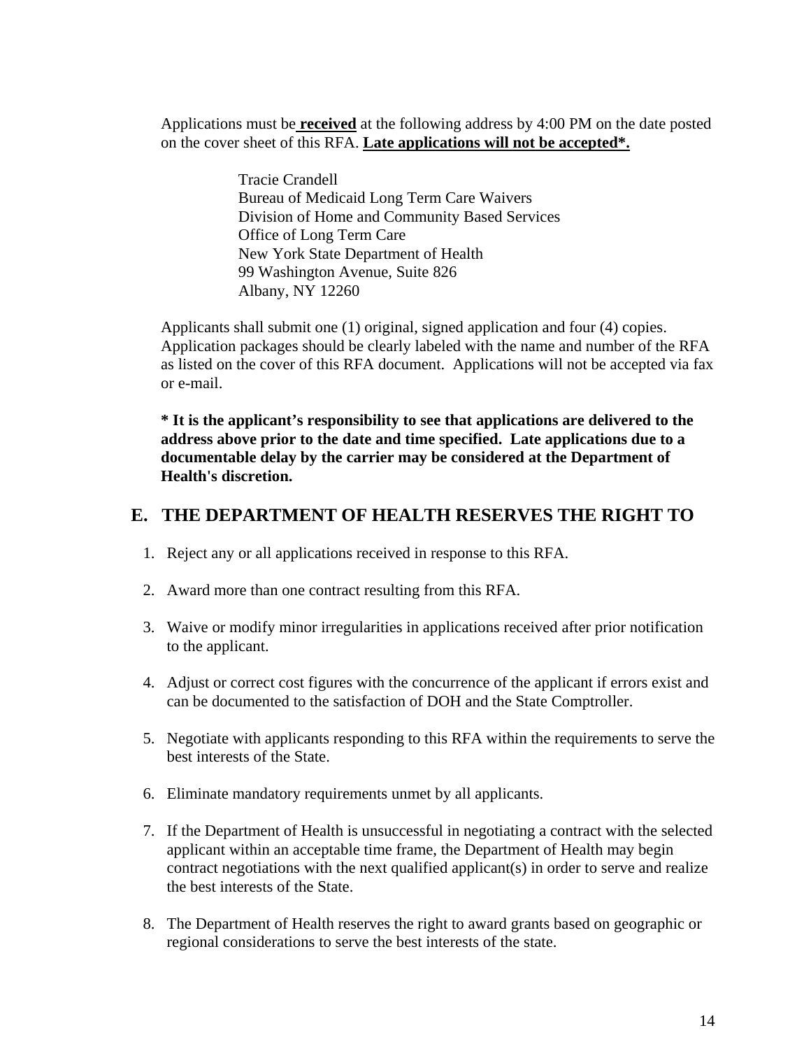Applications must be **received** at the following address by 4:00 PM on the date posted on the cover sheet of this RFA. **Late applications will not be accepted*.**

Tracie Crandell
Bureau of Medicaid Long Term Care Waivers
Division of Home and Community Based Services
Office of Long Term Care
New York State Department of Health
99 Washington Avenue, Suite 826
Albany, NY 12260

Applicants shall submit one (1) original, signed application and four (4) copies. Application packages should be clearly labeled with the name and number of the RFA as listed on the cover of this RFA document. Applications will not be accepted via fax or e-mail.

*** It is the applicant's responsibility to see that applications are delivered to the address above prior to the date and time specified. Late applications due to a documentable delay by the carrier may be considered at the Department of Health's discretion.**

## E. THE DEPARTMENT OF HEALTH RESERVES THE RIGHT TO

1. Reject any or all applications received in response to this RFA.
2. Award more than one contract resulting from this RFA.
3. Waive or modify minor irregularities in applications received after prior notification to the applicant.
4. Adjust or correct cost figures with the concurrence of the applicant if errors exist and can be documented to the satisfaction of DOH and the State Comptroller.
5. Negotiate with applicants responding to this RFA within the requirements to serve the best interests of the State.
6. Eliminate mandatory requirements unmet by all applicants.
7. If the Department of Health is unsuccessful in negotiating a contract with the selected applicant within an acceptable time frame, the Department of Health may begin contract negotiations with the next qualified applicant(s) in order to serve and realize the best interests of the State.
8. The Department of Health reserves the right to award grants based on geographic or regional considerations to serve the best interests of the state.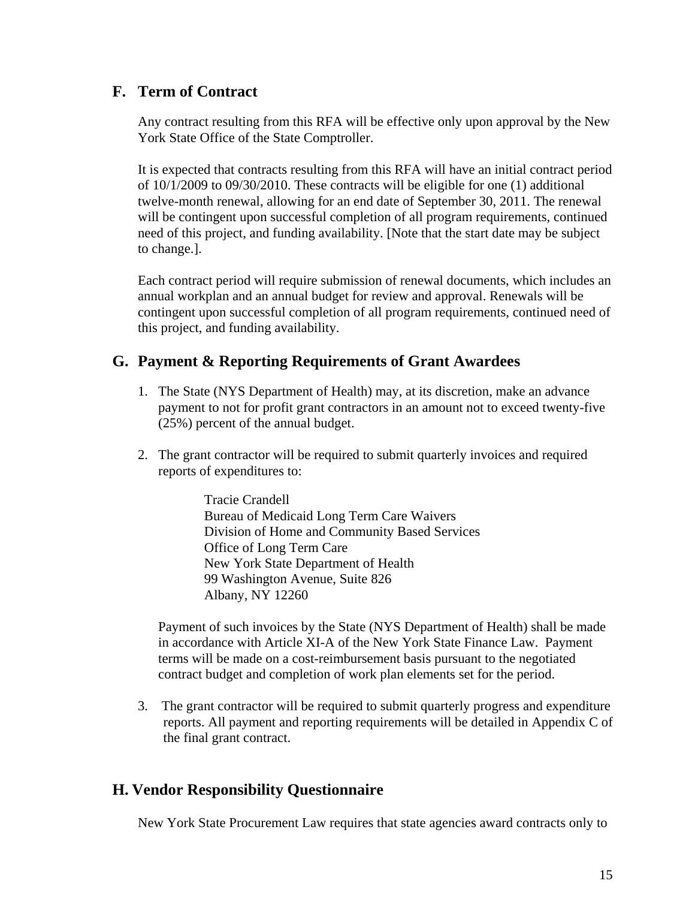## F. Term of Contract

Any contract resulting from this RFA will be effective only upon approval by the New York State Office of the State Comptroller.

It is expected that contracts resulting from this RFA will have an initial contract period of 10/1/2009 to 09/30/2010. These contracts will be eligible for one (1) additional twelve-month renewal, allowing for an end date of September 30, 2011. The renewal will be contingent upon successful completion of all program requirements, continued need of this project, and funding availability. [Note that the start date may be subject to change.].

Each contract period will require submission of renewal documents, which includes an annual workplan and an annual budget for review and approval. Renewals will be contingent upon successful completion of all program requirements, continued need of this project, and funding availability.

## G. Payment & Reporting Requirements of Grant Awardees

1. The State (NYS Department of Health) may, at its discretion, make an advance payment to not for profit grant contractors in an amount not to exceed twenty-five (25%) percent of the annual budget.

2. The grant contractor will be required to submit quarterly invoices and required reports of expenditures to:

   Tracie Crandell
   Bureau of Medicaid Long Term Care Waivers
   Division of Home and Community Based Services
   Office of Long Term Care
   New York State Department of Health
   99 Washington Avenue, Suite 826
   Albany, NY 12260

   Payment of such invoices by the State (NYS Department of Health) shall be made in accordance with Article XI-A of the New York State Finance Law. Payment terms will be made on a cost-reimbursement basis pursuant to the negotiated contract budget and completion of work plan elements set for the period.

3. The grant contractor will be required to submit quarterly progress and expenditure reports. All payment and reporting requirements will be detailed in Appendix C of the final grant contract.

## H. Vendor Responsibility Questionnaire

New York State Procurement Law requires that state agencies award contracts only to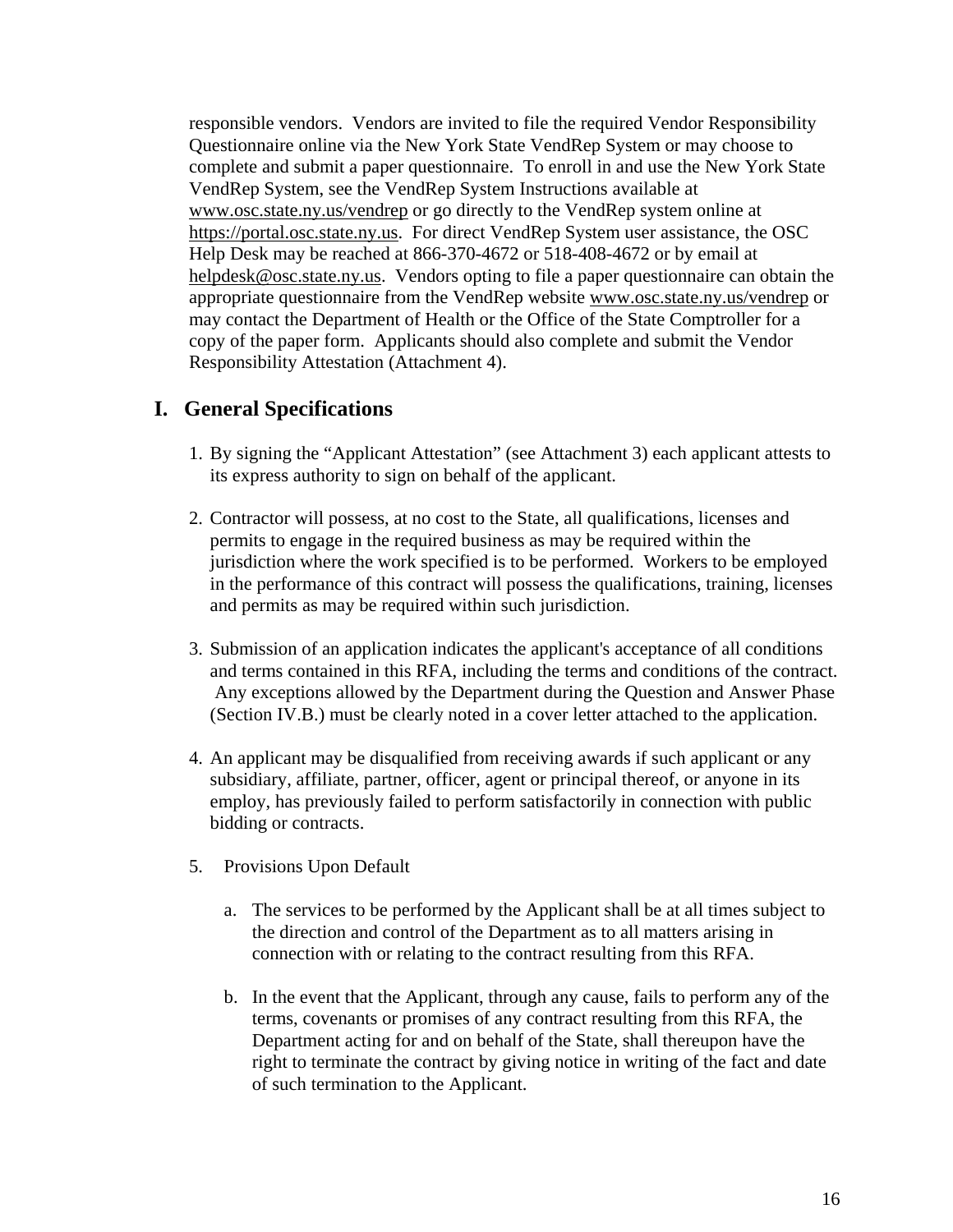responsible vendors. Vendors are invited to file the required Vendor Responsibility Questionnaire online via the New York State VendRep System or may choose to complete and submit a paper questionnaire. To enroll in and use the New York State VendRep System, see the VendRep System Instructions available at www.osc.state.ny.us/vendrep or go directly to the VendRep system online at https://portal.osc.state.ny.us. For direct VendRep System user assistance, the OSC Help Desk may be reached at 866-370-4672 or 518-408-4672 or by email at helpdesk@osc.state.ny.us. Vendors opting to file a paper questionnaire can obtain the appropriate questionnaire from the VendRep website www.osc.state.ny.us/vendrep or may contact the Department of Health or the Office of the State Comptroller for a copy of the paper form. Applicants should also complete and submit the Vendor Responsibility Attestation (Attachment 4).

## I. General Specifications

1. By signing the "Applicant Attestation" (see Attachment 3) each applicant attests to its express authority to sign on behalf of the applicant.

2. Contractor will possess, at no cost to the State, all qualifications, licenses and permits to engage in the required business as may be required within the jurisdiction where the work specified is to be performed. Workers to be employed in the performance of this contract will possess the qualifications, training, licenses and permits as may be required within such jurisdiction.

3. Submission of an application indicates the applicant's acceptance of all conditions and terms contained in this RFA, including the terms and conditions of the contract. Any exceptions allowed by the Department during the Question and Answer Phase (Section IV.B.) must be clearly noted in a cover letter attached to the application.

4. An applicant may be disqualified from receiving awards if such applicant or any subsidiary, affiliate, partner, officer, agent or principal thereof, or anyone in its employ, has previously failed to perform satisfactorily in connection with public bidding or contracts.

5. Provisions Upon Default

   a. The services to be performed by the Applicant shall be at all times subject to the direction and control of the Department as to all matters arising in connection with or relating to the contract resulting from this RFA.

   b. In the event that the Applicant, through any cause, fails to perform any of the terms, covenants or promises of any contract resulting from this RFA, the Department acting for and on behalf of the State, shall thereupon have the right to terminate the contract by giving notice in writing of the fact and date of such termination to the Applicant.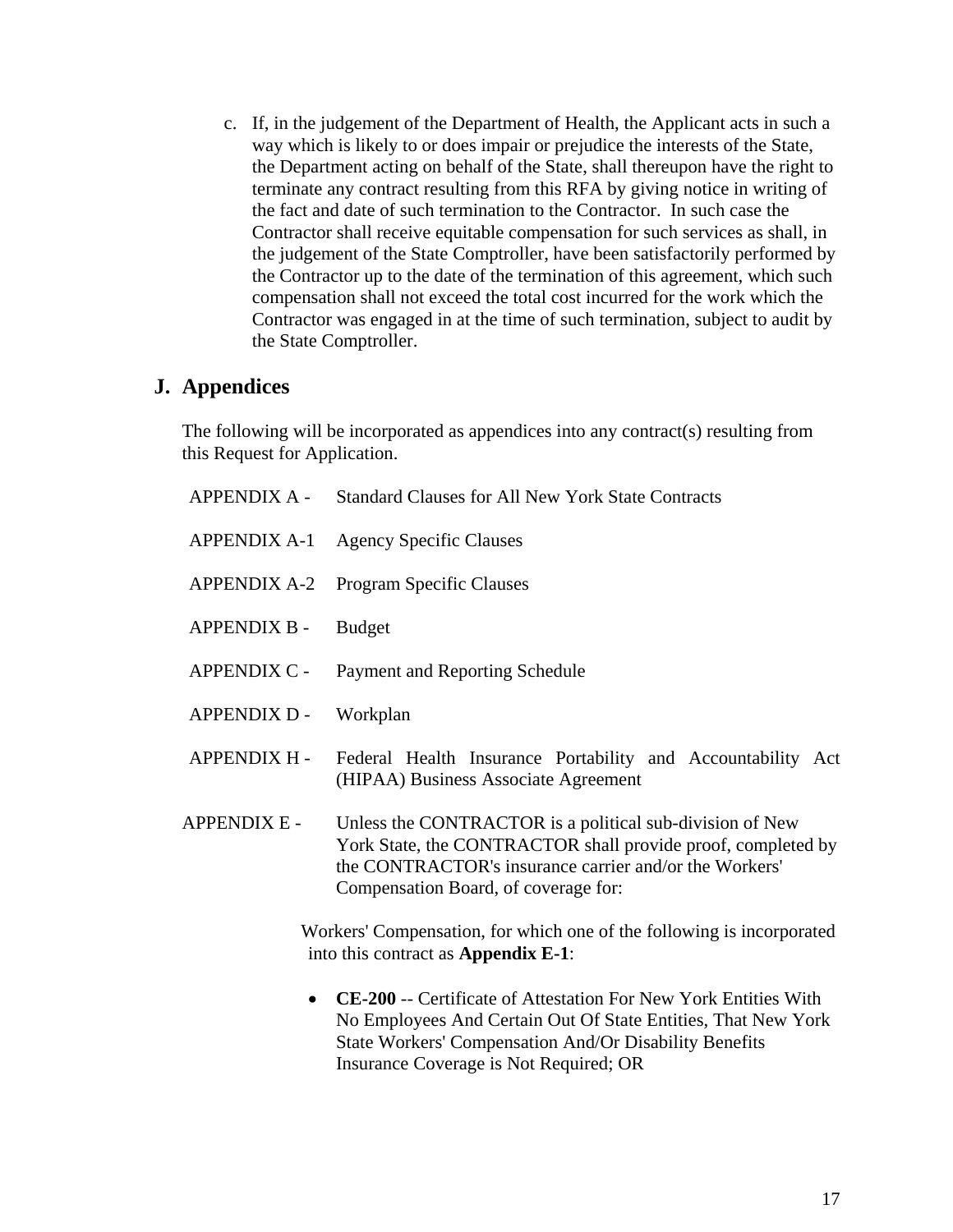c. If, in the judgement of the Department of Health, the Applicant acts in such a way which is likely to or does impair or prejudice the interests of the State, the Department acting on behalf of the State, shall thereupon have the right to terminate any contract resulting from this RFA by giving notice in writing of the fact and date of such termination to the Contractor. In such case the Contractor shall receive equitable compensation for such services as shall, in the judgement of the State Comptroller, have been satisfactorily performed by the Contractor up to the date of the termination of this agreement, which such compensation shall not exceed the total cost incurred for the work which the Contractor was engaged in at the time of such termination, subject to audit by the State Comptroller.

## J. Appendices

The following will be incorporated as appendices into any contract(s) resulting from this Request for Application.

APPENDIX A - Standard Clauses for All New York State Contracts

APPENDIX A-1 Agency Specific Clauses

APPENDIX A-2 Program Specific Clauses

APPENDIX B - Budget

APPENDIX C - Payment and Reporting Schedule

APPENDIX D - Workplan

APPENDIX H - Federal Health Insurance Portability and Accountability Act (HIPAA) Business Associate Agreement

APPENDIX E - Unless the CONTRACTOR is a political sub-division of New York State, the CONTRACTOR shall provide proof, completed by the CONTRACTOR's insurance carrier and/or the Workers' Compensation Board, of coverage for:

Workers' Compensation, for which one of the following is incorporated into this contract as **Appendix E-1**:

- **CE-200** -- Certificate of Attestation For New York Entities With No Employees And Certain Out Of State Entities, That New York State Workers' Compensation And/Or Disability Benefits Insurance Coverage is Not Required; OR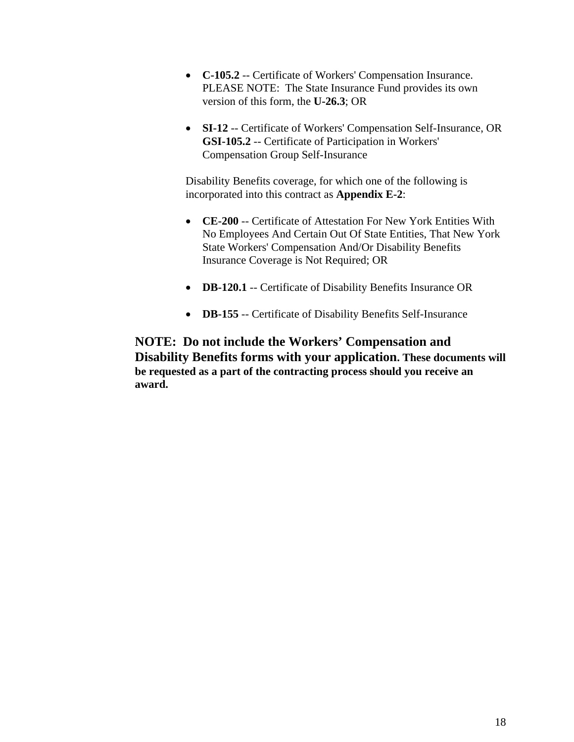- **C-105.2** -- Certificate of Workers' Compensation Insurance. PLEASE NOTE: The State Insurance Fund provides its own version of this form, the **U-26.3**; OR

- **SI-12** -- Certificate of Workers' Compensation Self-Insurance, OR **GSI-105.2** -- Certificate of Participation in Workers' Compensation Group Self-Insurance

Disability Benefits coverage, for which one of the following is incorporated into this contract as **Appendix E-2**:

- **CE-200** -- Certificate of Attestation For New York Entities With No Employees And Certain Out Of State Entities, That New York State Workers' Compensation And/Or Disability Benefits Insurance Coverage is Not Required; OR

- **DB-120.1** -- Certificate of Disability Benefits Insurance OR

- **DB-155** -- Certificate of Disability Benefits Self-Insurance

**NOTE: Do not include the Workers' Compensation and Disability Benefits forms with your application. These documents will be requested as a part of the contracting process should you receive an award.**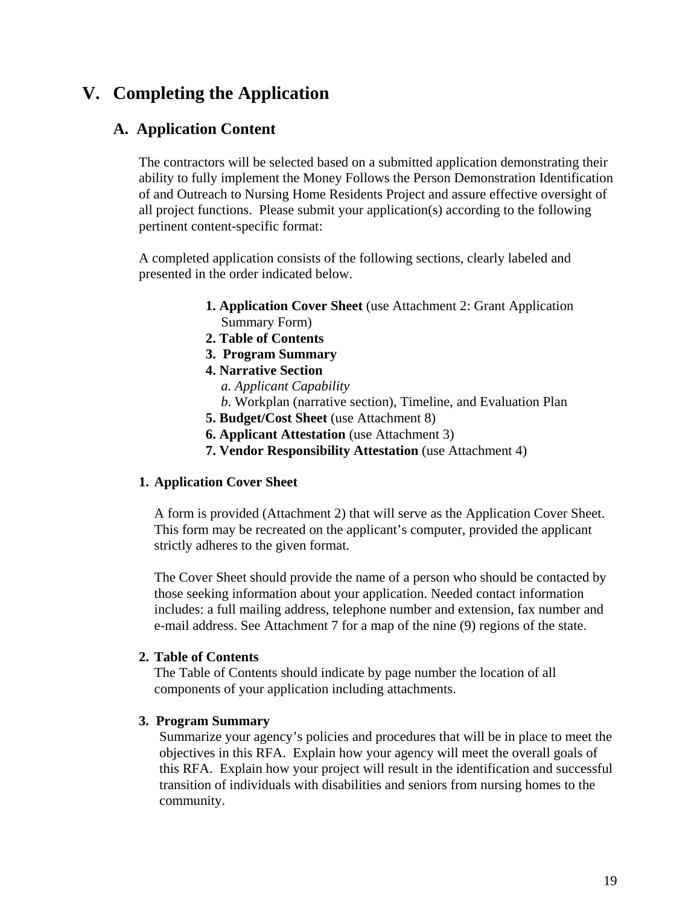# V. Completing the Application

## A. Application Content

The contractors will be selected based on a submitted application demonstrating their ability to fully implement the Money Follows the Person Demonstration Identification of and Outreach to Nursing Home Residents Project and assure effective oversight of all project functions. Please submit your application(s) according to the following pertinent content-specific format:

A completed application consists of the following sections, clearly labeled and presented in the order indicated below.

**1. Application Cover Sheet** (use Attachment 2: Grant Application Summary Form)
**2. Table of Contents**
**3. Program Summary**
**4. Narrative Section**
*a. Applicant Capability*
*b*. Workplan (narrative section), Timeline, and Evaluation Plan
**5. Budget/Cost Sheet** (use Attachment 8)
**6. Applicant Attestation** (use Attachment 3)
**7. Vendor Responsibility Attestation** (use Attachment 4)

**1. Application Cover Sheet**

A form is provided (Attachment 2) that will serve as the Application Cover Sheet. This form may be recreated on the applicant's computer, provided the applicant strictly adheres to the given format.

The Cover Sheet should provide the name of a person who should be contacted by those seeking information about your application. Needed contact information includes: a full mailing address, telephone number and extension, fax number and e-mail address. See Attachment 7 for a map of the nine (9) regions of the state.

**2. Table of Contents**

The Table of Contents should indicate by page number the location of all components of your application including attachments.

**3. Program Summary**

Summarize your agency's policies and procedures that will be in place to meet the objectives in this RFA. Explain how your agency will meet the overall goals of this RFA. Explain how your project will result in the identification and successful transition of individuals with disabilities and seniors from nursing homes to the community.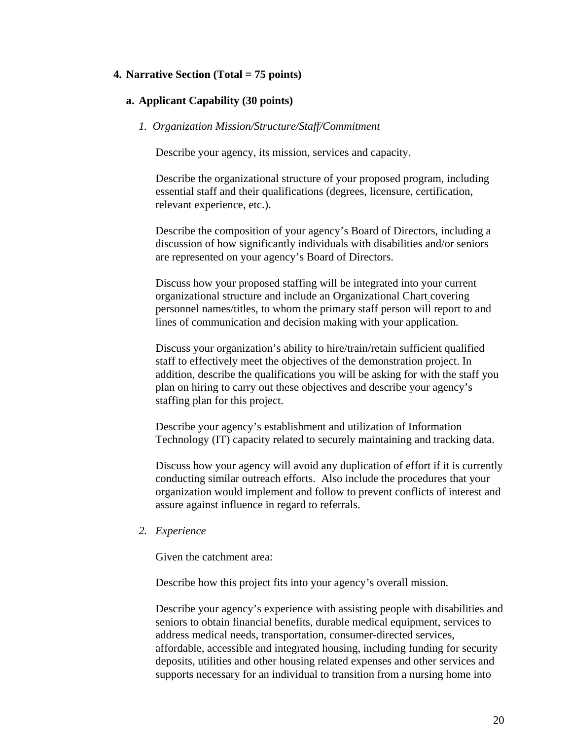## 4. Narrative Section (Total = 75 points)

### a. Applicant Capability (30 points)

*1. Organization Mission/Structure/Staff/Commitment*

Describe your agency, its mission, services and capacity.

Describe the organizational structure of your proposed program, including essential staff and their qualifications (degrees, licensure, certification, relevant experience, etc.).

Describe the composition of your agency's Board of Directors, including a discussion of how significantly individuals with disabilities and/or seniors are represented on your agency's Board of Directors.

Discuss how your proposed staffing will be integrated into your current organizational structure and include an Organizational Chart covering personnel names/titles, to whom the primary staff person will report to and lines of communication and decision making with your application.

Discuss your organization's ability to hire/train/retain sufficient qualified staff to effectively meet the objectives of the demonstration project. In addition, describe the qualifications you will be asking for with the staff you plan on hiring to carry out these objectives and describe your agency's staffing plan for this project.

Describe your agency's establishment and utilization of Information Technology (IT) capacity related to securely maintaining and tracking data.

Discuss how your agency will avoid any duplication of effort if it is currently conducting similar outreach efforts. Also include the procedures that your organization would implement and follow to prevent conflicts of interest and assure against influence in regard to referrals.

*2. Experience*

Given the catchment area:

Describe how this project fits into your agency's overall mission.

Describe your agency's experience with assisting people with disabilities and seniors to obtain financial benefits, durable medical equipment, services to address medical needs, transportation, consumer-directed services, affordable, accessible and integrated housing, including funding for security deposits, utilities and other housing related expenses and other services and supports necessary for an individual to transition from a nursing home into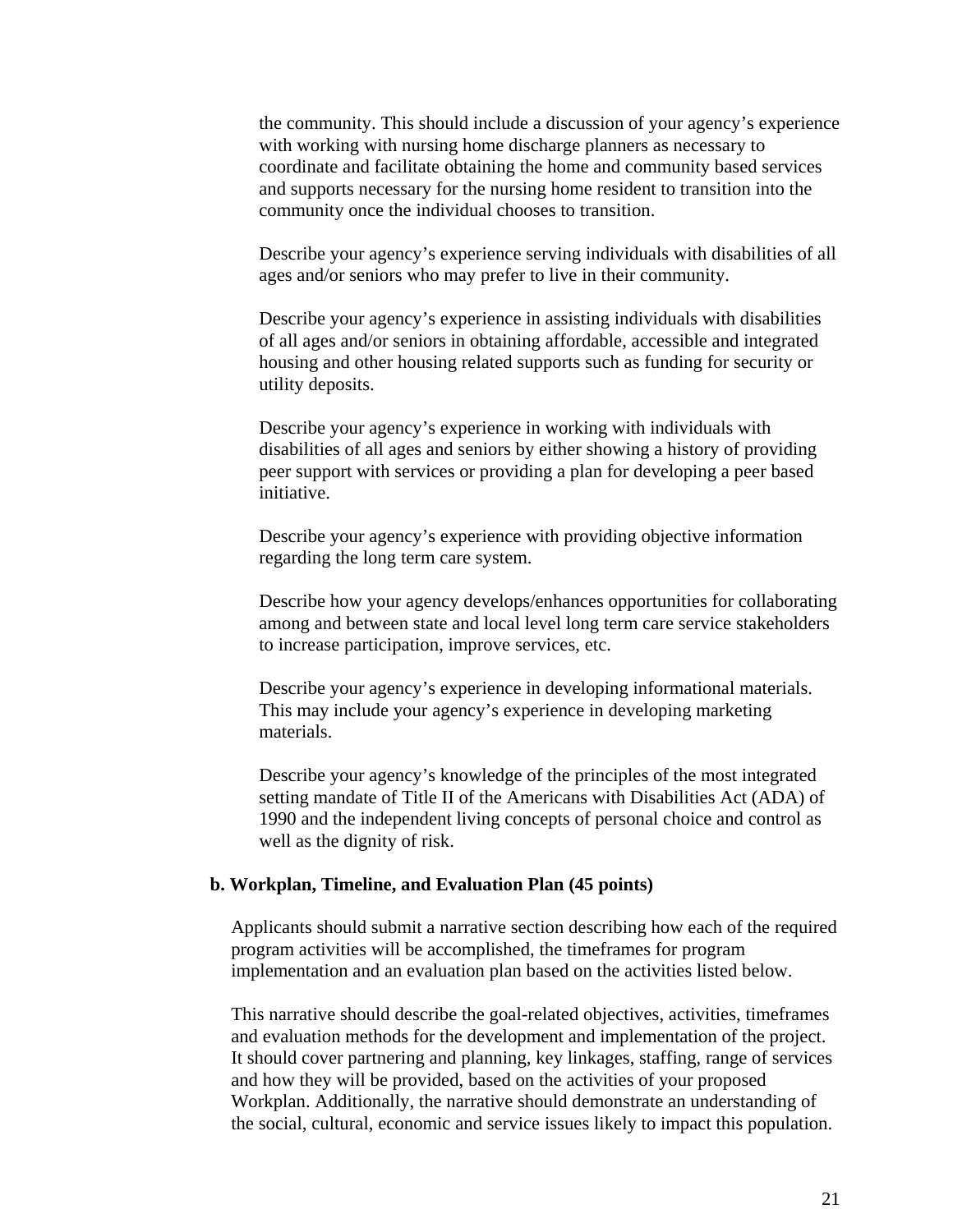the community. This should include a discussion of your agency's experience with working with nursing home discharge planners as necessary to coordinate and facilitate obtaining the home and community based services and supports necessary for the nursing home resident to transition into the community once the individual chooses to transition.

Describe your agency's experience serving individuals with disabilities of all ages and/or seniors who may prefer to live in their community.

Describe your agency's experience in assisting individuals with disabilities of all ages and/or seniors in obtaining affordable, accessible and integrated housing and other housing related supports such as funding for security or utility deposits.

Describe your agency's experience in working with individuals with disabilities of all ages and seniors by either showing a history of providing peer support with services or providing a plan for developing a peer based initiative.

Describe your agency's experience with providing objective information regarding the long term care system.

Describe how your agency develops/enhances opportunities for collaborating among and between state and local level long term care service stakeholders to increase participation, improve services, etc.

Describe your agency's experience in developing informational materials. This may include your agency's experience in developing marketing materials.

Describe your agency's knowledge of the principles of the most integrated setting mandate of Title II of the Americans with Disabilities Act (ADA) of 1990 and the independent living concepts of personal choice and control as well as the dignity of risk.

**b. Workplan, Timeline, and Evaluation Plan (45 points)**

Applicants should submit a narrative section describing how each of the required program activities will be accomplished, the timeframes for program implementation and an evaluation plan based on the activities listed below.

This narrative should describe the goal-related objectives, activities, timeframes and evaluation methods for the development and implementation of the project. It should cover partnering and planning, key linkages, staffing, range of services and how they will be provided, based on the activities of your proposed Workplan. Additionally, the narrative should demonstrate an understanding of the social, cultural, economic and service issues likely to impact this population.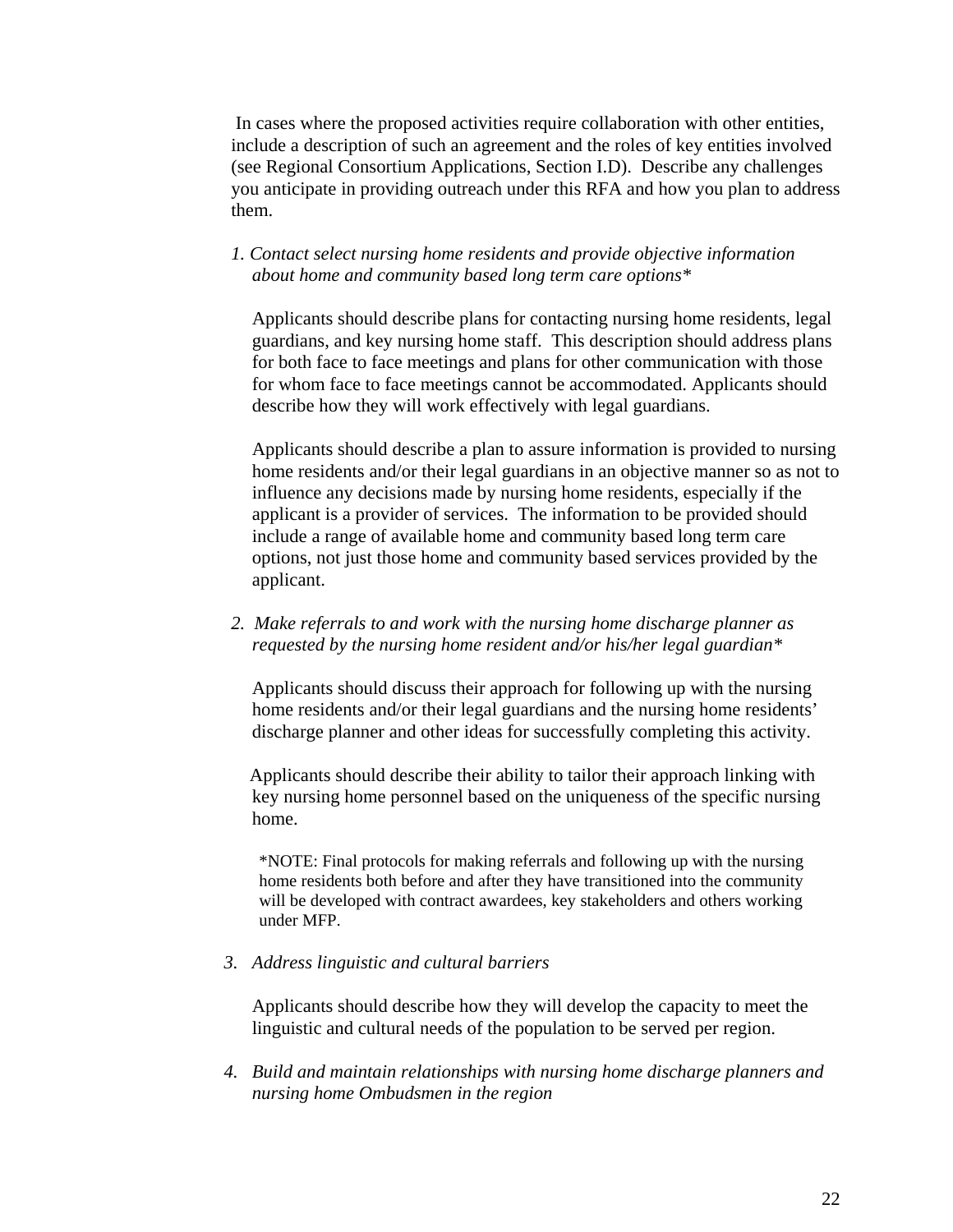In cases where the proposed activities require collaboration with other entities, include a description of such an agreement and the roles of key entities involved (see Regional Consortium Applications, Section I.D). Describe any challenges you anticipate in providing outreach under this RFA and how you plan to address them.

1. *Contact select nursing home residents and provide objective information about home and community based long term care options**

   Applicants should describe plans for contacting nursing home residents, legal guardians, and key nursing home staff. This description should address plans for both face to face meetings and plans for other communication with those for whom face to face meetings cannot be accommodated. Applicants should describe how they will work effectively with legal guardians.

   Applicants should describe a plan to assure information is provided to nursing home residents and/or their legal guardians in an objective manner so as not to influence any decisions made by nursing home residents, especially if the applicant is a provider of services. The information to be provided should include a range of available home and community based long term care options, not just those home and community based services provided by the applicant.

2. *Make referrals to and work with the nursing home discharge planner as requested by the nursing home resident and/or his/her legal guardian**

   Applicants should discuss their approach for following up with the nursing home residents and/or their legal guardians and the nursing home residents' discharge planner and other ideas for successfully completing this activity.

   Applicants should describe their ability to tailor their approach linking with key nursing home personnel based on the uniqueness of the specific nursing home.

   *NOTE: Final protocols for making referrals and following up with the nursing home residents both before and after they have transitioned into the community will be developed with contract awardees, key stakeholders and others working under MFP.

3. *Address linguistic and cultural barriers*

   Applicants should describe how they will develop the capacity to meet the linguistic and cultural needs of the population to be served per region.

4. *Build and maintain relationships with nursing home discharge planners and nursing home Ombudsmen in the region*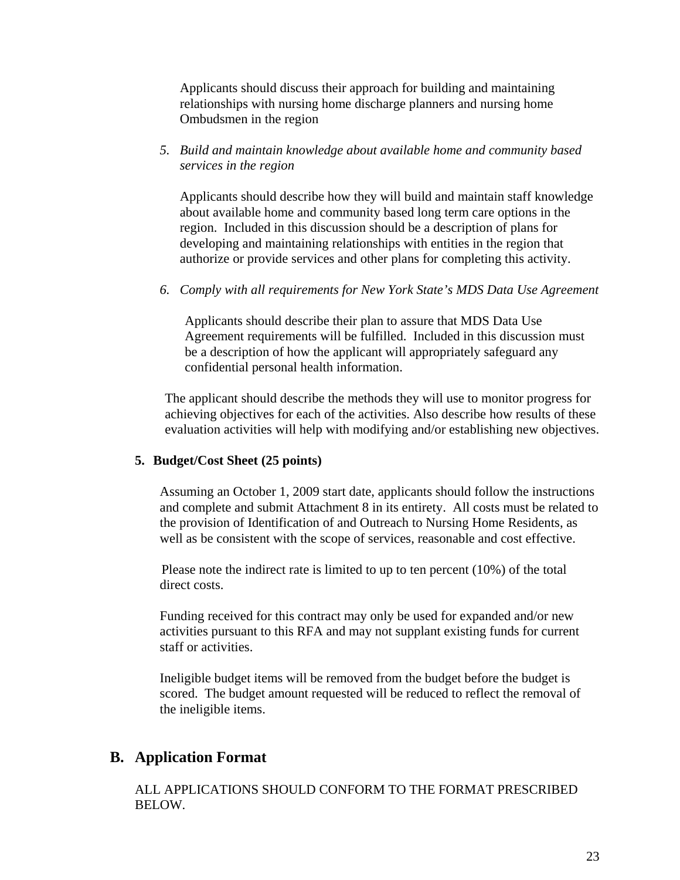Applicants should discuss their approach for building and maintaining relationships with nursing home discharge planners and nursing home Ombudsmen in the region

5. *Build and maintain knowledge about available home and community based services in the region*

   Applicants should describe how they will build and maintain staff knowledge about available home and community based long term care options in the region. Included in this discussion should be a description of plans for developing and maintaining relationships with entities in the region that authorize or provide services and other plans for completing this activity.

6. *Comply with all requirements for New York State's MDS Data Use Agreement*

   Applicants should describe their plan to assure that MDS Data Use Agreement requirements will be fulfilled. Included in this discussion must be a description of how the applicant will appropriately safeguard any confidential personal health information.

The applicant should describe the methods they will use to monitor progress for achieving objectives for each of the activities. Also describe how results of these evaluation activities will help with modifying and/or establishing new objectives.

**5. Budget/Cost Sheet (25 points)**

Assuming an October 1, 2009 start date, applicants should follow the instructions and complete and submit Attachment 8 in its entirety. All costs must be related to the provision of Identification of and Outreach to Nursing Home Residents, as well as be consistent with the scope of services, reasonable and cost effective.

Please note the indirect rate is limited to up to ten percent (10%) of the total direct costs.

Funding received for this contract may only be used for expanded and/or new activities pursuant to this RFA and may not supplant existing funds for current staff or activities.

Ineligible budget items will be removed from the budget before the budget is scored. The budget amount requested will be reduced to reflect the removal of the ineligible items.

## B. Application Format

ALL APPLICATIONS SHOULD CONFORM TO THE FORMAT PRESCRIBED BELOW.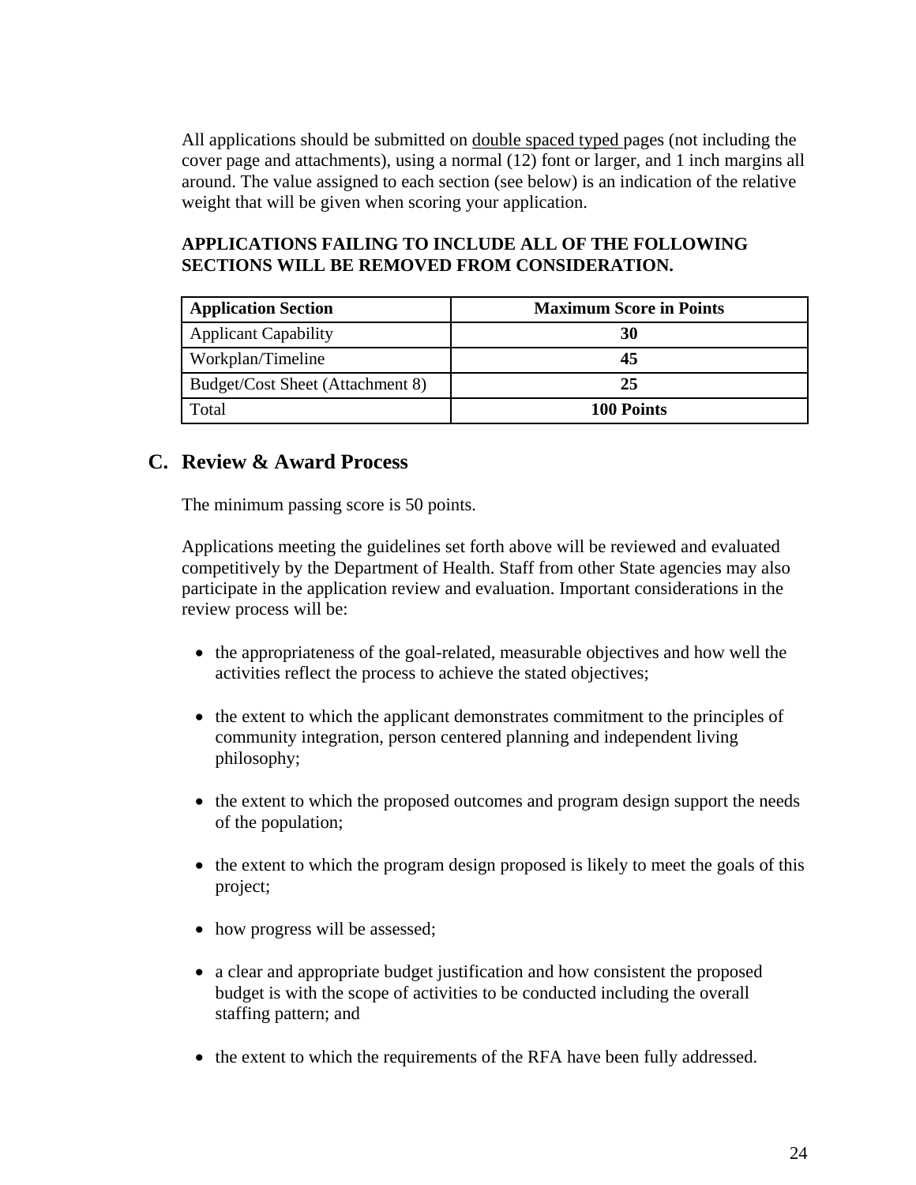All applications should be submitted on double spaced typed pages (not including the cover page and attachments), using a normal (12) font or larger, and 1 inch margins all around. The value assigned to each section (see below) is an indication of the relative weight that will be given when scoring your application.

**APPLICATIONS FAILING TO INCLUDE ALL OF THE FOLLOWING SECTIONS WILL BE REMOVED FROM CONSIDERATION.**

| Application Section | Maximum Score in Points |
|---|---|
| Applicant Capability | **30** |
| Workplan/Timeline | **45** |
| Budget/Cost Sheet (Attachment 8) | **25** |
| Total | **100 Points** |

## C. Review & Award Process

The minimum passing score is 50 points.

Applications meeting the guidelines set forth above will be reviewed and evaluated competitively by the Department of Health. Staff from other State agencies may also participate in the application review and evaluation. Important considerations in the review process will be:

- the appropriateness of the goal-related, measurable objectives and how well the activities reflect the process to achieve the stated objectives;
- the extent to which the applicant demonstrates commitment to the principles of community integration, person centered planning and independent living philosophy;
- the extent to which the proposed outcomes and program design support the needs of the population;
- the extent to which the program design proposed is likely to meet the goals of this project;
- how progress will be assessed;
- a clear and appropriate budget justification and how consistent the proposed budget is with the scope of activities to be conducted including the overall staffing pattern; and
- the extent to which the requirements of the RFA have been fully addressed.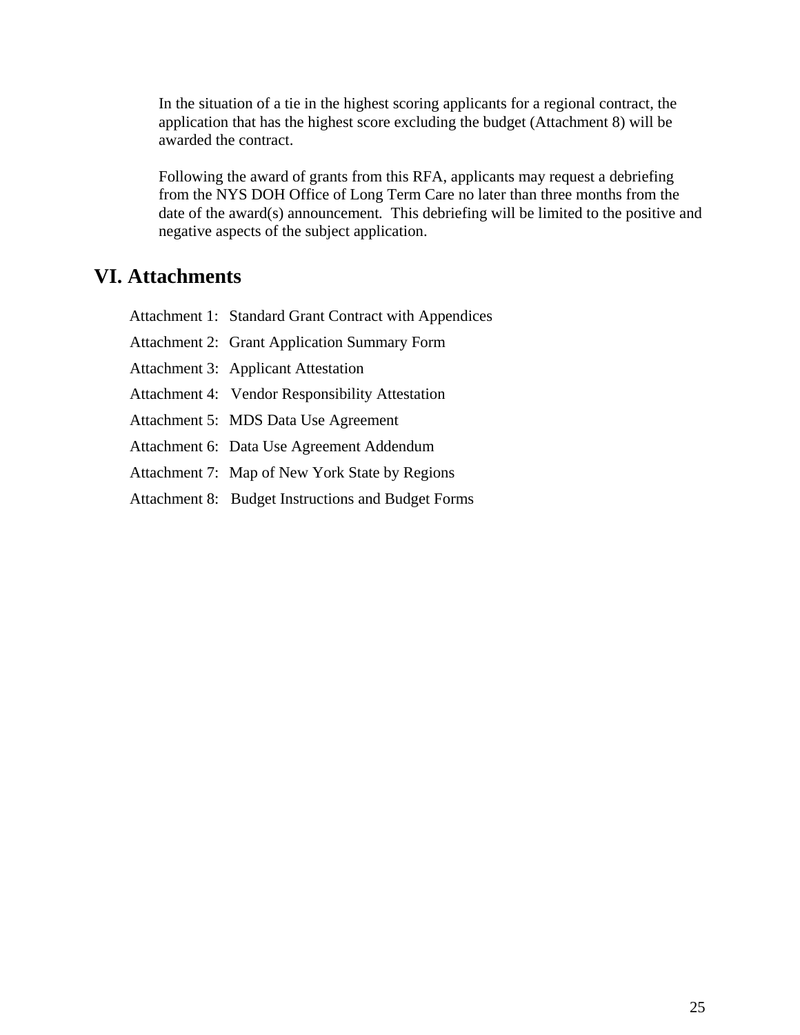In the situation of a tie in the highest scoring applicants for a regional contract, the application that has the highest score excluding the budget (Attachment 8) will be awarded the contract.

Following the award of grants from this RFA, applicants may request a debriefing from the NYS DOH Office of Long Term Care no later than three months from the date of the award(s) announcement. This debriefing will be limited to the positive and negative aspects of the subject application.

## VI. Attachments

Attachment 1: Standard Grant Contract with Appendices

Attachment 2: Grant Application Summary Form

Attachment 3: Applicant Attestation

Attachment 4: Vendor Responsibility Attestation

Attachment 5: MDS Data Use Agreement

Attachment 6: Data Use Agreement Addendum

Attachment 7: Map of New York State by Regions

Attachment 8: Budget Instructions and Budget Forms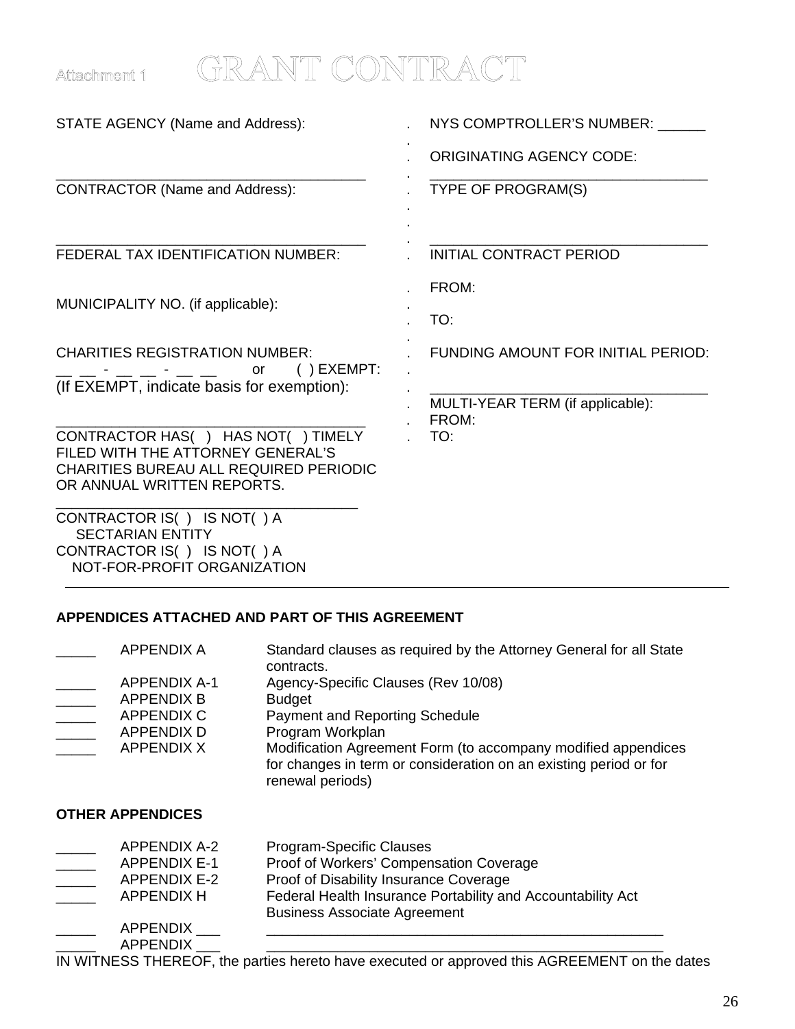Attachment 1

# GRANT CONTRACT

| | |
|---|---|
| STATE AGENCY (Name and Address):<br><br>\_\_\_\_\_\_\_\_\_\_\_\_\_\_\_\_\_\_\_\_\_\_\_\_\_\_\_\_\_\_\_\_\_\_\_\_\_\_ | NYS COMPTROLLER'S NUMBER: \_\_\_\_\_\_<br><br>ORIGINATING AGENCY CODE:<br>\_\_\_\_\_\_\_\_\_\_\_\_\_\_\_\_\_\_\_\_\_\_\_\_\_\_\_\_\_\_\_\_\_\_\_\_ |
| CONTRACTOR (Name and Address):<br><br>\_\_\_\_\_\_\_\_\_\_\_\_\_\_\_\_\_\_\_\_\_\_\_\_\_\_\_\_\_\_\_\_\_\_\_\_\_\_ | TYPE OF PROGRAM(S)<br><br>\_\_\_\_\_\_\_\_\_\_\_\_\_\_\_\_\_\_\_\_\_\_\_\_\_\_\_\_\_\_\_\_\_\_\_\_ |
| FEDERAL TAX IDENTIFICATION NUMBER:<br><br>MUNICIPALITY NO. (if applicable): | INITIAL CONTRACT PERIOD<br><br>FROM:<br><br>TO: |
| CHARITIES REGISTRATION NUMBER:<br>\_\_ \_\_ - \_\_ \_\_ - \_\_ \_\_ or ( ) EXEMPT:<br>(If EXEMPT, indicate basis for exemption):<br><br>\_\_\_\_\_\_\_\_\_\_\_\_\_\_\_\_\_\_\_\_\_\_\_\_\_\_\_\_\_\_\_\_\_\_\_\_\_\_ | FUNDING AMOUNT FOR INITIAL PERIOD:<br><br>\_\_\_\_\_\_\_\_\_\_\_\_\_\_\_\_\_\_\_\_\_\_\_\_\_\_\_\_\_\_\_\_\_\_\_\_<br>MULTI-YEAR TERM (if applicable):<br>FROM:<br>TO: |
| CONTRACTOR HAS( ) HAS NOT( ) TIMELY FILED WITH THE ATTORNEY GENERAL'S CHARITIES BUREAU ALL REQUIRED PERIODIC OR ANNUAL WRITTEN REPORTS.<br>\_\_\_\_\_\_\_\_\_\_\_\_\_\_\_\_\_\_\_\_\_\_\_\_\_\_\_\_\_\_\_\_\_\_\_\_\_\_ | |
| CONTRACTOR IS( ) IS NOT( ) A SECTARIAN ENTITY<br>CONTRACTOR IS( ) IS NOT( ) A NOT-FOR-PROFIT ORGANIZATION | |

**APPENDICES ATTACHED AND PART OF THIS AGREEMENT**

| | | |
|---|---|---|
| \_\_\_\_\_ | APPENDIX A | Standard clauses as required by the Attorney General for all State contracts. |
| \_\_\_\_\_ | APPENDIX A-1 | Agency-Specific Clauses (Rev 10/08) |
| \_\_\_\_\_ | APPENDIX B | Budget |
| \_\_\_\_\_ | APPENDIX C | Payment and Reporting Schedule |
| \_\_\_\_\_ | APPENDIX D | Program Workplan |
| \_\_\_\_\_ | APPENDIX X | Modification Agreement Form (to accompany modified appendices for changes in term or consideration on an existing period or for renewal periods) |

**OTHER APPENDICES**

| | | |
|---|---|---|
| \_\_\_\_\_ | APPENDIX A-2 | Program-Specific Clauses |
| \_\_\_\_\_ | APPENDIX E-1 | Proof of Workers' Compensation Coverage |
| \_\_\_\_\_ | APPENDIX E-2 | Proof of Disability Insurance Coverage |
| \_\_\_\_\_ | APPENDIX H | Federal Health Insurance Portability and Accountability Act Business Associate Agreement |
| \_\_\_\_\_ | APPENDIX \_\_\_ | \_\_\_\_\_\_\_\_\_\_\_\_\_\_\_\_\_\_\_\_\_\_\_\_\_\_\_\_\_\_\_\_\_\_\_\_\_\_\_\_\_\_\_\_\_\_\_\_\_\_\_\_ |
| \_\_\_\_\_ | APPENDIX \_\_\_ | \_\_\_\_\_\_\_\_\_\_\_\_\_\_\_\_\_\_\_\_\_\_\_\_\_\_\_\_\_\_\_\_\_\_\_\_\_\_\_\_\_\_\_\_\_\_\_\_\_\_\_\_ |

IN WITNESS THEREOF, the parties hereto have executed or approved this AGREEMENT on the dates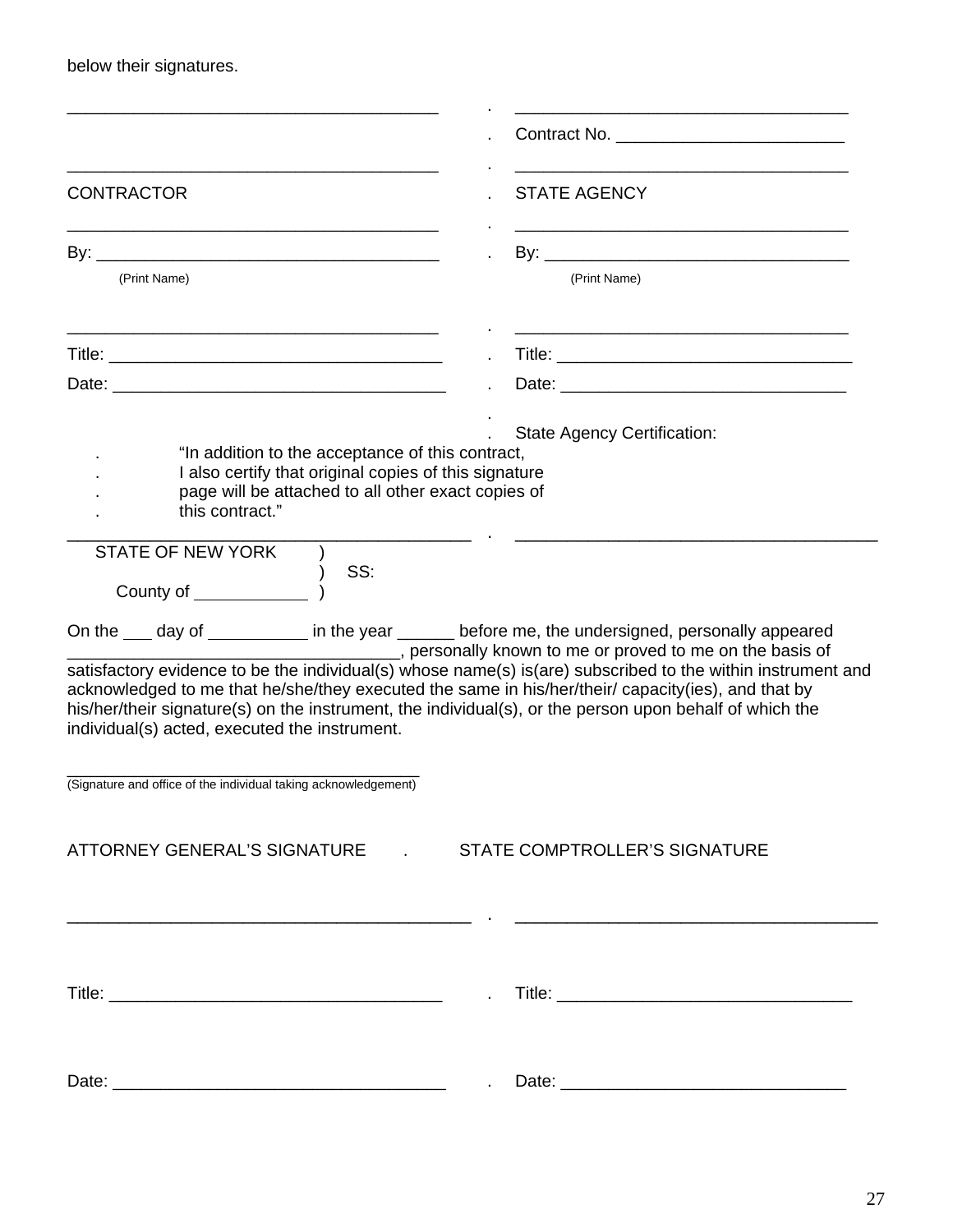below their signatures.

| | |
|---|---|
| ______________________________________ | ______________________________________ |
| | Contract No. ________________________ |
| ______________________________________ | ______________________________________ |
| CONTRACTOR | STATE AGENCY |
| ______________________________________ | ______________________________________ |
| By: ___________________________________ | By: ________________________________ |
| (Print Name) | (Print Name) |
| ______________________________________ | ______________________________________ |
| Title: _________________________________ | Title: _______________________________ |
| Date: _________________________________ | Date: ______________________________ |
| | State Agency Certification: |

"In addition to the acceptance of this contract, I also certify that original copies of this signature page will be attached to all other exact copies of this contract."

______________________________________ ______________________________________

STATE OF NEW YORK )
) SS:
County of ____________ )

On the ___ day of __________ in the year ______ before me, the undersigned, personally appeared _________________________________, personally known to me or proved to me on the basis of satisfactory evidence to be the individual(s) whose name(s) is(are) subscribed to the within instrument and acknowledged to me that he/she/they executed the same in his/her/their/ capacity(ies), and that by his/her/their signature(s) on the instrument, the individual(s), or the person upon behalf of which the individual(s) acted, executed the instrument.

_____________________________________________
(Signature and office of the individual taking acknowledgement)

| ATTORNEY GENERAL'S SIGNATURE | STATE COMPTROLLER'S SIGNATURE |
|---|---|
| ______________________________________ | ______________________________________ |
| Title: _________________________________ | Title: _______________________________ |
| Date: _________________________________ | Date: ______________________________ |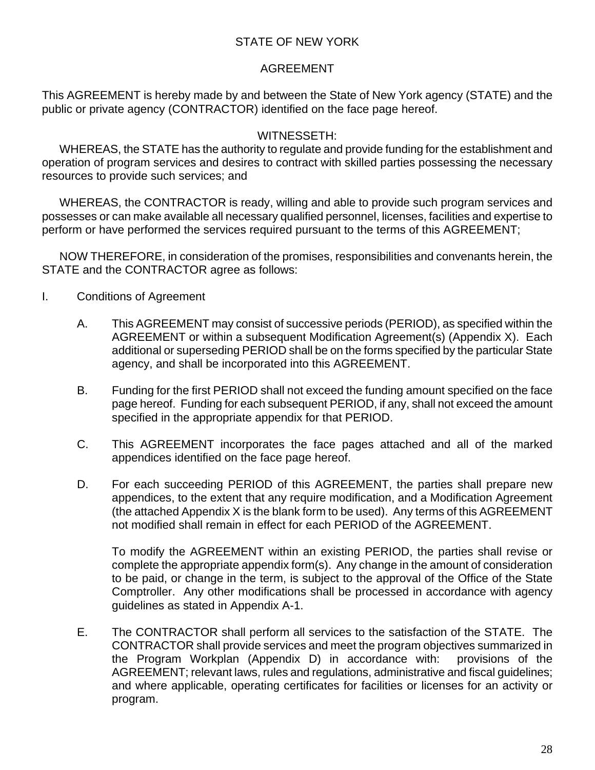STATE OF NEW YORK

AGREEMENT

This AGREEMENT is hereby made by and between the State of New York agency (STATE) and the public or private agency (CONTRACTOR) identified on the face page hereof.

WITNESSETH:

WHEREAS, the STATE has the authority to regulate and provide funding for the establishment and operation of program services and desires to contract with skilled parties possessing the necessary resources to provide such services; and

WHEREAS, the CONTRACTOR is ready, willing and able to provide such program services and possesses or can make available all necessary qualified personnel, licenses, facilities and expertise to perform or have performed the services required pursuant to the terms of this AGREEMENT;

NOW THEREFORE, in consideration of the promises, responsibilities and convenants herein, the STATE and the CONTRACTOR agree as follows:

I. Conditions of Agreement

A. This AGREEMENT may consist of successive periods (PERIOD), as specified within the AGREEMENT or within a subsequent Modification Agreement(s) (Appendix X). Each additional or superseding PERIOD shall be on the forms specified by the particular State agency, and shall be incorporated into this AGREEMENT.

B. Funding for the first PERIOD shall not exceed the funding amount specified on the face page hereof. Funding for each subsequent PERIOD, if any, shall not exceed the amount specified in the appropriate appendix for that PERIOD.

C. This AGREEMENT incorporates the face pages attached and all of the marked appendices identified on the face page hereof.

D. For each succeeding PERIOD of this AGREEMENT, the parties shall prepare new appendices, to the extent that any require modification, and a Modification Agreement (the attached Appendix X is the blank form to be used). Any terms of this AGREEMENT not modified shall remain in effect for each PERIOD of the AGREEMENT.

To modify the AGREEMENT within an existing PERIOD, the parties shall revise or complete the appropriate appendix form(s). Any change in the amount of consideration to be paid, or change in the term, is subject to the approval of the Office of the State Comptroller. Any other modifications shall be processed in accordance with agency guidelines as stated in Appendix A-1.

E. The CONTRACTOR shall perform all services to the satisfaction of the STATE. The CONTRACTOR shall provide services and meet the program objectives summarized in the Program Workplan (Appendix D) in accordance with: provisions of the AGREEMENT; relevant laws, rules and regulations, administrative and fiscal guidelines; and where applicable, operating certificates for facilities or licenses for an activity or program.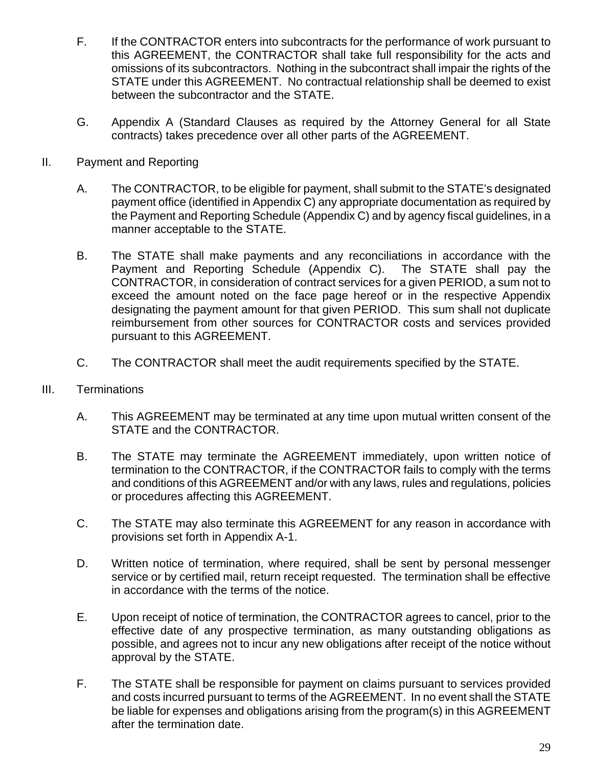F. If the CONTRACTOR enters into subcontracts for the performance of work pursuant to this AGREEMENT, the CONTRACTOR shall take full responsibility for the acts and omissions of its subcontractors. Nothing in the subcontract shall impair the rights of the STATE under this AGREEMENT. No contractual relationship shall be deemed to exist between the subcontractor and the STATE.

G. Appendix A (Standard Clauses as required by the Attorney General for all State contracts) takes precedence over all other parts of the AGREEMENT.

II. Payment and Reporting

A. The CONTRACTOR, to be eligible for payment, shall submit to the STATE's designated payment office (identified in Appendix C) any appropriate documentation as required by the Payment and Reporting Schedule (Appendix C) and by agency fiscal guidelines, in a manner acceptable to the STATE.

B. The STATE shall make payments and any reconciliations in accordance with the Payment and Reporting Schedule (Appendix C). The STATE shall pay the CONTRACTOR, in consideration of contract services for a given PERIOD, a sum not to exceed the amount noted on the face page hereof or in the respective Appendix designating the payment amount for that given PERIOD. This sum shall not duplicate reimbursement from other sources for CONTRACTOR costs and services provided pursuant to this AGREEMENT.

C. The CONTRACTOR shall meet the audit requirements specified by the STATE.

III. Terminations

A. This AGREEMENT may be terminated at any time upon mutual written consent of the STATE and the CONTRACTOR.

B. The STATE may terminate the AGREEMENT immediately, upon written notice of termination to the CONTRACTOR, if the CONTRACTOR fails to comply with the terms and conditions of this AGREEMENT and/or with any laws, rules and regulations, policies or procedures affecting this AGREEMENT.

C. The STATE may also terminate this AGREEMENT for any reason in accordance with provisions set forth in Appendix A-1.

D. Written notice of termination, where required, shall be sent by personal messenger service or by certified mail, return receipt requested. The termination shall be effective in accordance with the terms of the notice.

E. Upon receipt of notice of termination, the CONTRACTOR agrees to cancel, prior to the effective date of any prospective termination, as many outstanding obligations as possible, and agrees not to incur any new obligations after receipt of the notice without approval by the STATE.

F. The STATE shall be responsible for payment on claims pursuant to services provided and costs incurred pursuant to terms of the AGREEMENT. In no event shall the STATE be liable for expenses and obligations arising from the program(s) in this AGREEMENT after the termination date.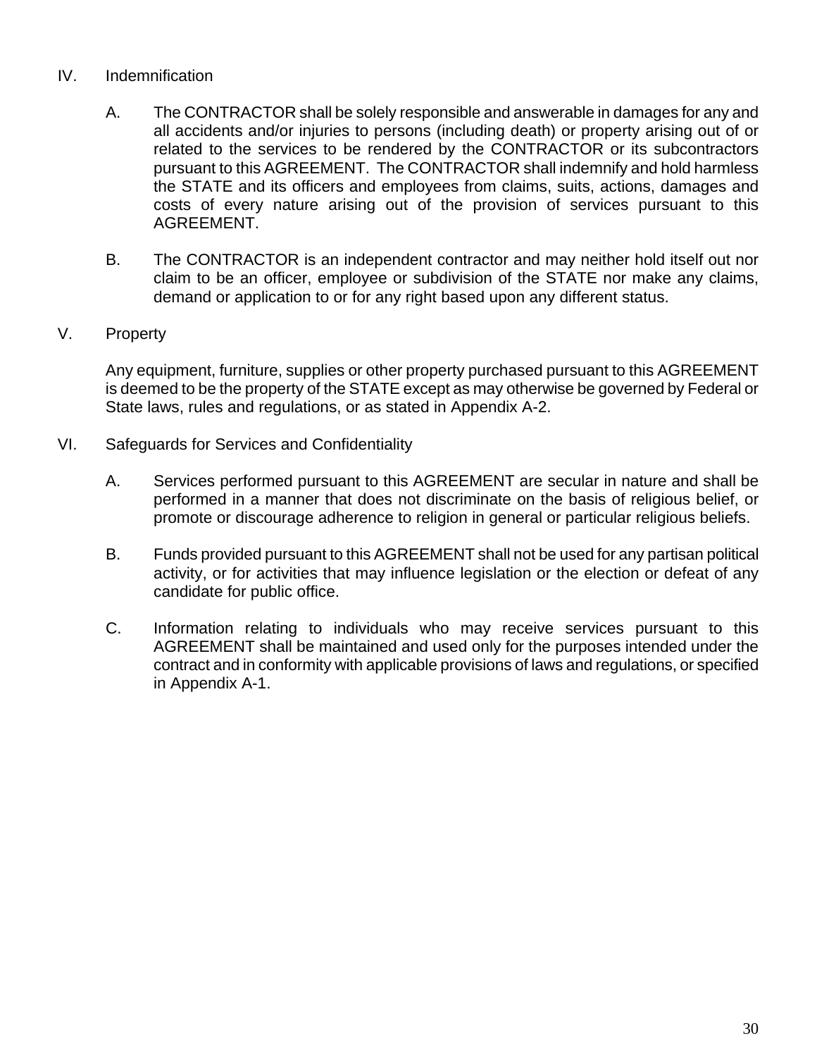## IV. Indemnification

A. The CONTRACTOR shall be solely responsible and answerable in damages for any and all accidents and/or injuries to persons (including death) or property arising out of or related to the services to be rendered by the CONTRACTOR or its subcontractors pursuant to this AGREEMENT. The CONTRACTOR shall indemnify and hold harmless the STATE and its officers and employees from claims, suits, actions, damages and costs of every nature arising out of the provision of services pursuant to this AGREEMENT.

B. The CONTRACTOR is an independent contractor and may neither hold itself out nor claim to be an officer, employee or subdivision of the STATE nor make any claims, demand or application to or for any right based upon any different status.

## V. Property

Any equipment, furniture, supplies or other property purchased pursuant to this AGREEMENT is deemed to be the property of the STATE except as may otherwise be governed by Federal or State laws, rules and regulations, or as stated in Appendix A-2.

## VI. Safeguards for Services and Confidentiality

A. Services performed pursuant to this AGREEMENT are secular in nature and shall be performed in a manner that does not discriminate on the basis of religious belief, or promote or discourage adherence to religion in general or particular religious beliefs.

B. Funds provided pursuant to this AGREEMENT shall not be used for any partisan political activity, or for activities that may influence legislation or the election or defeat of any candidate for public office.

C. Information relating to individuals who may receive services pursuant to this AGREEMENT shall be maintained and used only for the purposes intended under the contract and in conformity with applicable provisions of laws and regulations, or specified in Appendix A-1.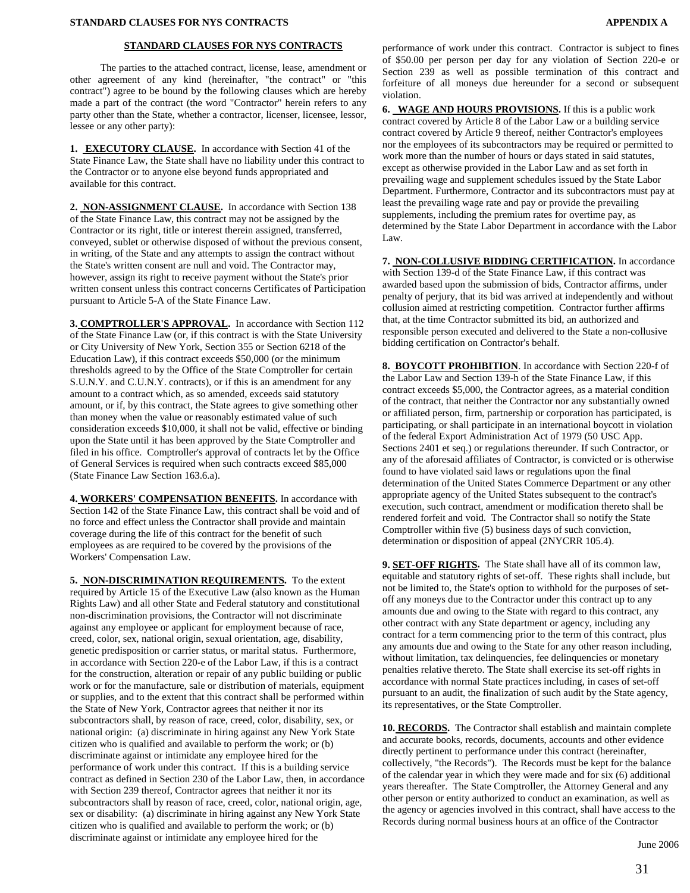## STANDARD CLAUSES FOR NYS CONTRACTS

The parties to the attached contract, license, lease, amendment or other agreement of any kind (hereinafter, "the contract" or "this contract") agree to be bound by the following clauses which are hereby made a part of the contract (the word "Contractor" herein refers to any party other than the State, whether a contractor, licenser, licensee, lessor, lessee or any other party):

**1. EXECUTORY CLAUSE.** In accordance with Section 41 of the State Finance Law, the State shall have no liability under this contract to the Contractor or to anyone else beyond funds appropriated and available for this contract.

**2. NON-ASSIGNMENT CLAUSE.** In accordance with Section 138 of the State Finance Law, this contract may not be assigned by the Contractor or its right, title or interest therein assigned, transferred, conveyed, sublet or otherwise disposed of without the previous consent, in writing, of the State and any attempts to assign the contract without the State's written consent are null and void. The Contractor may, however, assign its right to receive payment without the State's prior written consent unless this contract concerns Certificates of Participation pursuant to Article 5-A of the State Finance Law.

**3. COMPTROLLER'S APPROVAL.** In accordance with Section 112 of the State Finance Law (or, if this contract is with the State University or City University of New York, Section 355 or Section 6218 of the Education Law), if this contract exceeds $50,000 (or the minimum thresholds agreed to by the Office of the State Comptroller for certain S.U.N.Y. and C.U.N.Y. contracts), or if this is an amendment for any amount to a contract which, as so amended, exceeds said statutory amount, or if, by this contract, the State agrees to give something other than money when the value or reasonably estimated value of such consideration exceeds $10,000, it shall not be valid, effective or binding upon the State until it has been approved by the State Comptroller and filed in his office. Comptroller's approval of contracts let by the Office of General Services is required when such contracts exceed $85,000 (State Finance Law Section 163.6.a).

**4. WORKERS' COMPENSATION BENEFITS.** In accordance with Section 142 of the State Finance Law, this contract shall be void and of no force and effect unless the Contractor shall provide and maintain coverage during the life of this contract for the benefit of such employees as are required to be covered by the provisions of the Workers' Compensation Law.

**5. NON-DISCRIMINATION REQUIREMENTS.** To the extent required by Article 15 of the Executive Law (also known as the Human Rights Law) and all other State and Federal statutory and constitutional non-discrimination provisions, the Contractor will not discriminate against any employee or applicant for employment because of race, creed, color, sex, national origin, sexual orientation, age, disability, genetic predisposition or carrier status, or marital status. Furthermore, in accordance with Section 220-e of the Labor Law, if this is a contract for the construction, alteration or repair of any public building or public work or for the manufacture, sale or distribution of materials, equipment or supplies, and to the extent that this contract shall be performed within the State of New York, Contractor agrees that neither it nor its subcontractors shall, by reason of race, creed, color, disability, sex, or national origin: (a) discriminate in hiring against any New York State citizen who is qualified and available to perform the work; or (b) discriminate against or intimidate any employee hired for the performance of work under this contract. If this is a building service contract as defined in Section 230 of the Labor Law, then, in accordance with Section 239 thereof, Contractor agrees that neither it nor its subcontractors shall by reason of race, creed, color, national origin, age, sex or disability: (a) discriminate in hiring against any New York State citizen who is qualified and available to perform the work; or (b) discriminate against or intimidate any employee hired for the performance of work under this contract. Contractor is subject to fines of $50.00 per person per day for any violation of Section 220-e or Section 239 as well as possible termination of this contract and forfeiture of all moneys due hereunder for a second or subsequent violation.

**6. WAGE AND HOURS PROVISIONS.** If this is a public work contract covered by Article 8 of the Labor Law or a building service contract covered by Article 9 thereof, neither Contractor's employees nor the employees of its subcontractors may be required or permitted to work more than the number of hours or days stated in said statutes, except as otherwise provided in the Labor Law and as set forth in prevailing wage and supplement schedules issued by the State Labor Department. Furthermore, Contractor and its subcontractors must pay at least the prevailing wage rate and pay or provide the prevailing supplements, including the premium rates for overtime pay, as determined by the State Labor Department in accordance with the Labor Law.

**7. NON-COLLUSIVE BIDDING CERTIFICATION.** In accordance with Section 139-d of the State Finance Law, if this contract was awarded based upon the submission of bids, Contractor affirms, under penalty of perjury, that its bid was arrived at independently and without collusion aimed at restricting competition. Contractor further affirms that, at the time Contractor submitted its bid, an authorized and responsible person executed and delivered to the State a non-collusive bidding certification on Contractor's behalf.

**8. BOYCOTT PROHIBITION**. In accordance with Section 220-f of the Labor Law and Section 139-h of the State Finance Law, if this contract exceeds $5,000, the Contractor agrees, as a material condition of the contract, that neither the Contractor nor any substantially owned or affiliated person, firm, partnership or corporation has participated, is participating, or shall participate in an international boycott in violation of the federal Export Administration Act of 1979 (50 USC App. Sections 2401 et seq.) or regulations thereunder. If such Contractor, or any of the aforesaid affiliates of Contractor, is convicted or is otherwise found to have violated said laws or regulations upon the final determination of the United States Commerce Department or any other appropriate agency of the United States subsequent to the contract's execution, such contract, amendment or modification thereto shall be rendered forfeit and void. The Contractor shall so notify the State Comptroller within five (5) business days of such conviction, determination or disposition of appeal (2NYCRR 105.4).

**9. SET-OFF RIGHTS.** The State shall have all of its common law, equitable and statutory rights of set-off. These rights shall include, but not be limited to, the State's option to withhold for the purposes of set-off any moneys due to the Contractor under this contract up to any amounts due and owing to the State with regard to this contract, any other contract with any State department or agency, including any contract for a term commencing prior to the term of this contract, plus any amounts due and owing to the State for any other reason including, without limitation, tax delinquencies, fee delinquencies or monetary penalties relative thereto. The State shall exercise its set-off rights in accordance with normal State practices including, in cases of set-off pursuant to an audit, the finalization of such audit by the State agency, its representatives, or the State Comptroller.

**10. RECORDS.** The Contractor shall establish and maintain complete and accurate books, records, documents, accounts and other evidence directly pertinent to performance under this contract (hereinafter, collectively, "the Records"). The Records must be kept for the balance of the calendar year in which they were made and for six (6) additional years thereafter. The State Comptroller, the Attorney General and any other person or entity authorized to conduct an examination, as well as the agency or agencies involved in this contract, shall have access to the Records during normal business hours at an office of the Contractor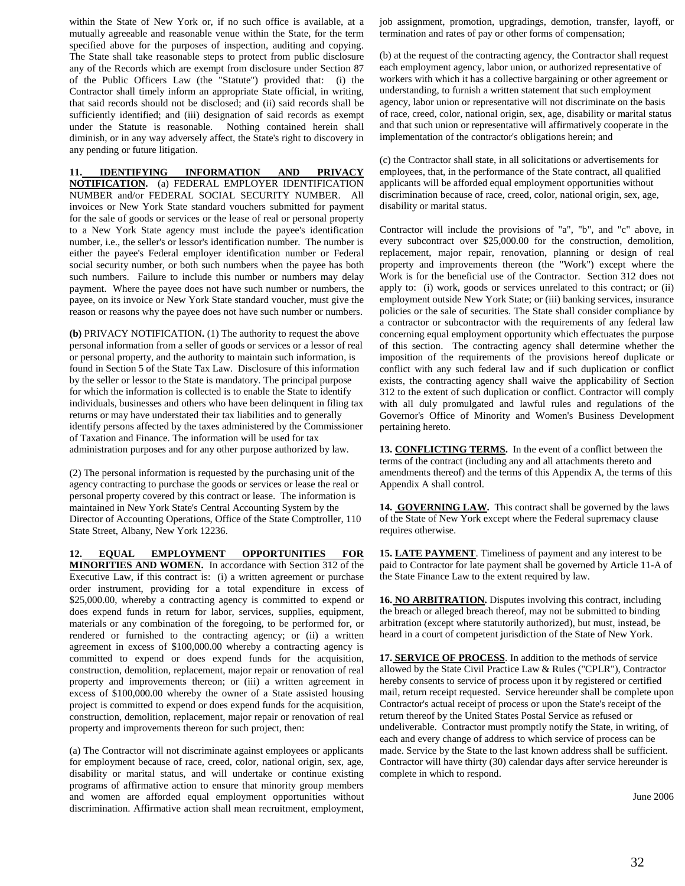within the State of New York or, if no such office is available, at a mutually agreeable and reasonable venue within the State, for the term specified above for the purposes of inspection, auditing and copying. The State shall take reasonable steps to protect from public disclosure any of the Records which are exempt from disclosure under Section 87 of the Public Officers Law (the "Statute") provided that: (i) the Contractor shall timely inform an appropriate State official, in writing, that said records should not be disclosed; and (ii) said records shall be sufficiently identified; and (iii) designation of said records as exempt under the Statute is reasonable. Nothing contained herein shall diminish, or in any way adversely affect, the State's right to discovery in any pending or future litigation.

**11. IDENTIFYING INFORMATION AND PRIVACY NOTIFICATION.** (a) FEDERAL EMPLOYER IDENTIFICATION NUMBER and/or FEDERAL SOCIAL SECURITY NUMBER. All invoices or New York State standard vouchers submitted for payment for the sale of goods or services or the lease of real or personal property to a New York State agency must include the payee's identification number, i.e., the seller's or lessor's identification number. The number is either the payee's Federal employer identification number or Federal social security number, or both such numbers when the payee has both such numbers. Failure to include this number or numbers may delay payment. Where the payee does not have such number or numbers, the payee, on its invoice or New York State standard voucher, must give the reason or reasons why the payee does not have such number or numbers.

**(b)** PRIVACY NOTIFICATION**.** (1) The authority to request the above personal information from a seller of goods or services or a lessor of real or personal property, and the authority to maintain such information, is found in Section 5 of the State Tax Law. Disclosure of this information by the seller or lessor to the State is mandatory. The principal purpose for which the information is collected is to enable the State to identify individuals, businesses and others who have been delinquent in filing tax returns or may have understated their tax liabilities and to generally identify persons affected by the taxes administered by the Commissioner of Taxation and Finance. The information will be used for tax administration purposes and for any other purpose authorized by law.

(2) The personal information is requested by the purchasing unit of the agency contracting to purchase the goods or services or lease the real or personal property covered by this contract or lease. The information is maintained in New York State's Central Accounting System by the Director of Accounting Operations, Office of the State Comptroller, 110 State Street, Albany, New York 12236.

**12. EQUAL EMPLOYMENT OPPORTUNITIES FOR MINORITIES AND WOMEN.** In accordance with Section 312 of the Executive Law, if this contract is: (i) a written agreement or purchase order instrument, providing for a total expenditure in excess of $25,000.00, whereby a contracting agency is committed to expend or does expend funds in return for labor, services, supplies, equipment, materials or any combination of the foregoing, to be performed for, or rendered or furnished to the contracting agency; or (ii) a written agreement in excess of $100,000.00 whereby a contracting agency is committed to expend or does expend funds for the acquisition, construction, demolition, replacement, major repair or renovation of real property and improvements thereon; or (iii) a written agreement in excess of $100,000.00 whereby the owner of a State assisted housing project is committed to expend or does expend funds for the acquisition, construction, demolition, replacement, major repair or renovation of real property and improvements thereon for such project, then:

(a) The Contractor will not discriminate against employees or applicants for employment because of race, creed, color, national origin, sex, age, disability or marital status, and will undertake or continue existing programs of affirmative action to ensure that minority group members and women are afforded equal employment opportunities without discrimination. Affirmative action shall mean recruitment, employment, job assignment, promotion, upgradings, demotion, transfer, layoff, or termination and rates of pay or other forms of compensation;

(b) at the request of the contracting agency, the Contractor shall request each employment agency, labor union, or authorized representative of workers with which it has a collective bargaining or other agreement or understanding, to furnish a written statement that such employment agency, labor union or representative will not discriminate on the basis of race, creed, color, national origin, sex, age, disability or marital status and that such union or representative will affirmatively cooperate in the implementation of the contractor's obligations herein; and

(c) the Contractor shall state, in all solicitations or advertisements for employees, that, in the performance of the State contract, all qualified applicants will be afforded equal employment opportunities without discrimination because of race, creed, color, national origin, sex, age, disability or marital status.

Contractor will include the provisions of "a", "b", and "c" above, in every subcontract over $25,000.00 for the construction, demolition, replacement, major repair, renovation, planning or design of real property and improvements thereon (the "Work") except where the Work is for the beneficial use of the Contractor. Section 312 does not apply to: (i) work, goods or services unrelated to this contract; or (ii) employment outside New York State; or (iii) banking services, insurance policies or the sale of securities. The State shall consider compliance by a contractor or subcontractor with the requirements of any federal law concerning equal employment opportunity which effectuates the purpose of this section. The contracting agency shall determine whether the imposition of the requirements of the provisions hereof duplicate or conflict with any such federal law and if such duplication or conflict exists, the contracting agency shall waive the applicability of Section 312 to the extent of such duplication or conflict. Contractor will comply with all duly promulgated and lawful rules and regulations of the Governor's Office of Minority and Women's Business Development pertaining hereto.

**13. CONFLICTING TERMS.** In the event of a conflict between the terms of the contract (including any and all attachments thereto and amendments thereof) and the terms of this Appendix A, the terms of this Appendix A shall control.

**14. GOVERNING LAW.** This contract shall be governed by the laws of the State of New York except where the Federal supremacy clause requires otherwise.

**15. LATE PAYMENT**. Timeliness of payment and any interest to be paid to Contractor for late payment shall be governed by Article 11-A of the State Finance Law to the extent required by law.

**16. NO ARBITRATION.** Disputes involving this contract, including the breach or alleged breach thereof, may not be submitted to binding arbitration (except where statutorily authorized), but must, instead, be heard in a court of competent jurisdiction of the State of New York.

**17. SERVICE OF PROCESS**. In addition to the methods of service allowed by the State Civil Practice Law & Rules ("CPLR"), Contractor hereby consents to service of process upon it by registered or certified mail, return receipt requested. Service hereunder shall be complete upon Contractor's actual receipt of process or upon the State's receipt of the return thereof by the United States Postal Service as refused or undeliverable. Contractor must promptly notify the State, in writing, of each and every change of address to which service of process can be made. Service by the State to the last known address shall be sufficient. Contractor will have thirty (30) calendar days after service hereunder is complete in which to respond.

June 2006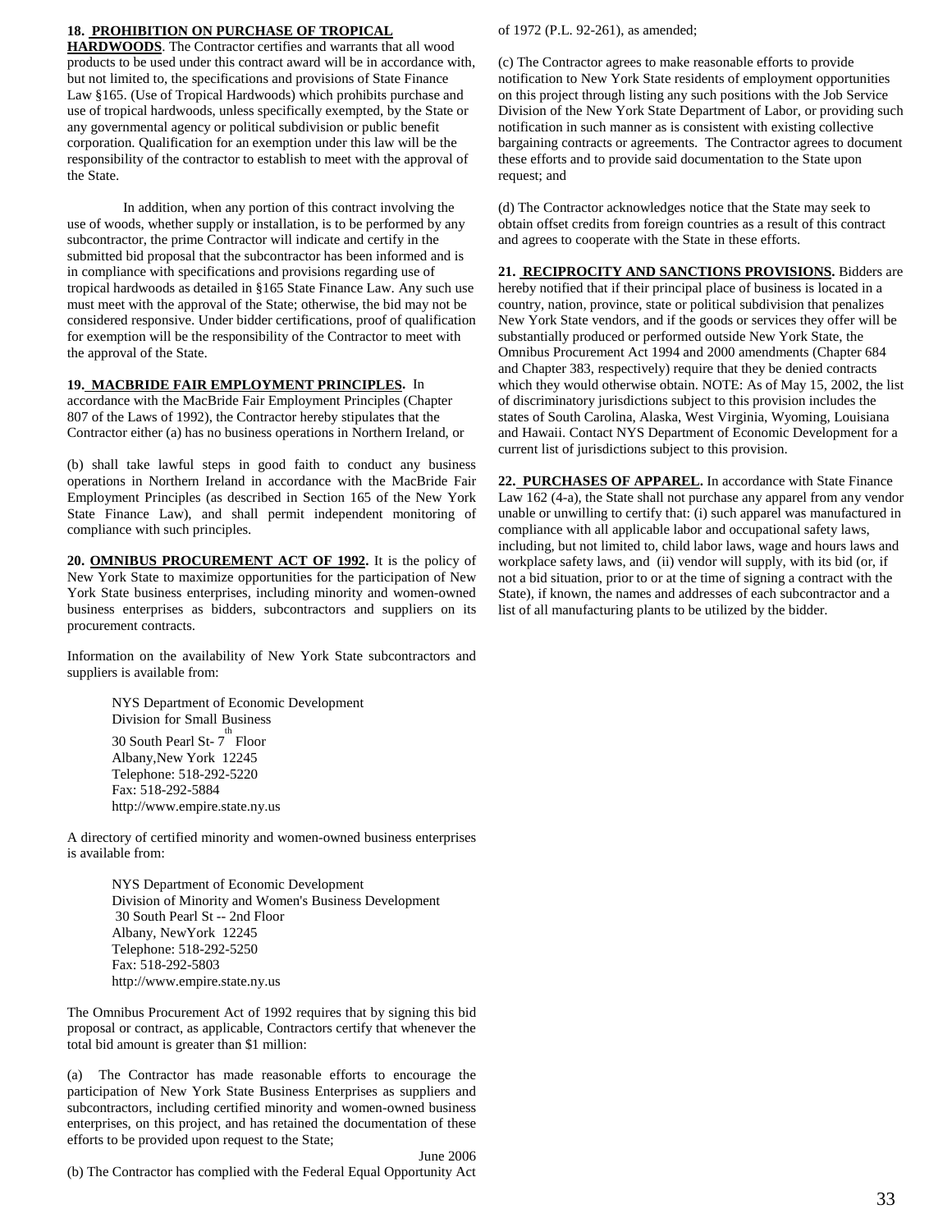**18. PROHIBITION ON PURCHASE OF TROPICAL HARDWOODS**. The Contractor certifies and warrants that all wood products to be used under this contract award will be in accordance with, but not limited to, the specifications and provisions of State Finance Law §165. (Use of Tropical Hardwoods) which prohibits purchase and use of tropical hardwoods, unless specifically exempted, by the State or any governmental agency or political subdivision or public benefit corporation. Qualification for an exemption under this law will be the responsibility of the contractor to establish to meet with the approval of the State.

In addition, when any portion of this contract involving the use of woods, whether supply or installation, is to be performed by any subcontractor, the prime Contractor will indicate and certify in the submitted bid proposal that the subcontractor has been informed and is in compliance with specifications and provisions regarding use of tropical hardwoods as detailed in §165 State Finance Law. Any such use must meet with the approval of the State; otherwise, the bid may not be considered responsive. Under bidder certifications, proof of qualification for exemption will be the responsibility of the Contractor to meet with the approval of the State.

**19. MACBRIDE FAIR EMPLOYMENT PRINCIPLES.** In accordance with the MacBride Fair Employment Principles (Chapter 807 of the Laws of 1992), the Contractor hereby stipulates that the Contractor either (a) has no business operations in Northern Ireland, or

(b) shall take lawful steps in good faith to conduct any business operations in Northern Ireland in accordance with the MacBride Fair Employment Principles (as described in Section 165 of the New York State Finance Law), and shall permit independent monitoring of compliance with such principles.

**20. OMNIBUS PROCUREMENT ACT OF 1992.** It is the policy of New York State to maximize opportunities for the participation of New York State business enterprises, including minority and women-owned business enterprises as bidders, subcontractors and suppliers on its procurement contracts.

Information on the availability of New York State subcontractors and suppliers is available from:

NYS Department of Economic Development
Division for Small Business
30 South Pearl St- 7th Floor
Albany,New York 12245
Telephone: 518-292-5220
Fax: 518-292-5884
http://www.empire.state.ny.us

A directory of certified minority and women-owned business enterprises is available from:

NYS Department of Economic Development
Division of Minority and Women's Business Development
30 South Pearl St -- 2nd Floor
Albany, NewYork 12245
Telephone: 518-292-5250
Fax: 518-292-5803
http://www.empire.state.ny.us

The Omnibus Procurement Act of 1992 requires that by signing this bid proposal or contract, as applicable, Contractors certify that whenever the total bid amount is greater than $1 million:

(a) The Contractor has made reasonable efforts to encourage the participation of New York State Business Enterprises as suppliers and subcontractors, including certified minority and women-owned business enterprises, on this project, and has retained the documentation of these efforts to be provided upon request to the State;

June 2006

(b) The Contractor has complied with the Federal Equal Opportunity Act of 1972 (P.L. 92-261), as amended;

(c) The Contractor agrees to make reasonable efforts to provide notification to New York State residents of employment opportunities on this project through listing any such positions with the Job Service Division of the New York State Department of Labor, or providing such notification in such manner as is consistent with existing collective bargaining contracts or agreements. The Contractor agrees to document these efforts and to provide said documentation to the State upon request; and

(d) The Contractor acknowledges notice that the State may seek to obtain offset credits from foreign countries as a result of this contract and agrees to cooperate with the State in these efforts.

**21. RECIPROCITY AND SANCTIONS PROVISIONS.** Bidders are hereby notified that if their principal place of business is located in a country, nation, province, state or political subdivision that penalizes New York State vendors, and if the goods or services they offer will be substantially produced or performed outside New York State, the Omnibus Procurement Act 1994 and 2000 amendments (Chapter 684 and Chapter 383, respectively) require that they be denied contracts which they would otherwise obtain. NOTE: As of May 15, 2002, the list of discriminatory jurisdictions subject to this provision includes the states of South Carolina, Alaska, West Virginia, Wyoming, Louisiana and Hawaii. Contact NYS Department of Economic Development for a current list of jurisdictions subject to this provision.

**22. PURCHASES OF APPAREL.** In accordance with State Finance Law 162 (4-a), the State shall not purchase any apparel from any vendor unable or unwilling to certify that: (i) such apparel was manufactured in compliance with all applicable labor and occupational safety laws, including, but not limited to, child labor laws, wage and hours laws and workplace safety laws, and (ii) vendor will supply, with its bid (or, if not a bid situation, prior to or at the time of signing a contract with the State), if known, the names and addresses of each subcontractor and a list of all manufacturing plants to be utilized by the bidder.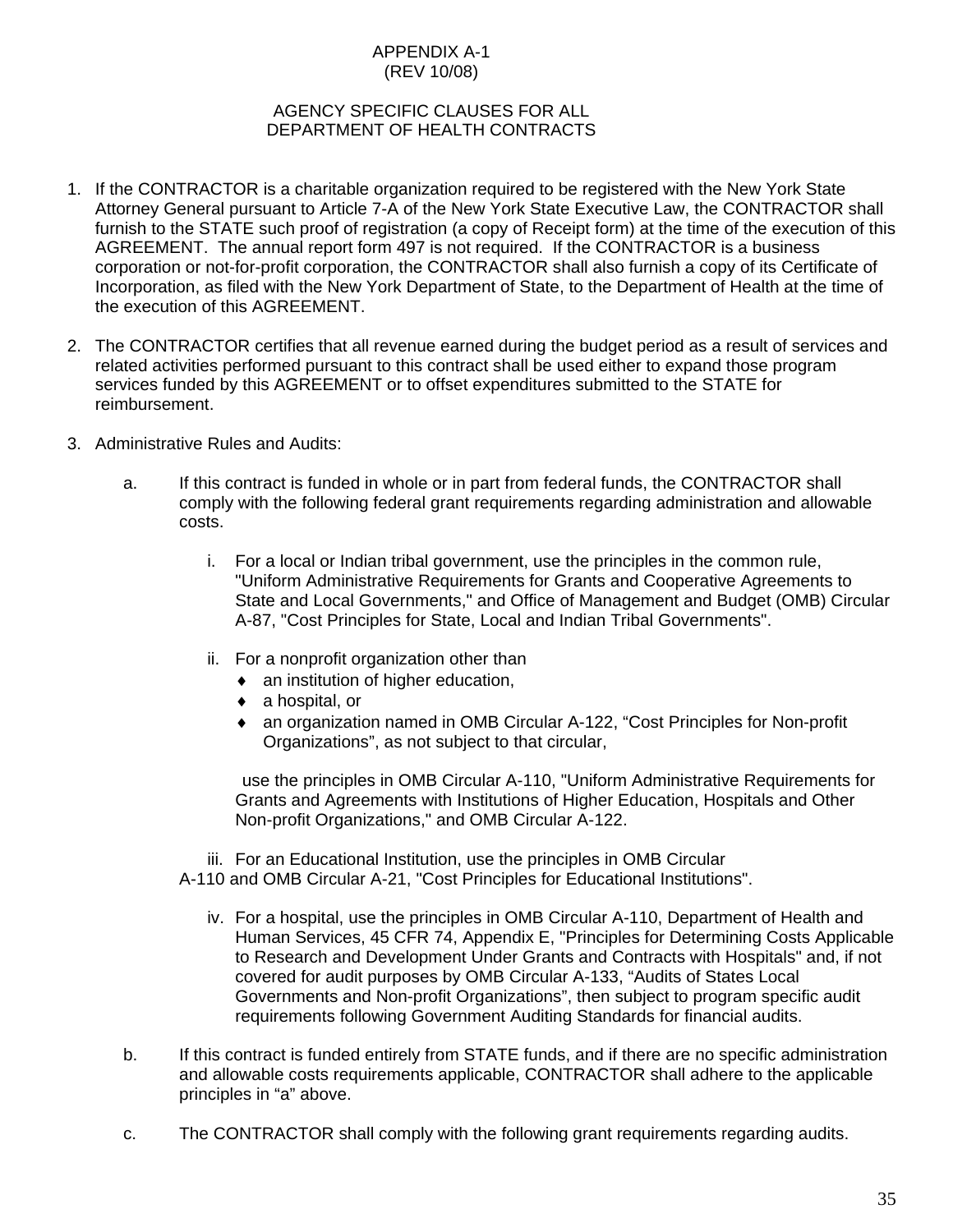APPENDIX A-1
(REV 10/08)

AGENCY SPECIFIC CLAUSES FOR ALL
DEPARTMENT OF HEALTH CONTRACTS

1. If the CONTRACTOR is a charitable organization required to be registered with the New York State Attorney General pursuant to Article 7-A of the New York State Executive Law, the CONTRACTOR shall furnish to the STATE such proof of registration (a copy of Receipt form) at the time of the execution of this AGREEMENT. The annual report form 497 is not required. If the CONTRACTOR is a business corporation or not-for-profit corporation, the CONTRACTOR shall also furnish a copy of its Certificate of Incorporation, as filed with the New York Department of State, to the Department of Health at the time of the execution of this AGREEMENT.

2. The CONTRACTOR certifies that all revenue earned during the budget period as a result of services and related activities performed pursuant to this contract shall be used either to expand those program services funded by this AGREEMENT or to offset expenditures submitted to the STATE for reimbursement.

3. Administrative Rules and Audits:

   a. If this contract is funded in whole or in part from federal funds, the CONTRACTOR shall comply with the following federal grant requirements regarding administration and allowable costs.

      i. For a local or Indian tribal government, use the principles in the common rule, "Uniform Administrative Requirements for Grants and Cooperative Agreements to State and Local Governments," and Office of Management and Budget (OMB) Circular A-87, "Cost Principles for State, Local and Indian Tribal Governments".

      ii. For a nonprofit organization other than
         - an institution of higher education,
         - a hospital, or
         - an organization named in OMB Circular A-122, “Cost Principles for Non-profit Organizations”, as not subject to that circular,

         use the principles in OMB Circular A-110, "Uniform Administrative Requirements for Grants and Agreements with Institutions of Higher Education, Hospitals and Other Non-profit Organizations," and OMB Circular A-122.

      iii. For an Educational Institution, use the principles in OMB Circular A-110 and OMB Circular A-21, "Cost Principles for Educational Institutions".

      iv. For a hospital, use the principles in OMB Circular A-110, Department of Health and Human Services, 45 CFR 74, Appendix E, "Principles for Determining Costs Applicable to Research and Development Under Grants and Contracts with Hospitals" and, if not covered for audit purposes by OMB Circular A-133, “Audits of States Local Governments and Non-profit Organizations”, then subject to program specific audit requirements following Government Auditing Standards for financial audits.

   b. If this contract is funded entirely from STATE funds, and if there are no specific administration and allowable costs requirements applicable, CONTRACTOR shall adhere to the applicable principles in “a” above.

   c. The CONTRACTOR shall comply with the following grant requirements regarding audits.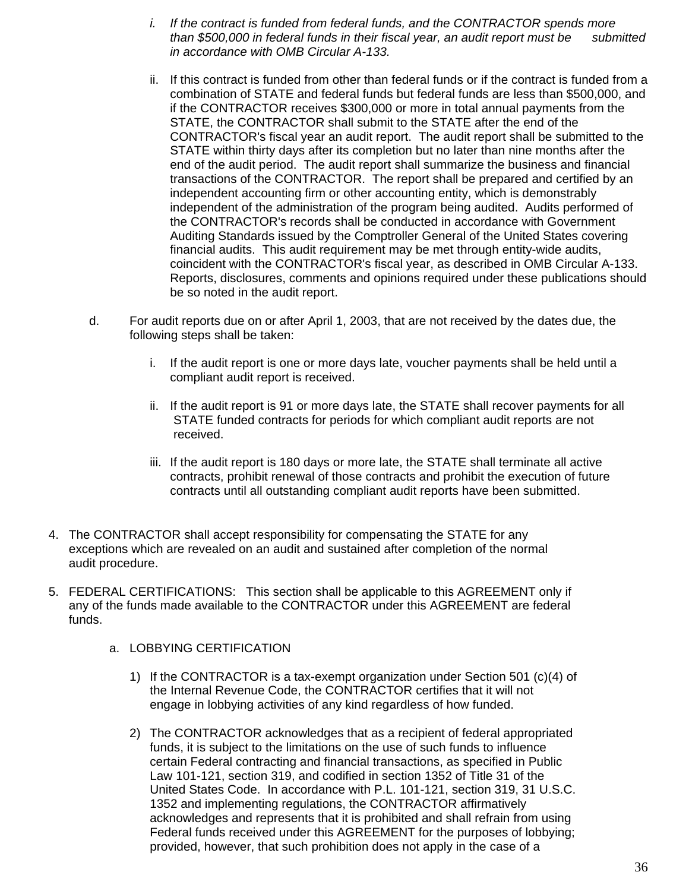i. *If the contract is funded from federal funds, and the CONTRACTOR spends more than $500,000 in federal funds in their fiscal year, an audit report must be submitted in accordance with OMB Circular A-133.*

ii. If this contract is funded from other than federal funds or if the contract is funded from a combination of STATE and federal funds but federal funds are less than $500,000, and if the CONTRACTOR receives $300,000 or more in total annual payments from the STATE, the CONTRACTOR shall submit to the STATE after the end of the CONTRACTOR's fiscal year an audit report. The audit report shall be submitted to the STATE within thirty days after its completion but no later than nine months after the end of the audit period. The audit report shall summarize the business and financial transactions of the CONTRACTOR. The report shall be prepared and certified by an independent accounting firm or other accounting entity, which is demonstrably independent of the administration of the program being audited. Audits performed of the CONTRACTOR's records shall be conducted in accordance with Government Auditing Standards issued by the Comptroller General of the United States covering financial audits. This audit requirement may be met through entity-wide audits, coincident with the CONTRACTOR's fiscal year, as described in OMB Circular A-133. Reports, disclosures, comments and opinions required under these publications should be so noted in the audit report.

d. For audit reports due on or after April 1, 2003, that are not received by the dates due, the following steps shall be taken:

i. If the audit report is one or more days late, voucher payments shall be held until a compliant audit report is received.

ii. If the audit report is 91 or more days late, the STATE shall recover payments for all STATE funded contracts for periods for which compliant audit reports are not received.

iii. If the audit report is 180 days or more late, the STATE shall terminate all active contracts, prohibit renewal of those contracts and prohibit the execution of future contracts until all outstanding compliant audit reports have been submitted.

4. The CONTRACTOR shall accept responsibility for compensating the STATE for any exceptions which are revealed on an audit and sustained after completion of the normal audit procedure.

5. FEDERAL CERTIFICATIONS: This section shall be applicable to this AGREEMENT only if any of the funds made available to the CONTRACTOR under this AGREEMENT are federal funds.

a. LOBBYING CERTIFICATION

1) If the CONTRACTOR is a tax-exempt organization under Section 501 (c)(4) of the Internal Revenue Code, the CONTRACTOR certifies that it will not engage in lobbying activities of any kind regardless of how funded.

2) The CONTRACTOR acknowledges that as a recipient of federal appropriated funds, it is subject to the limitations on the use of such funds to influence certain Federal contracting and financial transactions, as specified in Public Law 101-121, section 319, and codified in section 1352 of Title 31 of the United States Code. In accordance with P.L. 101-121, section 319, 31 U.S.C. 1352 and implementing regulations, the CONTRACTOR affirmatively acknowledges and represents that it is prohibited and shall refrain from using Federal funds received under this AGREEMENT for the purposes of lobbying; provided, however, that such prohibition does not apply in the case of a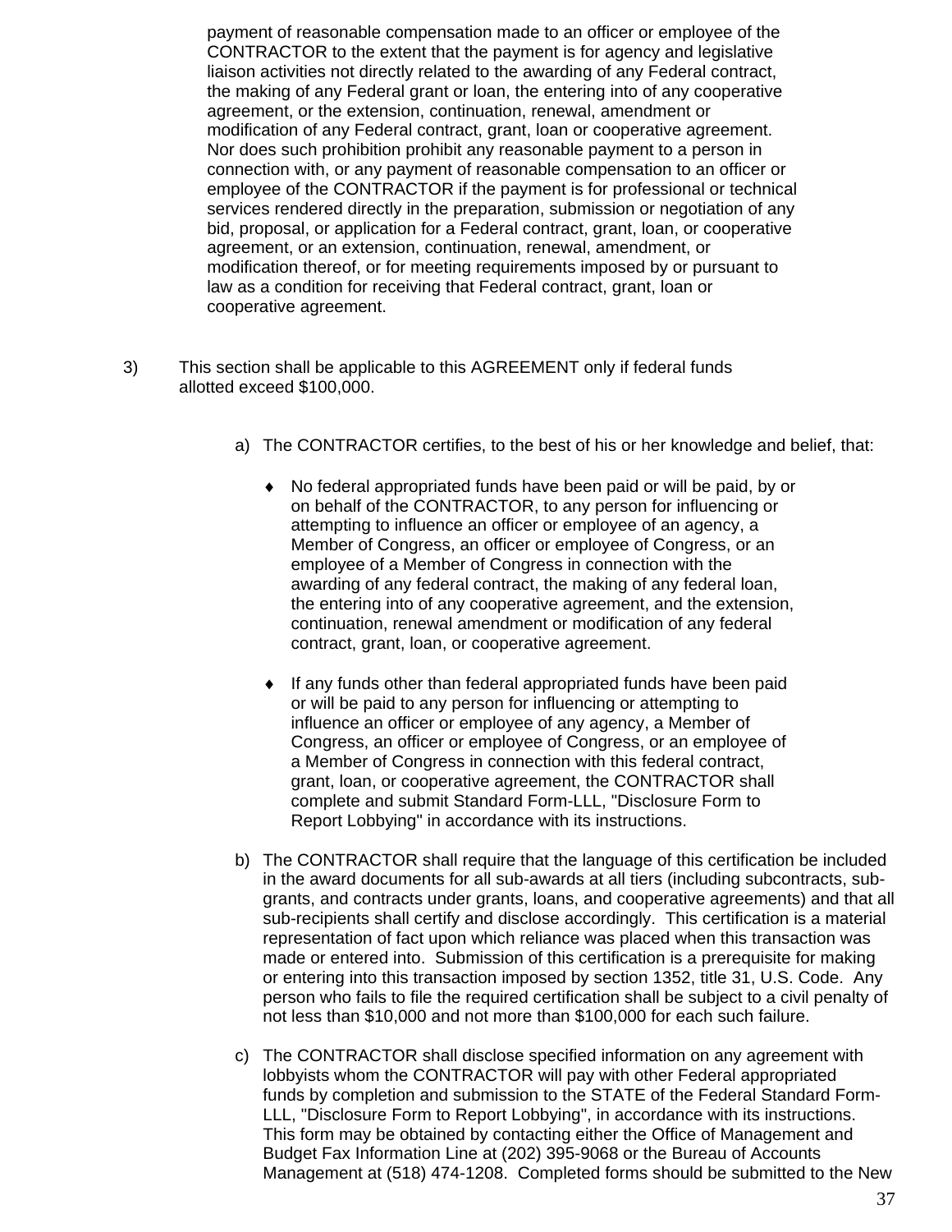payment of reasonable compensation made to an officer or employee of the CONTRACTOR to the extent that the payment is for agency and legislative liaison activities not directly related to the awarding of any Federal contract, the making of any Federal grant or loan, the entering into of any cooperative agreement, or the extension, continuation, renewal, amendment or modification of any Federal contract, grant, loan or cooperative agreement. Nor does such prohibition prohibit any reasonable payment to a person in connection with, or any payment of reasonable compensation to an officer or employee of the CONTRACTOR if the payment is for professional or technical services rendered directly in the preparation, submission or negotiation of any bid, proposal, or application for a Federal contract, grant, loan, or cooperative agreement, or an extension, continuation, renewal, amendment, or modification thereof, or for meeting requirements imposed by or pursuant to law as a condition for receiving that Federal contract, grant, loan or cooperative agreement.

3) This section shall be applicable to this AGREEMENT only if federal funds allotted exceed $100,000.

a) The CONTRACTOR certifies, to the best of his or her knowledge and belief, that:

- No federal appropriated funds have been paid or will be paid, by or on behalf of the CONTRACTOR, to any person for influencing or attempting to influence an officer or employee of an agency, a Member of Congress, an officer or employee of Congress, or an employee of a Member of Congress in connection with the awarding of any federal contract, the making of any federal loan, the entering into of any cooperative agreement, and the extension, continuation, renewal amendment or modification of any federal contract, grant, loan, or cooperative agreement.

- If any funds other than federal appropriated funds have been paid or will be paid to any person for influencing or attempting to influence an officer or employee of any agency, a Member of Congress, an officer or employee of Congress, or an employee of a Member of Congress in connection with this federal contract, grant, loan, or cooperative agreement, the CONTRACTOR shall complete and submit Standard Form-LLL, "Disclosure Form to Report Lobbying" in accordance with its instructions.

b) The CONTRACTOR shall require that the language of this certification be included in the award documents for all sub-awards at all tiers (including subcontracts, sub-grants, and contracts under grants, loans, and cooperative agreements) and that all sub-recipients shall certify and disclose accordingly. This certification is a material representation of fact upon which reliance was placed when this transaction was made or entered into. Submission of this certification is a prerequisite for making or entering into this transaction imposed by section 1352, title 31, U.S. Code. Any person who fails to file the required certification shall be subject to a civil penalty of not less than $10,000 and not more than $100,000 for each such failure.

c) The CONTRACTOR shall disclose specified information on any agreement with lobbyists whom the CONTRACTOR will pay with other Federal appropriated funds by completion and submission to the STATE of the Federal Standard Form-LLL, "Disclosure Form to Report Lobbying", in accordance with its instructions. This form may be obtained by contacting either the Office of Management and Budget Fax Information Line at (202) 395-9068 or the Bureau of Accounts Management at (518) 474-1208. Completed forms should be submitted to the New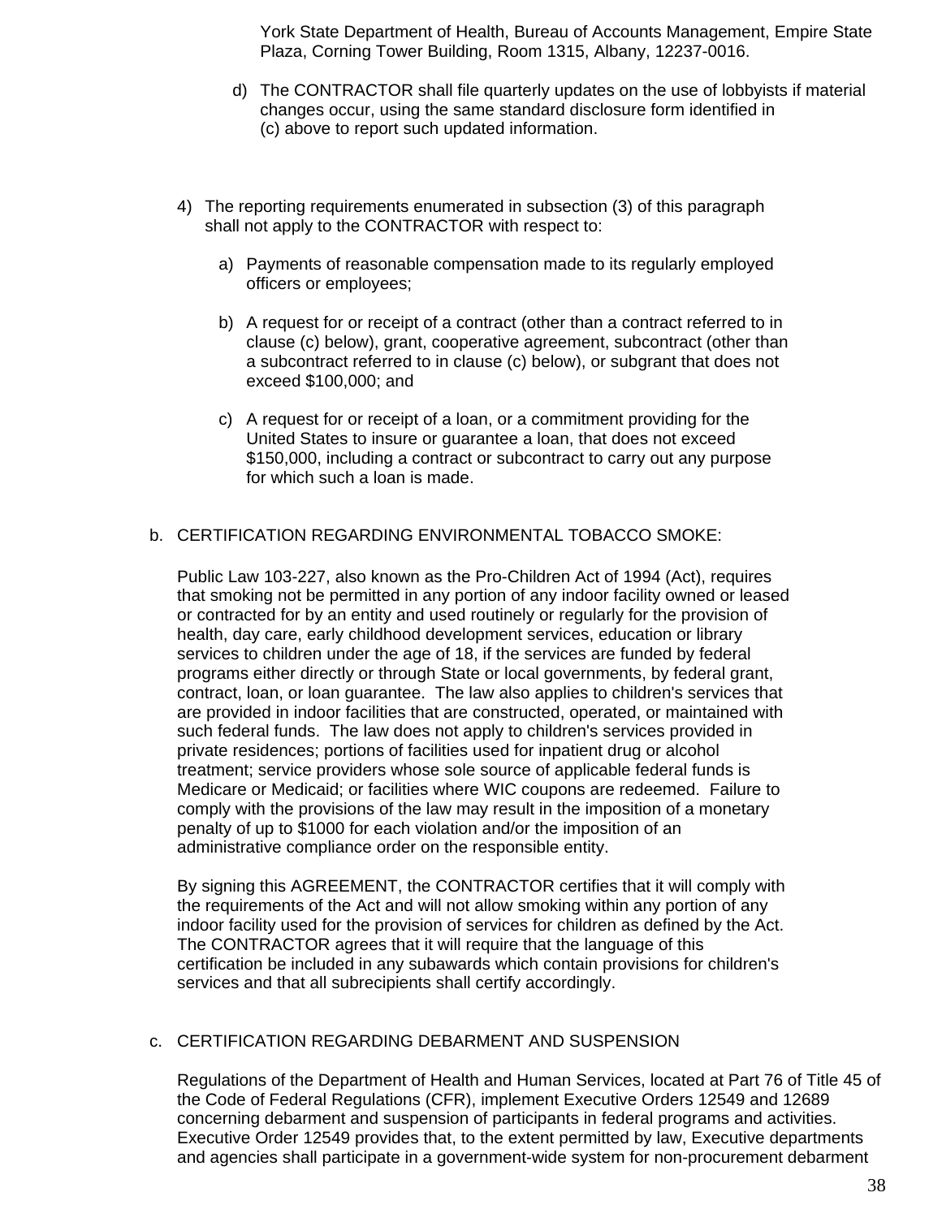York State Department of Health, Bureau of Accounts Management, Empire State Plaza, Corning Tower Building, Room 1315, Albany, 12237-0016.

d) The CONTRACTOR shall file quarterly updates on the use of lobbyists if material changes occur, using the same standard disclosure form identified in (c) above to report such updated information.

4) The reporting requirements enumerated in subsection (3) of this paragraph shall not apply to the CONTRACTOR with respect to:

a) Payments of reasonable compensation made to its regularly employed officers or employees;

b) A request for or receipt of a contract (other than a contract referred to in clause (c) below), grant, cooperative agreement, subcontract (other than a subcontract referred to in clause (c) below), or subgrant that does not exceed $100,000; and

c) A request for or receipt of a loan, or a commitment providing for the United States to insure or guarantee a loan, that does not exceed $150,000, including a contract or subcontract to carry out any purpose for which such a loan is made.

b. CERTIFICATION REGARDING ENVIRONMENTAL TOBACCO SMOKE:

Public Law 103-227, also known as the Pro-Children Act of 1994 (Act), requires that smoking not be permitted in any portion of any indoor facility owned or leased or contracted for by an entity and used routinely or regularly for the provision of health, day care, early childhood development services, education or library services to children under the age of 18, if the services are funded by federal programs either directly or through State or local governments, by federal grant, contract, loan, or loan guarantee. The law also applies to children's services that are provided in indoor facilities that are constructed, operated, or maintained with such federal funds. The law does not apply to children's services provided in private residences; portions of facilities used for inpatient drug or alcohol treatment; service providers whose sole source of applicable federal funds is Medicare or Medicaid; or facilities where WIC coupons are redeemed. Failure to comply with the provisions of the law may result in the imposition of a monetary penalty of up to $1000 for each violation and/or the imposition of an administrative compliance order on the responsible entity.

By signing this AGREEMENT, the CONTRACTOR certifies that it will comply with the requirements of the Act and will not allow smoking within any portion of any indoor facility used for the provision of services for children as defined by the Act. The CONTRACTOR agrees that it will require that the language of this certification be included in any subawards which contain provisions for children's services and that all subrecipients shall certify accordingly.

c. CERTIFICATION REGARDING DEBARMENT AND SUSPENSION

Regulations of the Department of Health and Human Services, located at Part 76 of Title 45 of the Code of Federal Regulations (CFR), implement Executive Orders 12549 and 12689 concerning debarment and suspension of participants in federal programs and activities. Executive Order 12549 provides that, to the extent permitted by law, Executive departments and agencies shall participate in a government-wide system for non-procurement debarment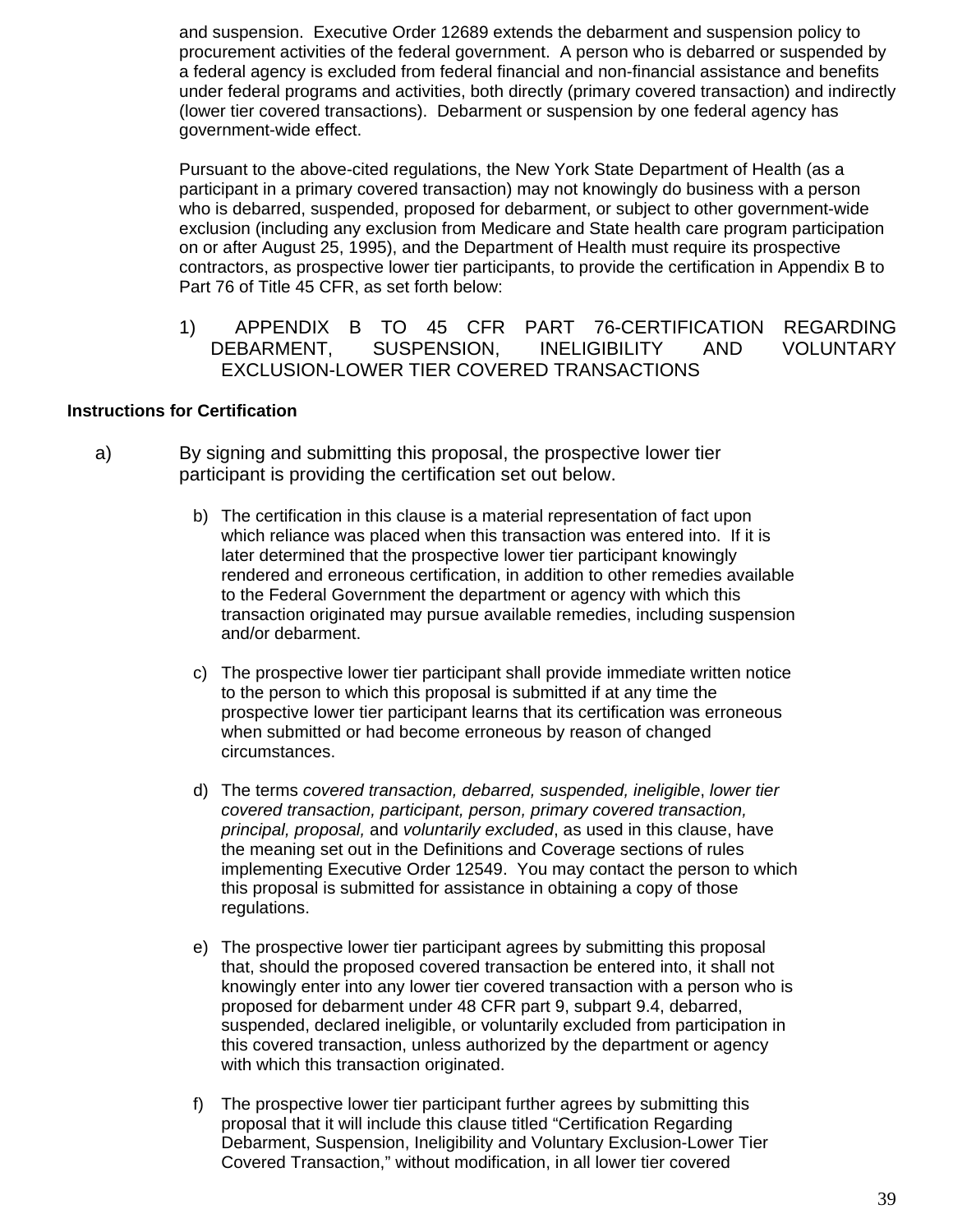and suspension. Executive Order 12689 extends the debarment and suspension policy to procurement activities of the federal government. A person who is debarred or suspended by a federal agency is excluded from federal financial and non-financial assistance and benefits under federal programs and activities, both directly (primary covered transaction) and indirectly (lower tier covered transactions). Debarment or suspension by one federal agency has government-wide effect.

Pursuant to the above-cited regulations, the New York State Department of Health (as a participant in a primary covered transaction) may not knowingly do business with a person who is debarred, suspended, proposed for debarment, or subject to other government-wide exclusion (including any exclusion from Medicare and State health care program participation on or after August 25, 1995), and the Department of Health must require its prospective contractors, as prospective lower tier participants, to provide the certification in Appendix B to Part 76 of Title 45 CFR, as set forth below:

1) APPENDIX B TO 45 CFR PART 76-CERTIFICATION REGARDING DEBARMENT, SUSPENSION, INELIGIBILITY AND VOLUNTARY EXCLUSION-LOWER TIER COVERED TRANSACTIONS

**Instructions for Certification**

a) By signing and submitting this proposal, the prospective lower tier participant is providing the certification set out below.

b) The certification in this clause is a material representation of fact upon which reliance was placed when this transaction was entered into. If it is later determined that the prospective lower tier participant knowingly rendered and erroneous certification, in addition to other remedies available to the Federal Government the department or agency with which this transaction originated may pursue available remedies, including suspension and/or debarment.

c) The prospective lower tier participant shall provide immediate written notice to the person to which this proposal is submitted if at any time the prospective lower tier participant learns that its certification was erroneous when submitted or had become erroneous by reason of changed circumstances.

d) The terms *covered transaction, debarred, suspended, ineligible*, *lower tier covered transaction, participant, person, primary covered transaction, principal, proposal,* and *voluntarily excluded*, as used in this clause, have the meaning set out in the Definitions and Coverage sections of rules implementing Executive Order 12549. You may contact the person to which this proposal is submitted for assistance in obtaining a copy of those regulations.

e) The prospective lower tier participant agrees by submitting this proposal that, should the proposed covered transaction be entered into, it shall not knowingly enter into any lower tier covered transaction with a person who is proposed for debarment under 48 CFR part 9, subpart 9.4, debarred, suspended, declared ineligible, or voluntarily excluded from participation in this covered transaction, unless authorized by the department or agency with which this transaction originated.

f) The prospective lower tier participant further agrees by submitting this proposal that it will include this clause titled "Certification Regarding Debarment, Suspension, Ineligibility and Voluntary Exclusion-Lower Tier Covered Transaction," without modification, in all lower tier covered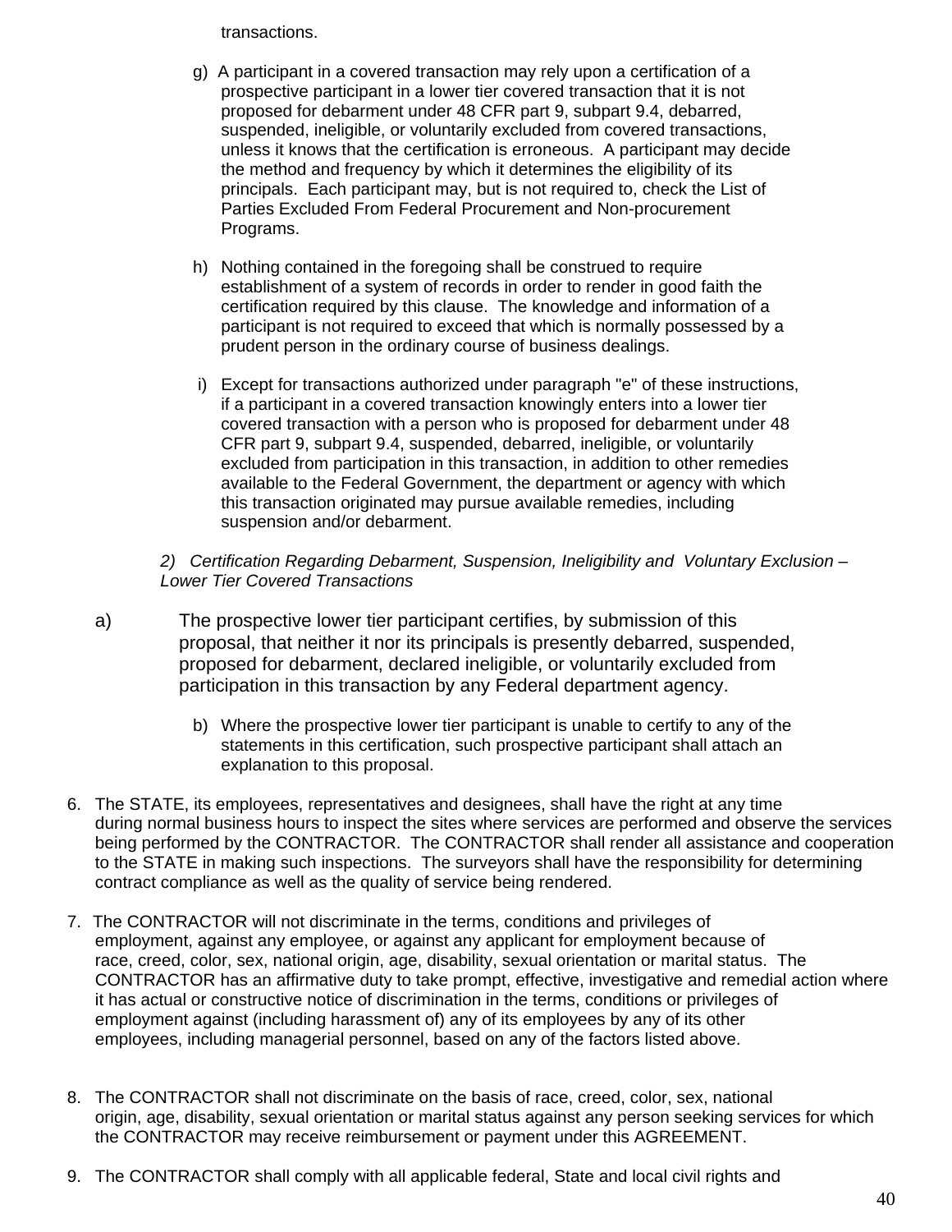transactions.

g) A participant in a covered transaction may rely upon a certification of a prospective participant in a lower tier covered transaction that it is not proposed for debarment under 48 CFR part 9, subpart 9.4, debarred, suspended, ineligible, or voluntarily excluded from covered transactions, unless it knows that the certification is erroneous. A participant may decide the method and frequency by which it determines the eligibility of its principals. Each participant may, but is not required to, check the List of Parties Excluded From Federal Procurement and Non-procurement Programs.

h) Nothing contained in the foregoing shall be construed to require establishment of a system of records in order to render in good faith the certification required by this clause. The knowledge and information of a participant is not required to exceed that which is normally possessed by a prudent person in the ordinary course of business dealings.

i) Except for transactions authorized under paragraph "e" of these instructions, if a participant in a covered transaction knowingly enters into a lower tier covered transaction with a person who is proposed for debarment under 48 CFR part 9, subpart 9.4, suspended, debarred, ineligible, or voluntarily excluded from participation in this transaction, in addition to other remedies available to the Federal Government, the department or agency with which this transaction originated may pursue available remedies, including suspension and/or debarment.

*2) Certification Regarding Debarment, Suspension, Ineligibility and Voluntary Exclusion – Lower Tier Covered Transactions*

a) The prospective lower tier participant certifies, by submission of this proposal, that neither it nor its principals is presently debarred, suspended, proposed for debarment, declared ineligible, or voluntarily excluded from participation in this transaction by any Federal department agency.

b) Where the prospective lower tier participant is unable to certify to any of the statements in this certification, such prospective participant shall attach an explanation to this proposal.

6. The STATE, its employees, representatives and designees, shall have the right at any time during normal business hours to inspect the sites where services are performed and observe the services being performed by the CONTRACTOR. The CONTRACTOR shall render all assistance and cooperation to the STATE in making such inspections. The surveyors shall have the responsibility for determining contract compliance as well as the quality of service being rendered.

7. The CONTRACTOR will not discriminate in the terms, conditions and privileges of employment, against any employee, or against any applicant for employment because of race, creed, color, sex, national origin, age, disability, sexual orientation or marital status. The CONTRACTOR has an affirmative duty to take prompt, effective, investigative and remedial action where it has actual or constructive notice of discrimination in the terms, conditions or privileges of employment against (including harassment of) any of its employees by any of its other employees, including managerial personnel, based on any of the factors listed above.

8. The CONTRACTOR shall not discriminate on the basis of race, creed, color, sex, national origin, age, disability, sexual orientation or marital status against any person seeking services for which the CONTRACTOR may receive reimbursement or payment under this AGREEMENT.

9. The CONTRACTOR shall comply with all applicable federal, State and local civil rights and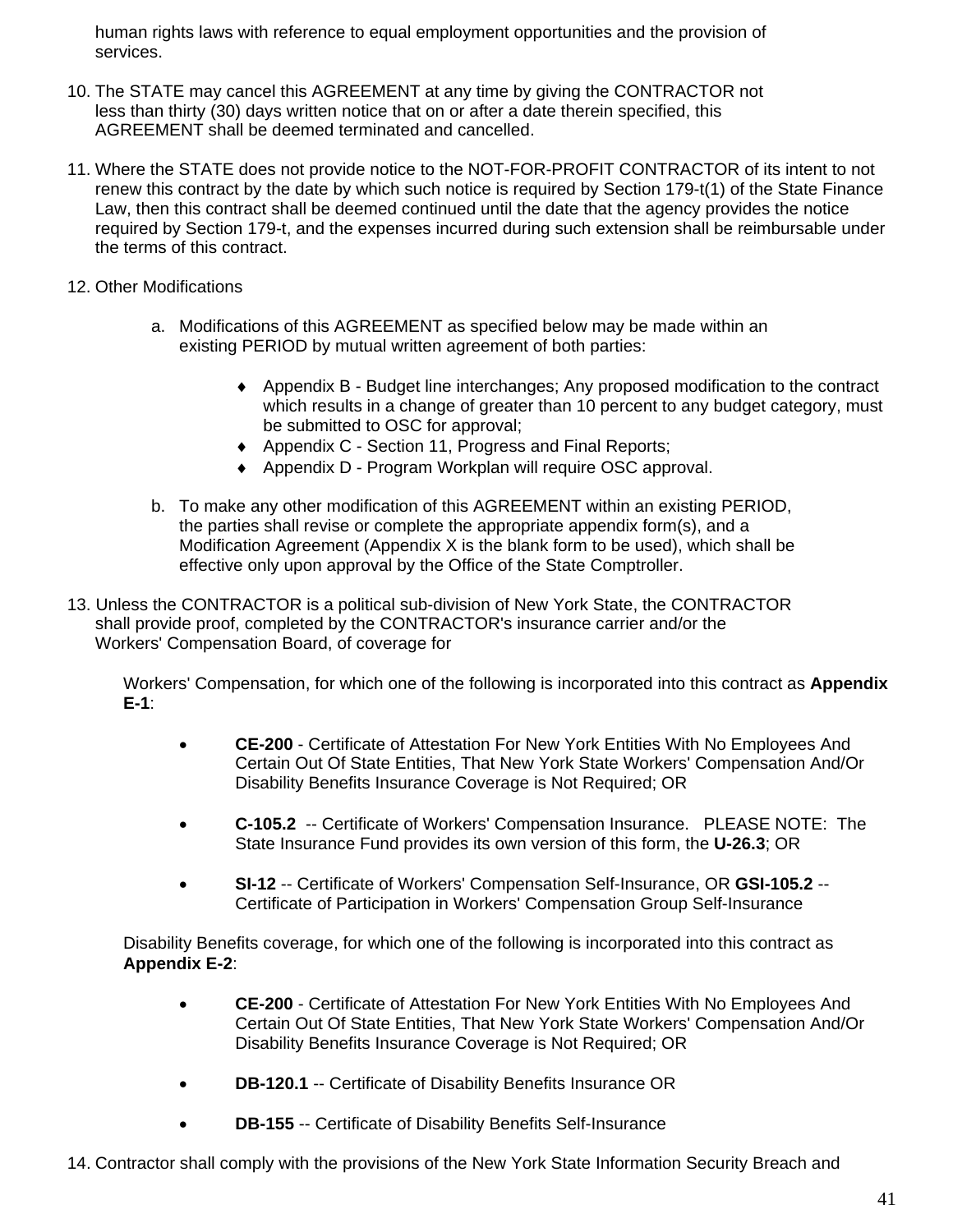human rights laws with reference to equal employment opportunities and the provision of services.

10. The STATE may cancel this AGREEMENT at any time by giving the CONTRACTOR not less than thirty (30) days written notice that on or after a date therein specified, this AGREEMENT shall be deemed terminated and cancelled.

11. Where the STATE does not provide notice to the NOT-FOR-PROFIT CONTRACTOR of its intent to not renew this contract by the date by which such notice is required by Section 179-t(1) of the State Finance Law, then this contract shall be deemed continued until the date that the agency provides the notice required by Section 179-t, and the expenses incurred during such extension shall be reimbursable under the terms of this contract.

12. Other Modifications

    a. Modifications of this AGREEMENT as specified below may be made within an existing PERIOD by mutual written agreement of both parties:

        - Appendix B - Budget line interchanges; Any proposed modification to the contract which results in a change of greater than 10 percent to any budget category, must be submitted to OSC for approval;
        - Appendix C - Section 11, Progress and Final Reports;
        - Appendix D - Program Workplan will require OSC approval.

    b. To make any other modification of this AGREEMENT within an existing PERIOD, the parties shall revise or complete the appropriate appendix form(s), and a Modification Agreement (Appendix X is the blank form to be used), which shall be effective only upon approval by the Office of the State Comptroller.

13. Unless the CONTRACTOR is a political sub-division of New York State, the CONTRACTOR shall provide proof, completed by the CONTRACTOR's insurance carrier and/or the Workers' Compensation Board, of coverage for

    Workers' Compensation, for which one of the following is incorporated into this contract as **Appendix E-1**:

    - **CE-200** - Certificate of Attestation For New York Entities With No Employees And Certain Out Of State Entities, That New York State Workers' Compensation And/Or Disability Benefits Insurance Coverage is Not Required; OR

    - **C-105.2** -- Certificate of Workers' Compensation Insurance. PLEASE NOTE: The State Insurance Fund provides its own version of this form, the **U-26.3**; OR

    - **SI-12** -- Certificate of Workers' Compensation Self-Insurance, OR **GSI-105.2** -- Certificate of Participation in Workers' Compensation Group Self-Insurance

    Disability Benefits coverage, for which one of the following is incorporated into this contract as **Appendix E-2**:

    - **CE-200** - Certificate of Attestation For New York Entities With No Employees And Certain Out Of State Entities, That New York State Workers' Compensation And/Or Disability Benefits Insurance Coverage is Not Required; OR

    - **DB-120.1** -- Certificate of Disability Benefits Insurance OR

    - **DB-155** -- Certificate of Disability Benefits Self-Insurance

14. Contractor shall comply with the provisions of the New York State Information Security Breach and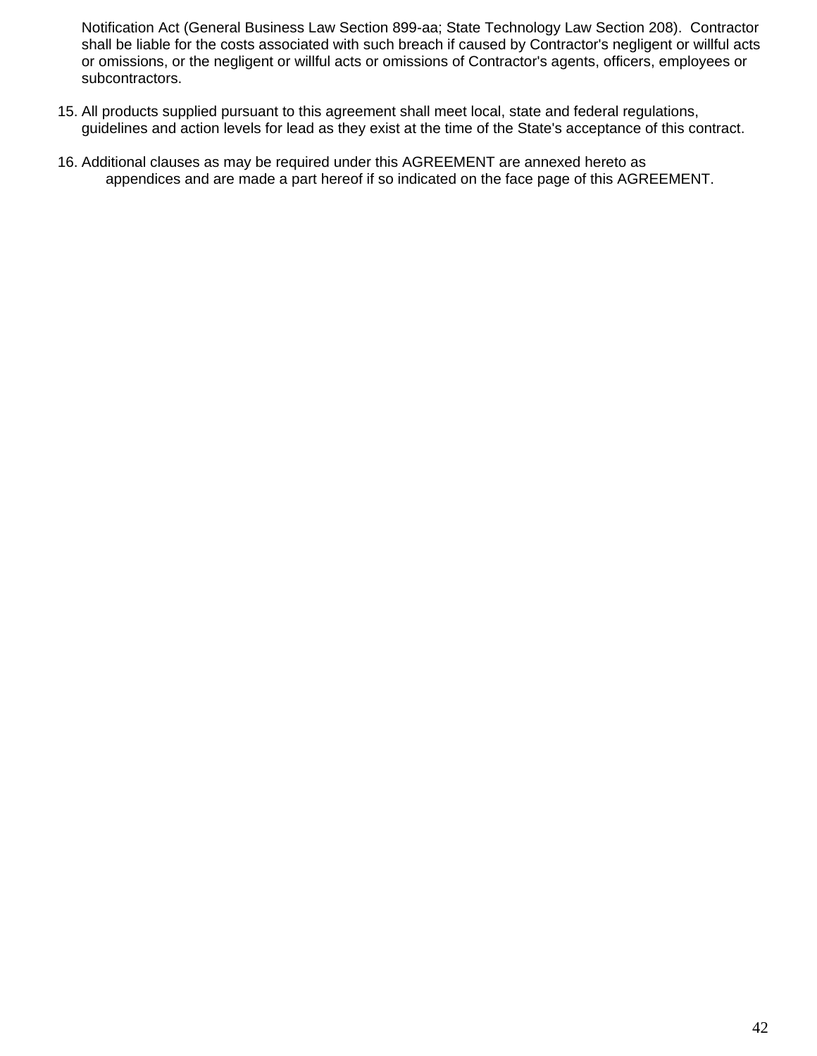Notification Act (General Business Law Section 899-aa; State Technology Law Section 208). Contractor shall be liable for the costs associated with such breach if caused by Contractor's negligent or willful acts or omissions, or the negligent or willful acts or omissions of Contractor's agents, officers, employees or subcontractors.

15. All products supplied pursuant to this agreement shall meet local, state and federal regulations, guidelines and action levels for lead as they exist at the time of the State's acceptance of this contract.

16. Additional clauses as may be required under this AGREEMENT are annexed hereto as appendices and are made a part hereof if so indicated on the face page of this AGREEMENT.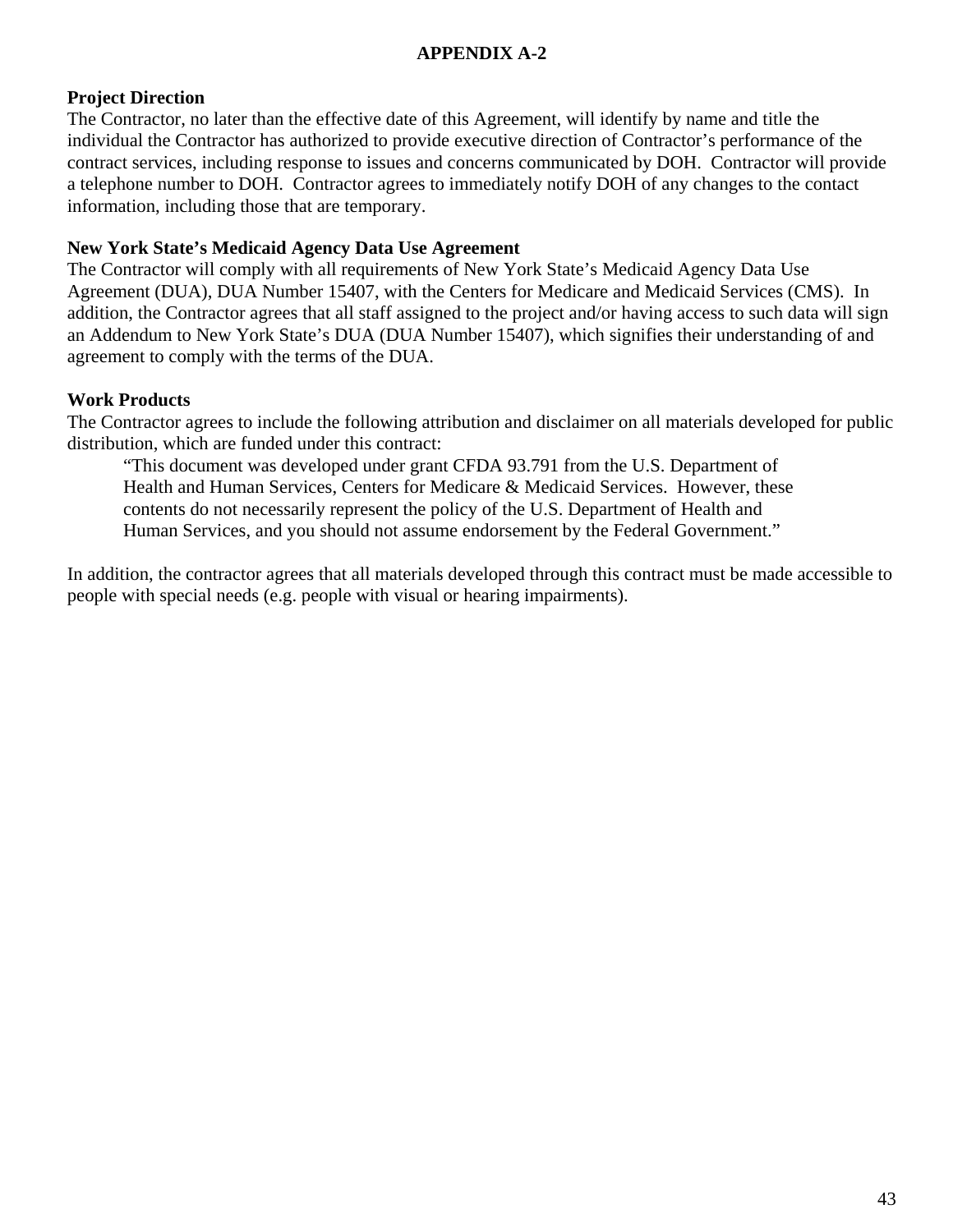# APPENDIX A-2

**Project Direction**

The Contractor, no later than the effective date of this Agreement, will identify by name and title the individual the Contractor has authorized to provide executive direction of Contractor's performance of the contract services, including response to issues and concerns communicated by DOH. Contractor will provide a telephone number to DOH. Contractor agrees to immediately notify DOH of any changes to the contact information, including those that are temporary.

**New York State's Medicaid Agency Data Use Agreement**

The Contractor will comply with all requirements of New York State's Medicaid Agency Data Use Agreement (DUA), DUA Number 15407, with the Centers for Medicare and Medicaid Services (CMS). In addition, the Contractor agrees that all staff assigned to the project and/or having access to such data will sign an Addendum to New York State's DUA (DUA Number 15407), which signifies their understanding of and agreement to comply with the terms of the DUA.

**Work Products**

The Contractor agrees to include the following attribution and disclaimer on all materials developed for public distribution, which are funded under this contract:

> "This document was developed under grant CFDA 93.791 from the U.S. Department of Health and Human Services, Centers for Medicare & Medicaid Services. However, these contents do not necessarily represent the policy of the U.S. Department of Health and Human Services, and you should not assume endorsement by the Federal Government."

In addition, the contractor agrees that all materials developed through this contract must be made accessible to people with special needs (e.g. people with visual or hearing impairments).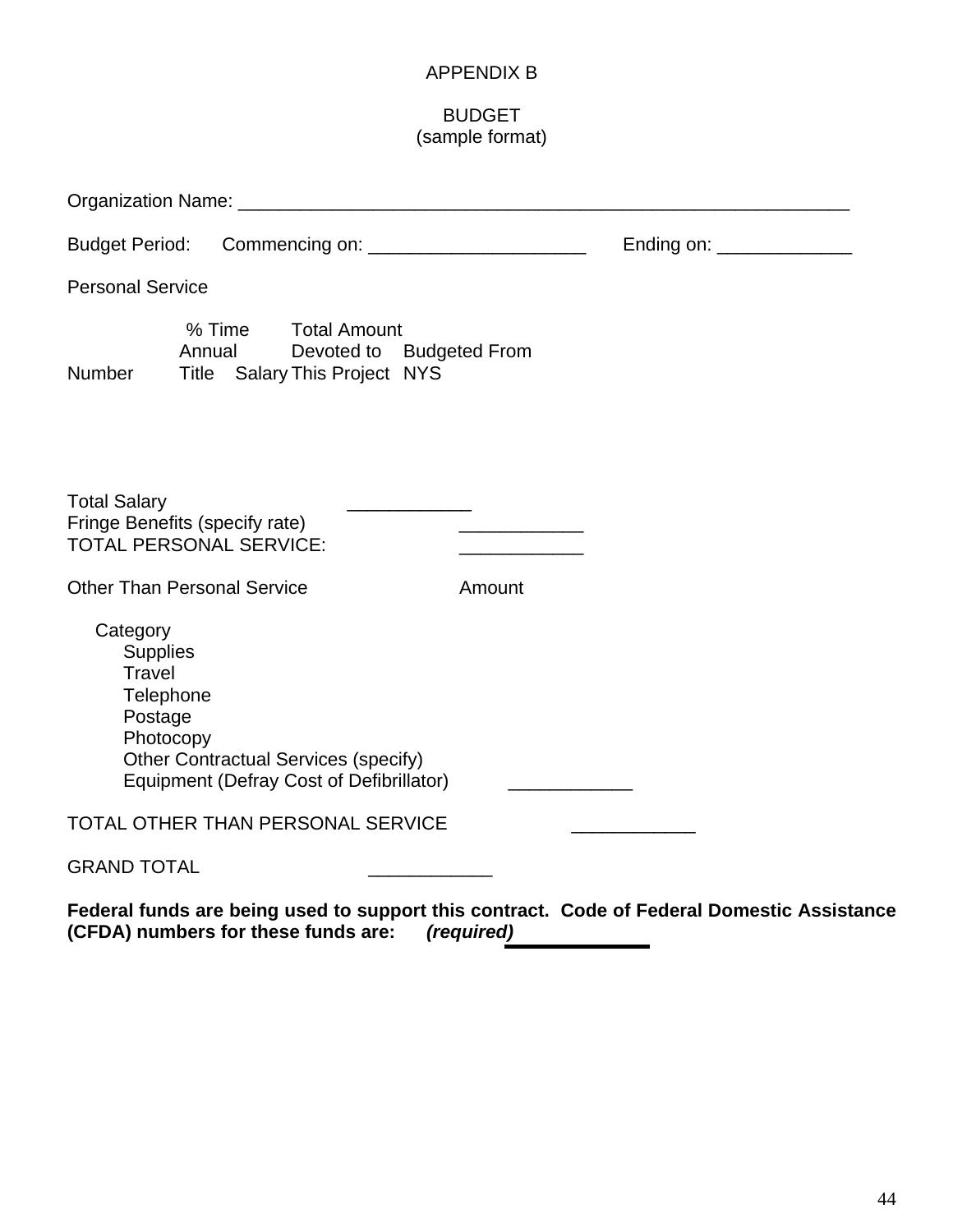APPENDIX B

BUDGET
(sample format)

Organization Name: ___________________________________________________________

Budget Period: Commencing on: _____________________ Ending on: _____________

Personal Service

| Number | Title | Annual Salary | % Time Devoted to This Project | Total Amount Budgeted From NYS |
|---|---|---|---|---|
| | | | | |

Total Salary ____________
Fringe Benefits (specify rate) ____________
TOTAL PERSONAL SERVICE: ____________

Other Than Personal Service Amount

Category
- Supplies
- Travel
- Telephone
- Postage
- Photocopy
- Other Contractual Services (specify)
- Equipment (Defray Cost of Defibrillator) ____________

TOTAL OTHER THAN PERSONAL SERVICE ____________

GRAND TOTAL ____________

**Federal funds are being used to support this contract. Code of Federal Domestic Assistance (CFDA) numbers for these funds are: *(required)*** ____________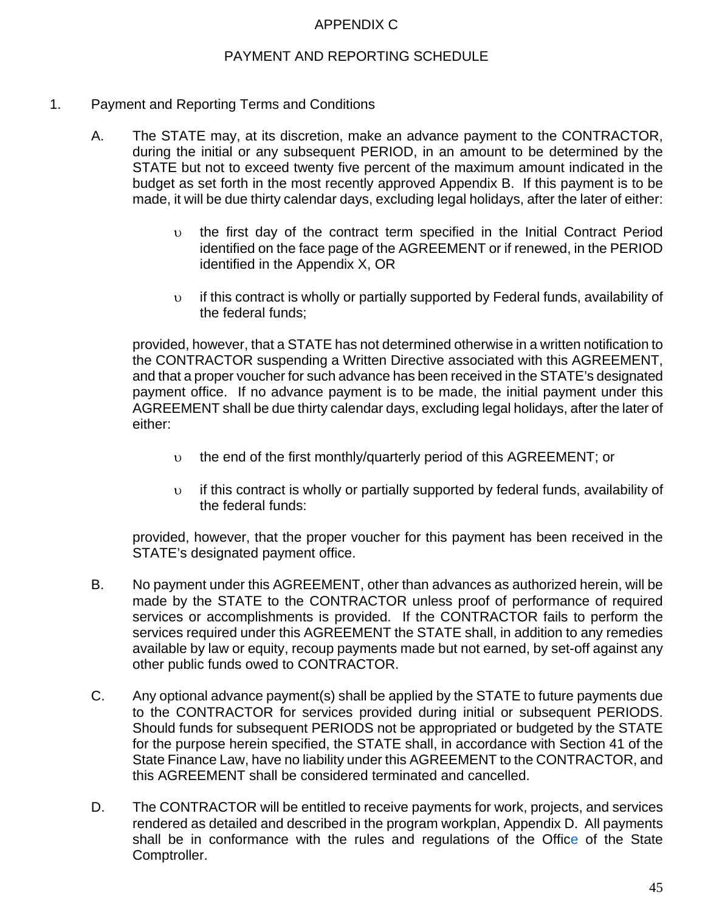# APPENDIX C

## PAYMENT AND REPORTING SCHEDULE

1. Payment and Reporting Terms and Conditions

   A. The STATE may, at its discretion, make an advance payment to the CONTRACTOR, during the initial or any subsequent PERIOD, in an amount to be determined by the STATE but not to exceed twenty five percent of the maximum amount indicated in the budget as set forth in the most recently approved Appendix B. If this payment is to be made, it will be due thirty calendar days, excluding legal holidays, after the later of either:

      - the first day of the contract term specified in the Initial Contract Period identified on the face page of the AGREEMENT or if renewed, in the PERIOD identified in the Appendix X, OR

      - if this contract is wholly or partially supported by Federal funds, availability of the federal funds;

   provided, however, that a STATE has not determined otherwise in a written notification to the CONTRACTOR suspending a Written Directive associated with this AGREEMENT, and that a proper voucher for such advance has been received in the STATE's designated payment office. If no advance payment is to be made, the initial payment under this AGREEMENT shall be due thirty calendar days, excluding legal holidays, after the later of either:

      - the end of the first monthly/quarterly period of this AGREEMENT; or

      - if this contract is wholly or partially supported by federal funds, availability of the federal funds:

   provided, however, that the proper voucher for this payment has been received in the STATE's designated payment office.

   B. No payment under this AGREEMENT, other than advances as authorized herein, will be made by the STATE to the CONTRACTOR unless proof of performance of required services or accomplishments is provided. If the CONTRACTOR fails to perform the services required under this AGREEMENT the STATE shall, in addition to any remedies available by law or equity, recoup payments made but not earned, by set-off against any other public funds owed to CONTRACTOR.

   C. Any optional advance payment(s) shall be applied by the STATE to future payments due to the CONTRACTOR for services provided during initial or subsequent PERIODS. Should funds for subsequent PERIODS not be appropriated or budgeted by the STATE for the purpose herein specified, the STATE shall, in accordance with Section 41 of the State Finance Law, have no liability under this AGREEMENT to the CONTRACTOR, and this AGREEMENT shall be considered terminated and cancelled.

   D. The CONTRACTOR will be entitled to receive payments for work, projects, and services rendered as detailed and described in the program workplan, Appendix D. All payments shall be in conformance with the rules and regulations of the Office of the State Comptroller.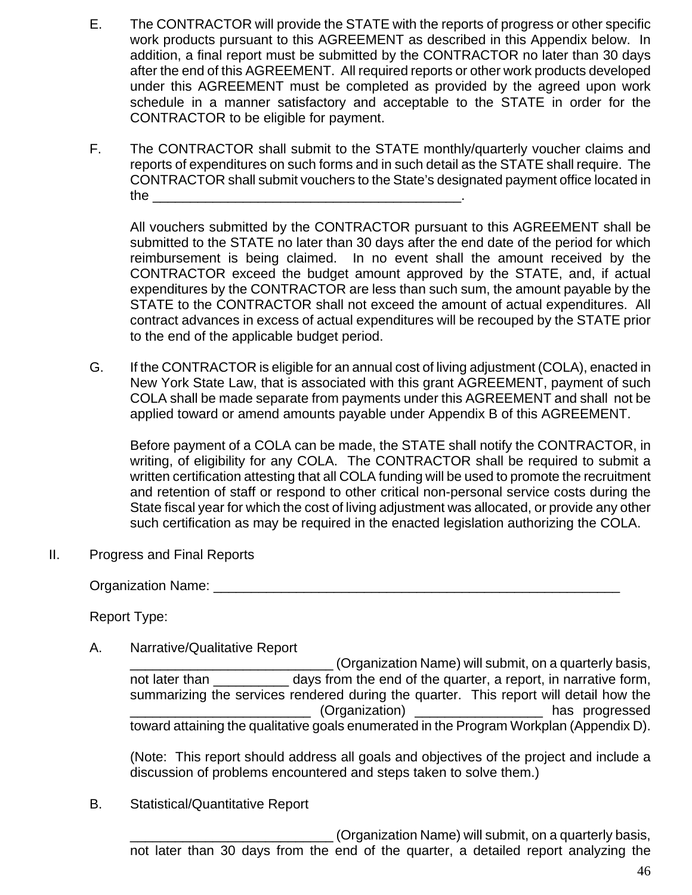E. The CONTRACTOR will provide the STATE with the reports of progress or other specific work products pursuant to this AGREEMENT as described in this Appendix below. In addition, a final report must be submitted by the CONTRACTOR no later than 30 days after the end of this AGREEMENT. All required reports or other work products developed under this AGREEMENT must be completed as provided by the agreed upon work schedule in a manner satisfactory and acceptable to the STATE in order for the CONTRACTOR to be eligible for payment.

F. The CONTRACTOR shall submit to the STATE monthly/quarterly voucher claims and reports of expenditures on such forms and in such detail as the STATE shall require. The CONTRACTOR shall submit vouchers to the State's designated payment office located in the ________________________________________.

All vouchers submitted by the CONTRACTOR pursuant to this AGREEMENT shall be submitted to the STATE no later than 30 days after the end date of the period for which reimbursement is being claimed. In no event shall the amount received by the CONTRACTOR exceed the budget amount approved by the STATE, and, if actual expenditures by the CONTRACTOR are less than such sum, the amount payable by the STATE to the CONTRACTOR shall not exceed the amount of actual expenditures. All contract advances in excess of actual expenditures will be recouped by the STATE prior to the end of the applicable budget period.

G. If the CONTRACTOR is eligible for an annual cost of living adjustment (COLA), enacted in New York State Law, that is associated with this grant AGREEMENT, payment of such COLA shall be made separate from payments under this AGREEMENT and shall not be applied toward or amend amounts payable under Appendix B of this AGREEMENT.

Before payment of a COLA can be made, the STATE shall notify the CONTRACTOR, in writing, of eligibility for any COLA. The CONTRACTOR shall be required to submit a written certification attesting that all COLA funding will be used to promote the recruitment and retention of staff or respond to other critical non-personal service costs during the State fiscal year for which the cost of living adjustment was allocated, or provide any other such certification as may be required in the enacted legislation authorizing the COLA.

II. Progress and Final Reports

Organization Name: _____________________________________________________

Report Type:

A. Narrative/Qualitative Report

__________________________ (Organization Name) will submit, on a quarterly basis, not later than __________ days from the end of the quarter, a report, in narrative form, summarizing the services rendered during the quarter. This report will detail how the ________________________ (Organization) _________________ has progressed toward attaining the qualitative goals enumerated in the Program Workplan (Appendix D).

(Note: This report should address all goals and objectives of the project and include a discussion of problems encountered and steps taken to solve them.)

B. Statistical/Quantitative Report

__________________________ (Organization Name) will submit, on a quarterly basis, not later than 30 days from the end of the quarter, a detailed report analyzing the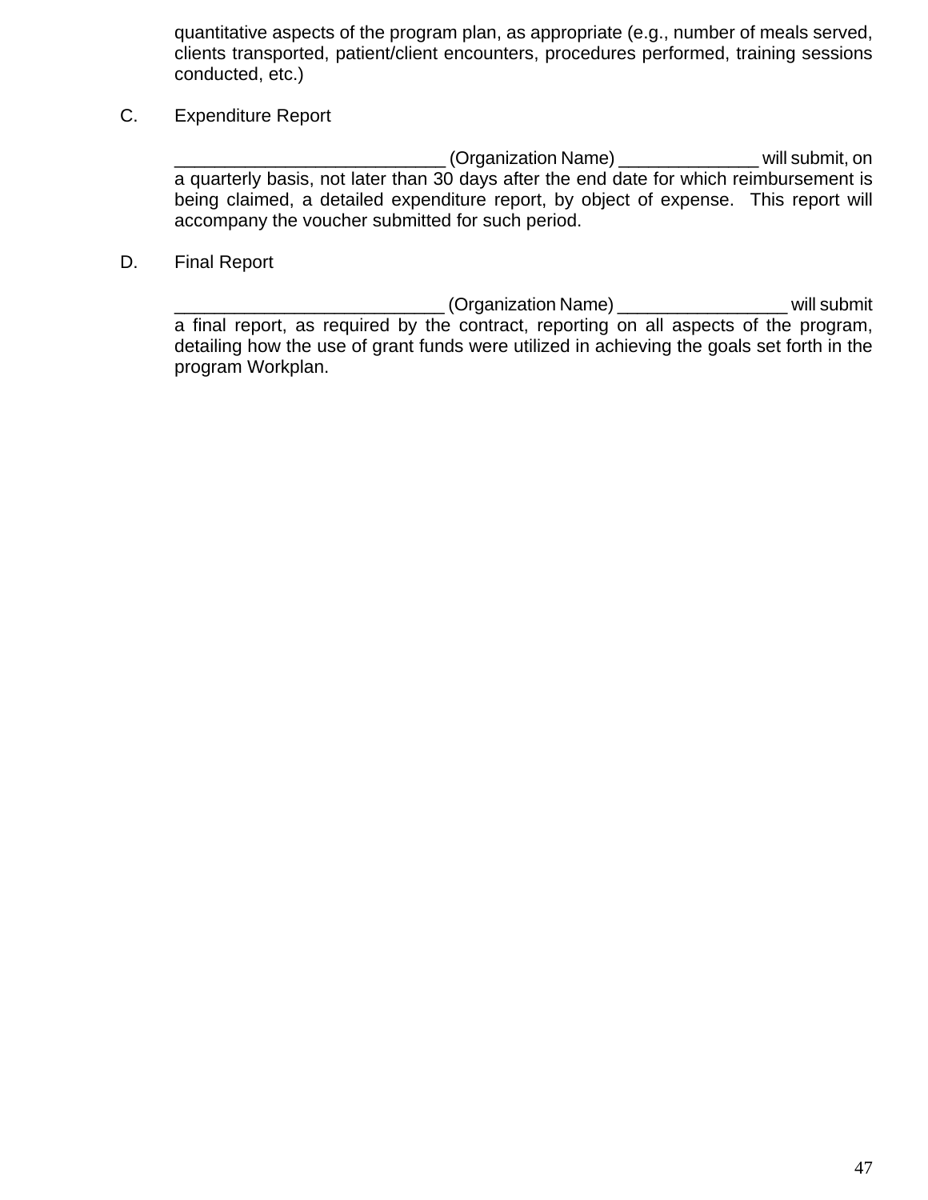quantitative aspects of the program plan, as appropriate (e.g., number of meals served, clients transported, patient/client encounters, procedures performed, training sessions conducted, etc.)

C. Expenditure Report

___________________________ (Organization Name) ______________ will submit, on a quarterly basis, not later than 30 days after the end date for which reimbursement is being claimed, a detailed expenditure report, by object of expense. This report will accompany the voucher submitted for such period.

D. Final Report

___________________________ (Organization Name) _________________ will submit a final report, as required by the contract, reporting on all aspects of the program, detailing how the use of grant funds were utilized in achieving the goals set forth in the program Workplan.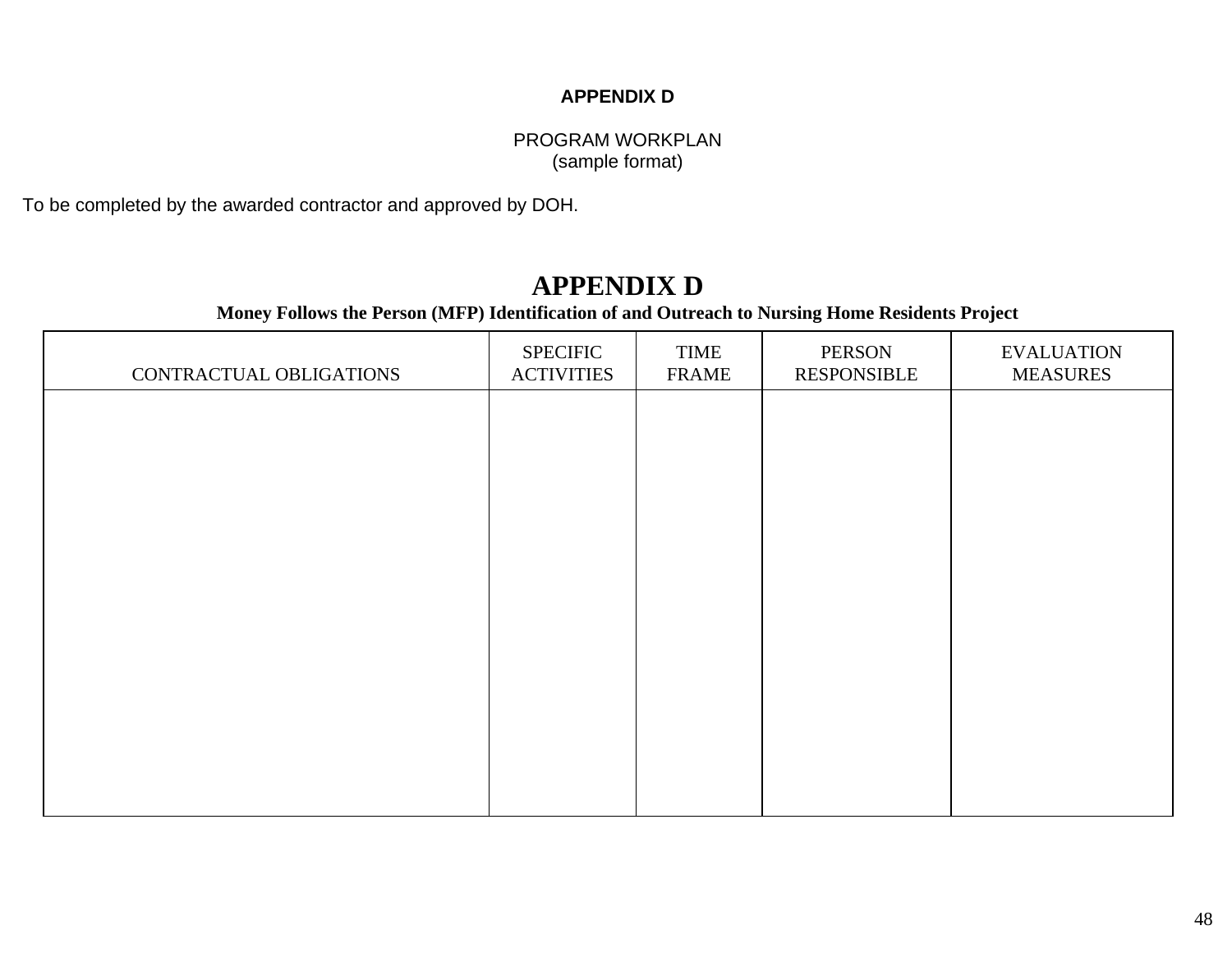**APPENDIX D**

PROGRAM WORKPLAN
(sample format)

To be completed by the awarded contractor and approved by DOH.

# APPENDIX D

**Money Follows the Person (MFP) Identification of and Outreach to Nursing Home Residents Project**

| CONTRACTUAL OBLIGATIONS | SPECIFIC ACTIVITIES | TIME FRAME | PERSON RESPONSIBLE | EVALUATION MEASURES |
|---|---|---|---|---|
| | | | | |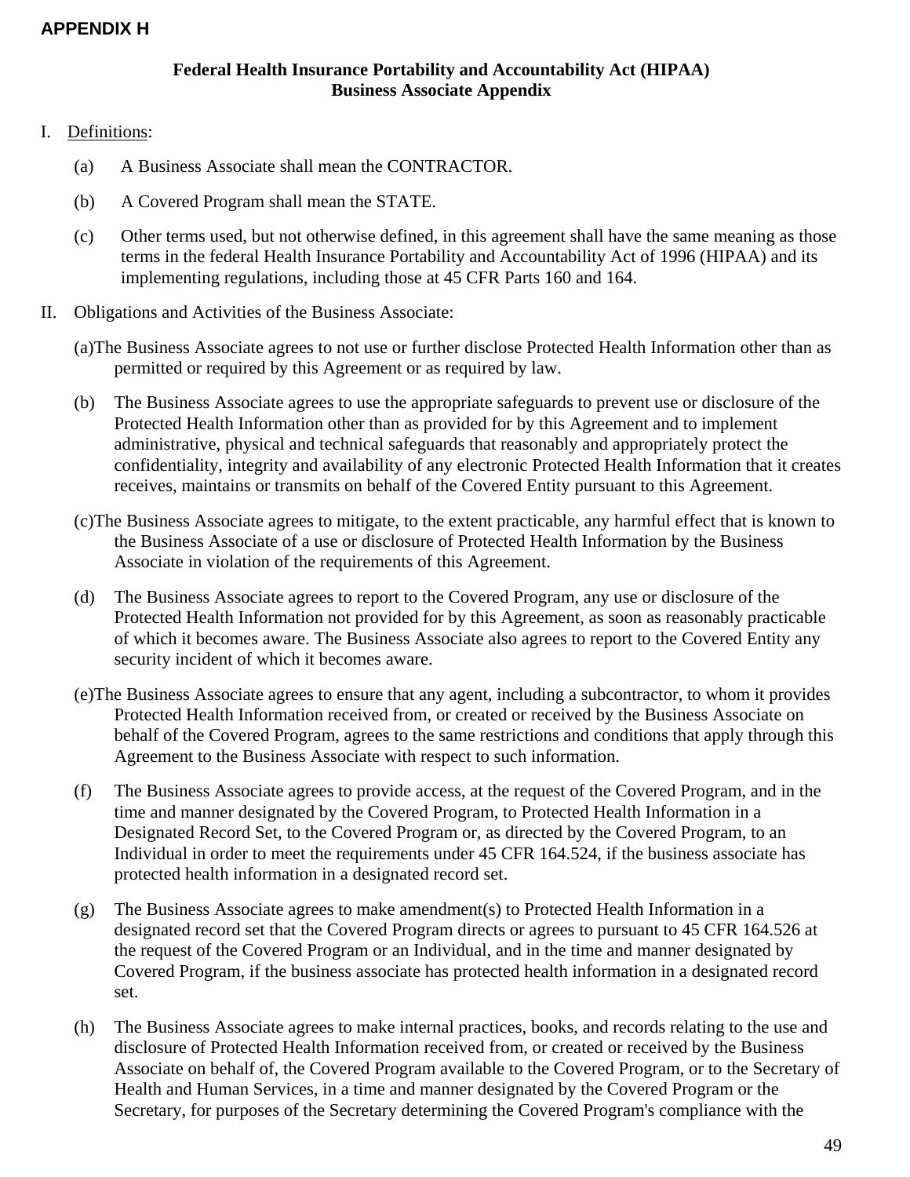**APPENDIX H**

**Federal Health Insurance Portability and Accountability Act (HIPAA)**
**Business Associate Appendix**

I. Definitions:

(a) A Business Associate shall mean the CONTRACTOR.

(b) A Covered Program shall mean the STATE.

(c) Other terms used, but not otherwise defined, in this agreement shall have the same meaning as those terms in the federal Health Insurance Portability and Accountability Act of 1996 (HIPAA) and its implementing regulations, including those at 45 CFR Parts 160 and 164.

II. Obligations and Activities of the Business Associate:

(a) The Business Associate agrees to not use or further disclose Protected Health Information other than as permitted or required by this Agreement or as required by law.

(b) The Business Associate agrees to use the appropriate safeguards to prevent use or disclosure of the Protected Health Information other than as provided for by this Agreement and to implement administrative, physical and technical safeguards that reasonably and appropriately protect the confidentiality, integrity and availability of any electronic Protected Health Information that it creates receives, maintains or transmits on behalf of the Covered Entity pursuant to this Agreement.

(c) The Business Associate agrees to mitigate, to the extent practicable, any harmful effect that is known to the Business Associate of a use or disclosure of Protected Health Information by the Business Associate in violation of the requirements of this Agreement.

(d) The Business Associate agrees to report to the Covered Program, any use or disclosure of the Protected Health Information not provided for by this Agreement, as soon as reasonably practicable of which it becomes aware. The Business Associate also agrees to report to the Covered Entity any security incident of which it becomes aware.

(e) The Business Associate agrees to ensure that any agent, including a subcontractor, to whom it provides Protected Health Information received from, or created or received by the Business Associate on behalf of the Covered Program, agrees to the same restrictions and conditions that apply through this Agreement to the Business Associate with respect to such information.

(f) The Business Associate agrees to provide access, at the request of the Covered Program, and in the time and manner designated by the Covered Program, to Protected Health Information in a Designated Record Set, to the Covered Program or, as directed by the Covered Program, to an Individual in order to meet the requirements under 45 CFR 164.524, if the business associate has protected health information in a designated record set.

(g) The Business Associate agrees to make amendment(s) to Protected Health Information in a designated record set that the Covered Program directs or agrees to pursuant to 45 CFR 164.526 at the request of the Covered Program or an Individual, and in the time and manner designated by Covered Program, if the business associate has protected health information in a designated record set.

(h) The Business Associate agrees to make internal practices, books, and records relating to the use and disclosure of Protected Health Information received from, or created or received by the Business Associate on behalf of, the Covered Program available to the Covered Program, or to the Secretary of Health and Human Services, in a time and manner designated by the Covered Program or the Secretary, for purposes of the Secretary determining the Covered Program's compliance with the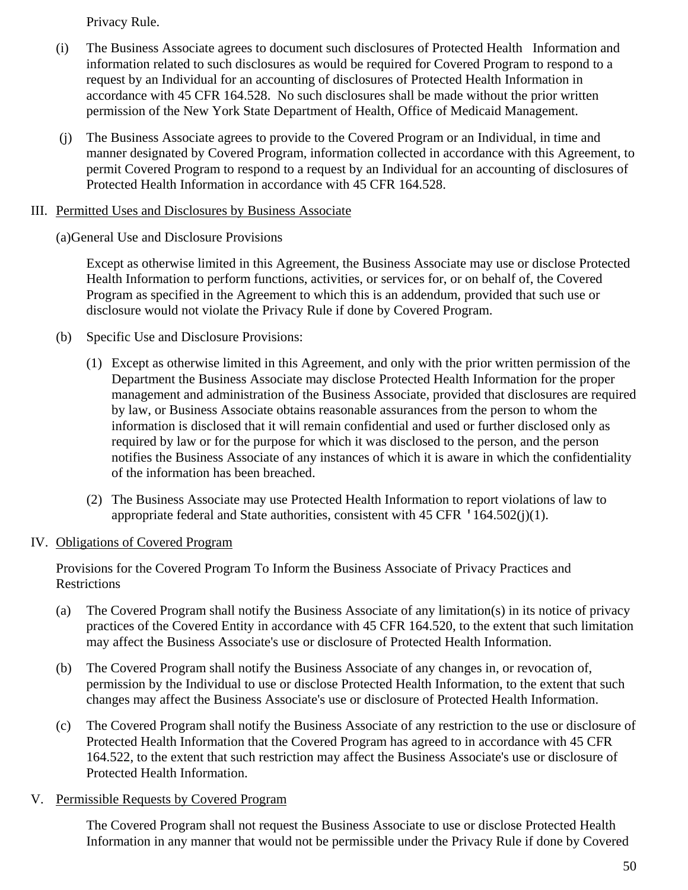Privacy Rule.

(i) The Business Associate agrees to document such disclosures of Protected Health Information and information related to such disclosures as would be required for Covered Program to respond to a request by an Individual for an accounting of disclosures of Protected Health Information in accordance with 45 CFR 164.528. No such disclosures shall be made without the prior written permission of the New York State Department of Health, Office of Medicaid Management.

(j) The Business Associate agrees to provide to the Covered Program or an Individual, in time and manner designated by Covered Program, information collected in accordance with this Agreement, to permit Covered Program to respond to a request by an Individual for an accounting of disclosures of Protected Health Information in accordance with 45 CFR 164.528.

III. <u>Permitted Uses and Disclosures by Business Associate</u>

(a)General Use and Disclosure Provisions

Except as otherwise limited in this Agreement, the Business Associate may use or disclose Protected Health Information to perform functions, activities, or services for, or on behalf of, the Covered Program as specified in the Agreement to which this is an addendum, provided that such use or disclosure would not violate the Privacy Rule if done by Covered Program.

(b) Specific Use and Disclosure Provisions:

(1) Except as otherwise limited in this Agreement, and only with the prior written permission of the Department the Business Associate may disclose Protected Health Information for the proper management and administration of the Business Associate, provided that disclosures are required by law, or Business Associate obtains reasonable assurances from the person to whom the information is disclosed that it will remain confidential and used or further disclosed only as required by law or for the purpose for which it was disclosed to the person, and the person notifies the Business Associate of any instances of which it is aware in which the confidentiality of the information has been breached.

(2) The Business Associate may use Protected Health Information to report violations of law to appropriate federal and State authorities, consistent with 45 CFR '164.502(j)(1).

IV. <u>Obligations of Covered Program</u>

Provisions for the Covered Program To Inform the Business Associate of Privacy Practices and Restrictions

(a) The Covered Program shall notify the Business Associate of any limitation(s) in its notice of privacy practices of the Covered Entity in accordance with 45 CFR 164.520, to the extent that such limitation may affect the Business Associate's use or disclosure of Protected Health Information.

(b) The Covered Program shall notify the Business Associate of any changes in, or revocation of, permission by the Individual to use or disclose Protected Health Information, to the extent that such changes may affect the Business Associate's use or disclosure of Protected Health Information.

(c) The Covered Program shall notify the Business Associate of any restriction to the use or disclosure of Protected Health Information that the Covered Program has agreed to in accordance with 45 CFR 164.522, to the extent that such restriction may affect the Business Associate's use or disclosure of Protected Health Information.

V. <u>Permissible Requests by Covered Program</u>

The Covered Program shall not request the Business Associate to use or disclose Protected Health Information in any manner that would not be permissible under the Privacy Rule if done by Covered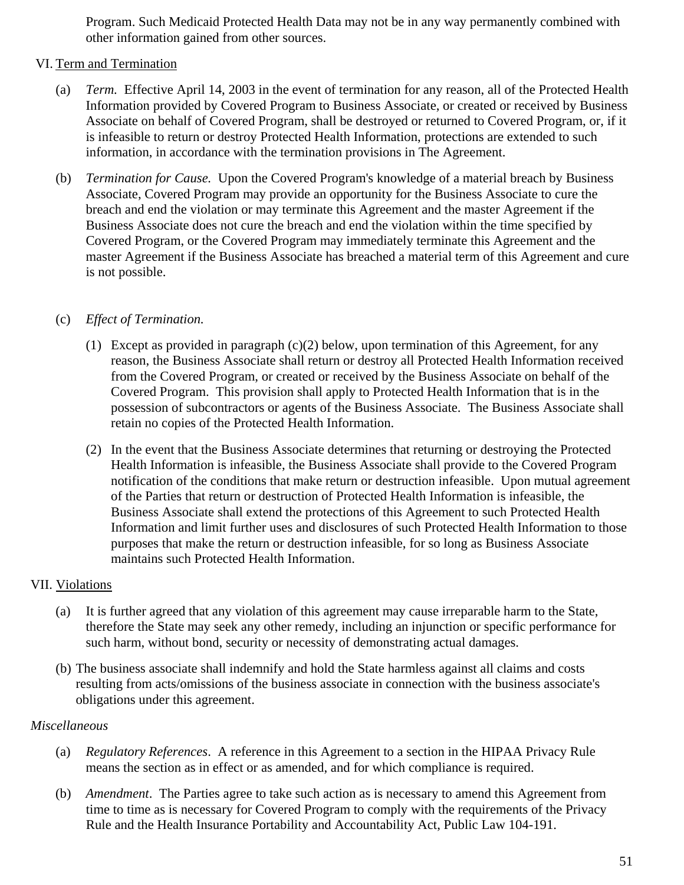Program. Such Medicaid Protected Health Data may not be in any way permanently combined with other information gained from other sources.

VI. <u>Term and Termination</u>

(a) *Term.* Effective April 14, 2003 in the event of termination for any reason, all of the Protected Health Information provided by Covered Program to Business Associate, or created or received by Business Associate on behalf of Covered Program, shall be destroyed or returned to Covered Program, or, if it is infeasible to return or destroy Protected Health Information, protections are extended to such information, in accordance with the termination provisions in The Agreement.

(b) *Termination for Cause.* Upon the Covered Program's knowledge of a material breach by Business Associate, Covered Program may provide an opportunity for the Business Associate to cure the breach and end the violation or may terminate this Agreement and the master Agreement if the Business Associate does not cure the breach and end the violation within the time specified by Covered Program, or the Covered Program may immediately terminate this Agreement and the master Agreement if the Business Associate has breached a material term of this Agreement and cure is not possible.

(c) *Effect of Termination.*

(1) Except as provided in paragraph (c)(2) below, upon termination of this Agreement, for any reason, the Business Associate shall return or destroy all Protected Health Information received from the Covered Program, or created or received by the Business Associate on behalf of the Covered Program. This provision shall apply to Protected Health Information that is in the possession of subcontractors or agents of the Business Associate. The Business Associate shall retain no copies of the Protected Health Information.

(2) In the event that the Business Associate determines that returning or destroying the Protected Health Information is infeasible, the Business Associate shall provide to the Covered Program notification of the conditions that make return or destruction infeasible. Upon mutual agreement of the Parties that return or destruction of Protected Health Information is infeasible, the Business Associate shall extend the protections of this Agreement to such Protected Health Information and limit further uses and disclosures of such Protected Health Information to those purposes that make the return or destruction infeasible, for so long as Business Associate maintains such Protected Health Information.

VII. <u>Violations</u>

(a) It is further agreed that any violation of this agreement may cause irreparable harm to the State, therefore the State may seek any other remedy, including an injunction or specific performance for such harm, without bond, security or necessity of demonstrating actual damages.

(b) The business associate shall indemnify and hold the State harmless against all claims and costs resulting from acts/omissions of the business associate in connection with the business associate's obligations under this agreement.

*Miscellaneous*

(a) *Regulatory References*. A reference in this Agreement to a section in the HIPAA Privacy Rule means the section as in effect or as amended, and for which compliance is required.

(b) *Amendment*. The Parties agree to take such action as is necessary to amend this Agreement from time to time as is necessary for Covered Program to comply with the requirements of the Privacy Rule and the Health Insurance Portability and Accountability Act, Public Law 104-191.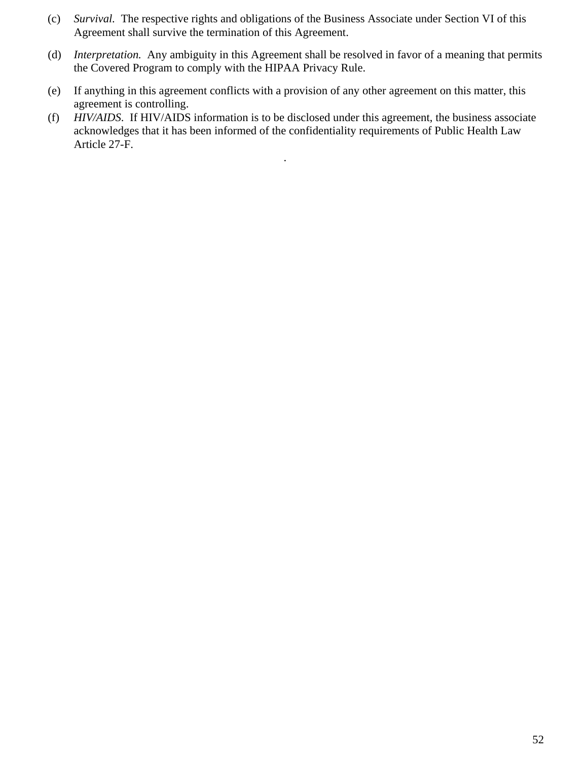(c) *Survival.* The respective rights and obligations of the Business Associate under Section VI of this Agreement shall survive the termination of this Agreement.

(d) *Interpretation.* Any ambiguity in this Agreement shall be resolved in favor of a meaning that permits the Covered Program to comply with the HIPAA Privacy Rule.

(e) If anything in this agreement conflicts with a provision of any other agreement on this matter, this agreement is controlling.

(f) *HIV/AIDS*. If HIV/AIDS information is to be disclosed under this agreement, the business associate acknowledges that it has been informed of the confidentiality requirements of Public Health Law Article 27-F.

.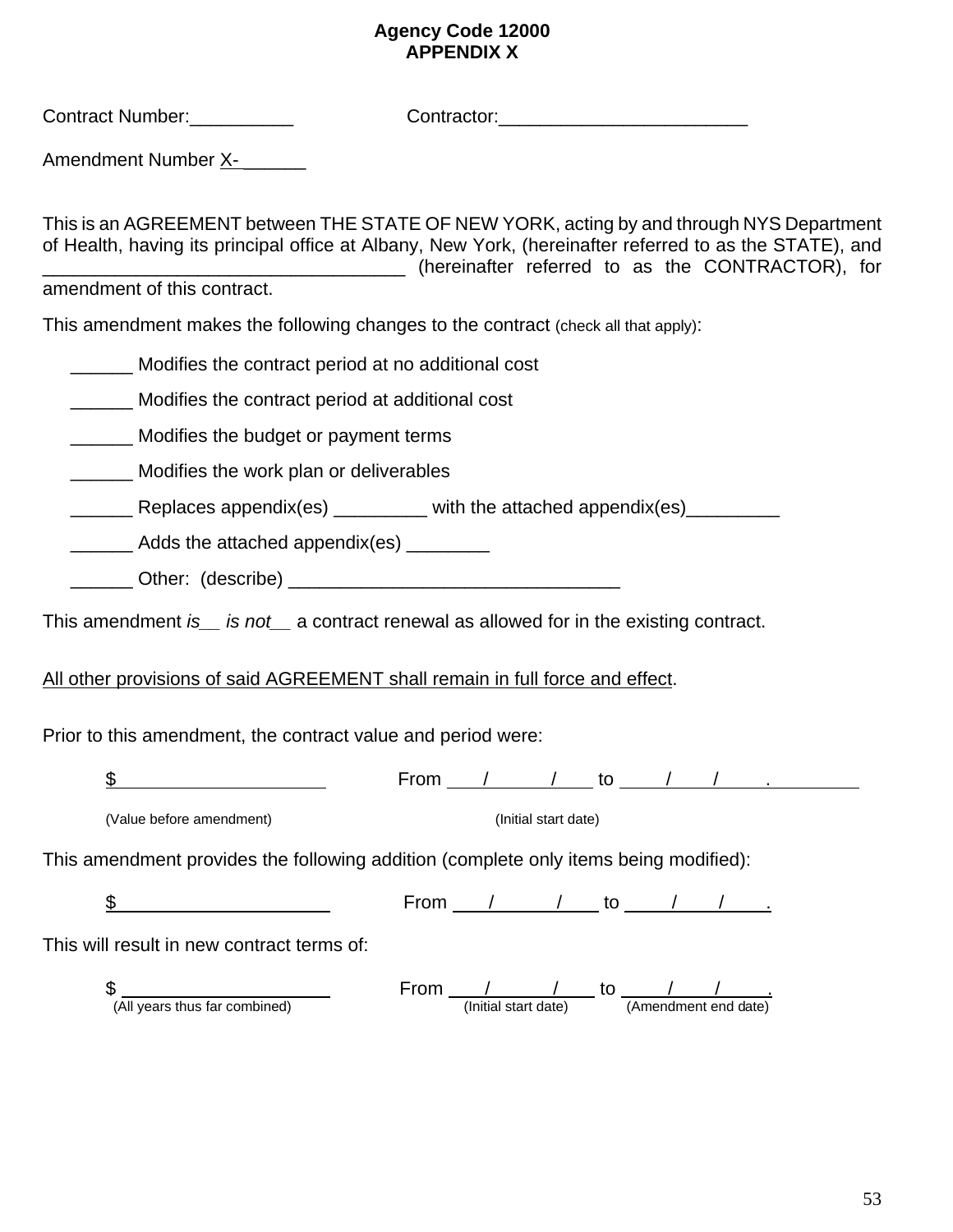**Agency Code 12000**
**APPENDIX X**

Contract Number:__________ Contractor:________________________

Amendment Number X-______

This is an AGREEMENT between THE STATE OF NEW YORK, acting by and through NYS Department of Health, having its principal office at Albany, New York, (hereinafter referred to as the STATE), and ___________________________________ (hereinafter referred to as the CONTRACTOR), for amendment of this contract.

This amendment makes the following changes to the contract (check all that apply):

______ Modifies the contract period at no additional cost

______ Modifies the contract period at additional cost

______ Modifies the budget or payment terms

______ Modifies the work plan or deliverables

______ Replaces appendix(es) _________ with the attached appendix(es)_________

______ Adds the attached appendix(es) ________

______ Other: (describe) ________________________________

This amendment *is__ is not__* a contract renewal as allowed for in the existing contract.

<u>All other provisions of said AGREEMENT shall remain in full force and effect</u>.

Prior to this amendment, the contract value and period were:

$____________________ From ___/_____/___ to ____/____/____.
(Value before amendment) (Initial start date)

This amendment provides the following addition (complete only items being modified):

$____________________ From ___/_____/___ to ____/____/____.

This will result in new contract terms of:

$____________________ From ___/_____/___ to ____/____/____.
(All years thus far combined) (Initial start date) (Amendment end date)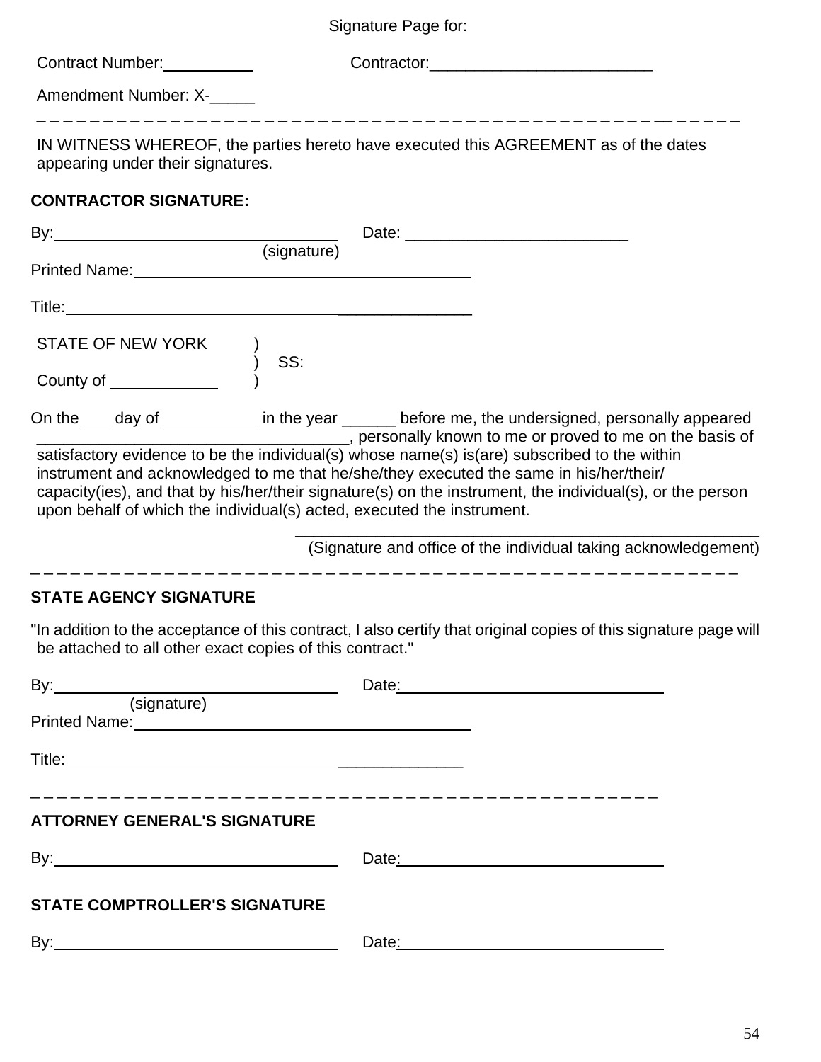Signature Page for:

Contract Number:__________ Contractor:_________________________

Amendment Number: X-_____

---

IN WITNESS WHEREOF, the parties hereto have executed this AGREEMENT as of the dates appearing under their signatures.

**CONTRACTOR SIGNATURE:**

By:________________________________ Date: ________________________
(signature)

Printed Name:______________________________________

Title:______________________________________________

STATE OF NEW YORK )
) SS:
County of ____________ )

On the ___ day of __________ in the year ______ before me, the undersigned, personally appeared __________________________________, personally known to me or proved to me on the basis of satisfactory evidence to be the individual(s) whose name(s) is(are) subscribed to the within instrument and acknowledged to me that he/she/they executed the same in his/her/their/ capacity(ies), and that by his/her/their signature(s) on the instrument, the individual(s), or the person upon behalf of which the individual(s) acted, executed the instrument.

_____________________________________________________
(Signature and office of the individual taking acknowledgement)

---

**STATE AGENCY SIGNATURE**

"In addition to the acceptance of this contract, I also certify that original copies of this signature page will be attached to all other exact copies of this contract."

By:________________________________ Date:______________________________
(signature)

Printed Name:______________________________________

Title:____________________________________________

---

**ATTORNEY GENERAL'S SIGNATURE**

By:________________________________ Date:______________________________

**STATE COMPTROLLER'S SIGNATURE**

By:________________________________ Date:______________________________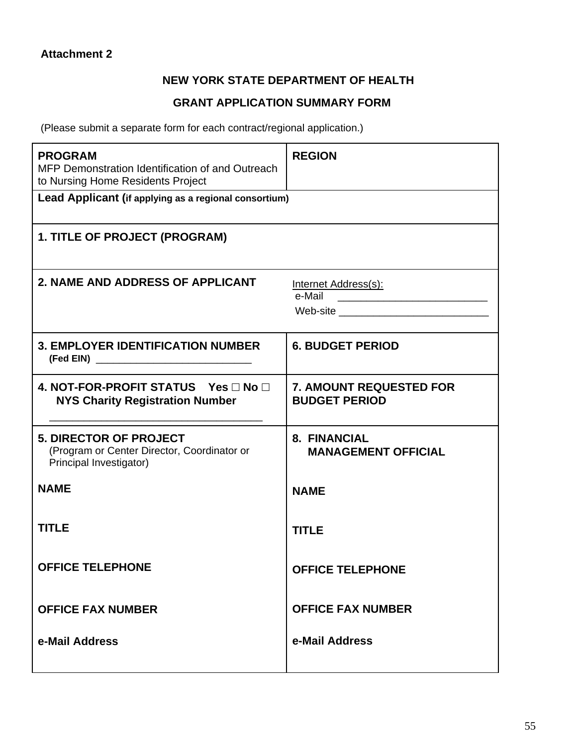**Attachment 2**

**NEW YORK STATE DEPARTMENT OF HEALTH**

**GRANT APPLICATION SUMMARY FORM**

(Please submit a separate form for each contract/regional application.)

| **PROGRAM**<br>MFP Demonstration Identification of and Outreach to Nursing Home Residents Project | **REGION** |
|---|---|
| **Lead Applicant (if applying as a regional consortium)** | |
| **1. TITLE OF PROJECT (PROGRAM)** | |
| **2. NAME AND ADDRESS OF APPLICANT** | Internet Address(s):<br>e-Mail ________________________<br>Web-site ________________________ |
| **3. EMPLOYER IDENTIFICATION NUMBER**<br>**(Fed EIN)** ___________________________ | **6. BUDGET PERIOD** |
| **4. NOT-FOR-PROFIT STATUS Yes □ No □**<br>**NYS Charity Registration Number**<br>__________________________________ | **7. AMOUNT REQUESTED FOR BUDGET PERIOD** |
| **5. DIRECTOR OF PROJECT**<br>(Program or Center Director, Coordinator or Principal Investigator)<br><br>**NAME**<br><br>**TITLE**<br><br>**OFFICE TELEPHONE**<br><br>**OFFICE FAX NUMBER**<br><br>**e-Mail Address** | **8. FINANCIAL MANAGEMENT OFFICIAL**<br><br>**NAME**<br><br>**TITLE**<br><br>**OFFICE TELEPHONE**<br><br>**OFFICE FAX NUMBER**<br><br>**e-Mail Address** |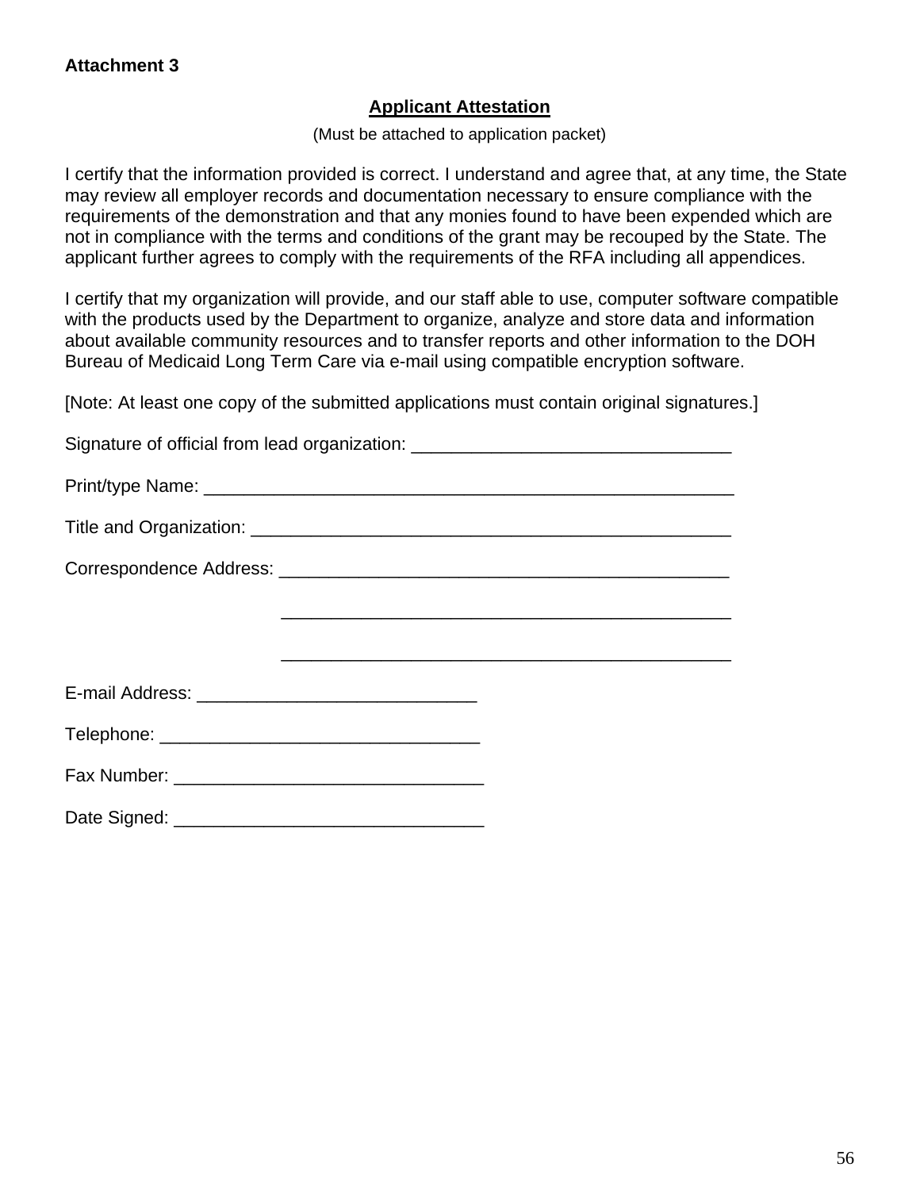**Attachment 3**

## Applicant Attestation

(Must be attached to application packet)

I certify that the information provided is correct. I understand and agree that, at any time, the State may review all employer records and documentation necessary to ensure compliance with the requirements of the demonstration and that any monies found to have been expended which are not in compliance with the terms and conditions of the grant may be recouped by the State. The applicant further agrees to comply with the requirements of the RFA including all appendices.

I certify that my organization will provide, and our staff able to use, computer software compatible with the products used by the Department to organize, analyze and store data and information about available community resources and to transfer reports and other information to the DOH Bureau of Medicaid Long Term Care via e-mail using compatible encryption software.

[Note: At least one copy of the submitted applications must contain original signatures.]

Signature of official from lead organization: _______________________________

Print/type Name: _____________________________________________________

Title and Organization: _________________________________________________

Correspondence Address: _______________________________________________

_______________________________________________

_______________________________________________

E-mail Address: ___________________________

Telephone: _______________________________

Fax Number: ______________________________

Date Signed: ______________________________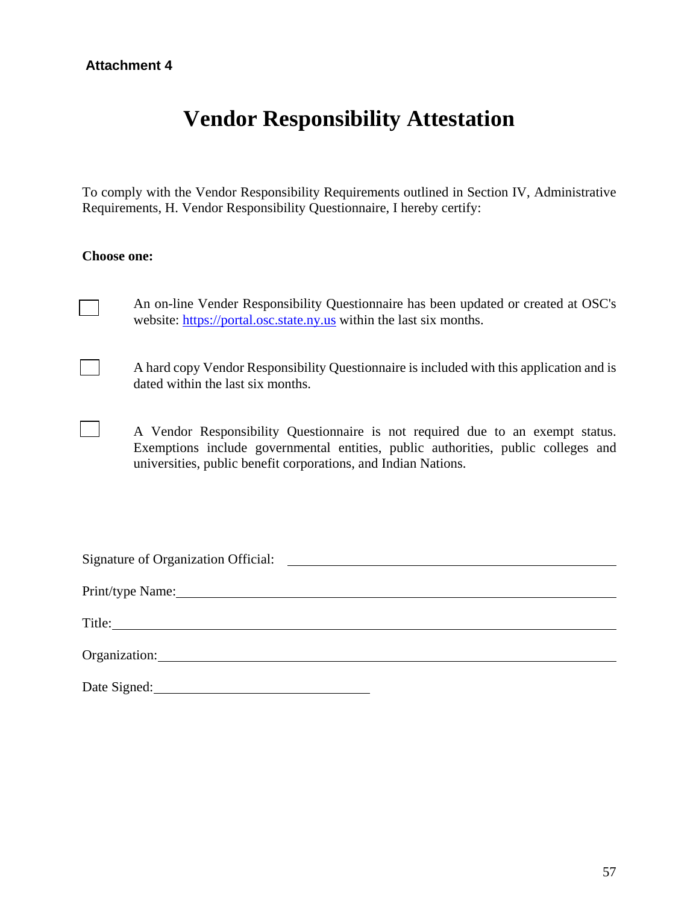**Attachment 4**

# Vendor Responsibility Attestation

To comply with the Vendor Responsibility Requirements outlined in Section IV, Administrative Requirements, H. Vendor Responsibility Questionnaire, I hereby certify:

**Choose one:**

☐ An on-line Vender Responsibility Questionnaire has been updated or created at OSC's website: https://portal.osc.state.ny.us within the last six months.

☐ A hard copy Vendor Responsibility Questionnaire is included with this application and is dated within the last six months.

☐ A Vendor Responsibility Questionnaire is not required due to an exempt status. Exemptions include governmental entities, public authorities, public colleges and universities, public benefit corporations, and Indian Nations.

Signature of Organization Official: ______________________________

Print/type Name: ______________________________

Title: ______________________________

Organization: ______________________________

Date Signed: ____________________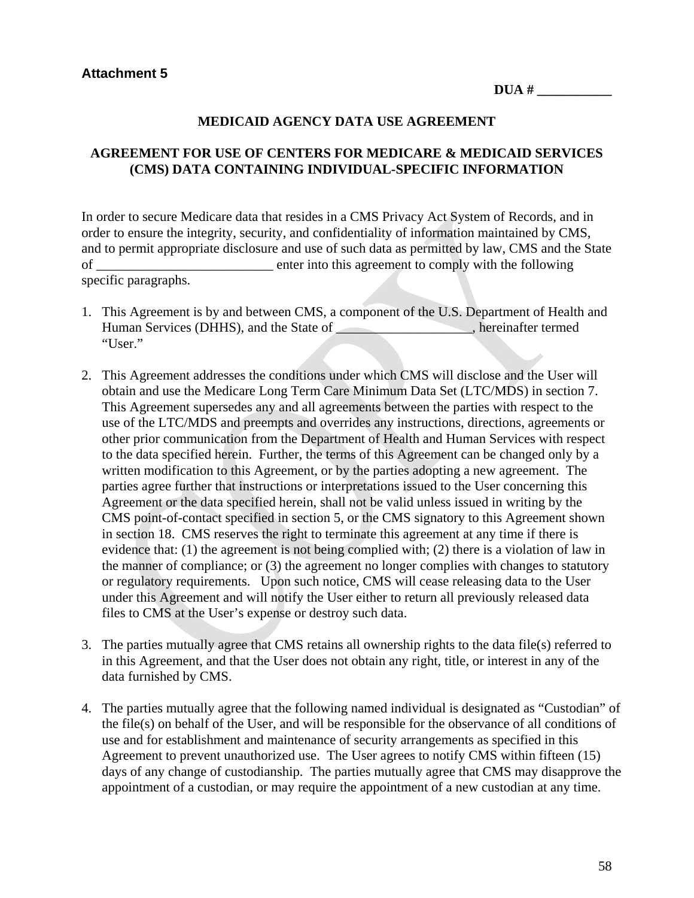**Attachment 5**

**DUA # \_\_\_\_\_\_\_\_\_\_\_**

**MEDICAID AGENCY DATA USE AGREEMENT**

**AGREEMENT FOR USE OF CENTERS FOR MEDICARE & MEDICAID SERVICES (CMS) DATA CONTAINING INDIVIDUAL-SPECIFIC INFORMATION**

In order to secure Medicare data that resides in a CMS Privacy Act System of Records, and in order to ensure the integrity, security, and confidentiality of information maintained by CMS, and to permit appropriate disclosure and use of such data as permitted by law, CMS and the State of \_\_\_\_\_\_\_\_\_\_\_\_\_\_\_\_\_\_\_\_\_\_\_\_\_\_ enter into this agreement to comply with the following specific paragraphs.

1. This Agreement is by and between CMS, a component of the U.S. Department of Health and Human Services (DHHS), and the State of \_\_\_\_\_\_\_\_\_\_\_\_\_\_\_\_\_\_\_\_, hereinafter termed "User."

2. This Agreement addresses the conditions under which CMS will disclose and the User will obtain and use the Medicare Long Term Care Minimum Data Set (LTC/MDS) in section 7. This Agreement supersedes any and all agreements between the parties with respect to the use of the LTC/MDS and preempts and overrides any instructions, directions, agreements or other prior communication from the Department of Health and Human Services with respect to the data specified herein. Further, the terms of this Agreement can be changed only by a written modification to this Agreement, or by the parties adopting a new agreement. The parties agree further that instructions or interpretations issued to the User concerning this Agreement or the data specified herein, shall not be valid unless issued in writing by the CMS point-of-contact specified in section 5, or the CMS signatory to this Agreement shown in section 18. CMS reserves the right to terminate this agreement at any time if there is evidence that: (1) the agreement is not being complied with; (2) there is a violation of law in the manner of compliance; or (3) the agreement no longer complies with changes to statutory or regulatory requirements. Upon such notice, CMS will cease releasing data to the User under this Agreement and will notify the User either to return all previously released data files to CMS at the User's expense or destroy such data.

3. The parties mutually agree that CMS retains all ownership rights to the data file(s) referred to in this Agreement, and that the User does not obtain any right, title, or interest in any of the data furnished by CMS.

4. The parties mutually agree that the following named individual is designated as "Custodian" of the file(s) on behalf of the User, and will be responsible for the observance of all conditions of use and for establishment and maintenance of security arrangements as specified in this Agreement to prevent unauthorized use. The User agrees to notify CMS within fifteen (15) days of any change of custodianship. The parties mutually agree that CMS may disapprove the appointment of a custodian, or may require the appointment of a new custodian at any time.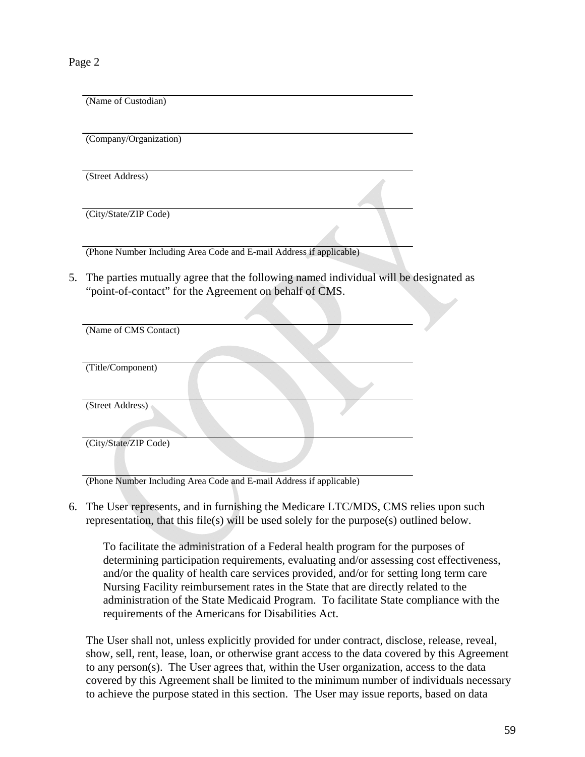Page 2

___________________________________________________________
(Name of Custodian)

___________________________________________________________
(Company/Organization)

___________________________________________________________
(Street Address)

___________________________________________________________
(City/State/ZIP Code)

___________________________________________________________
(Phone Number Including Area Code and E-mail Address if applicable)

5. The parties mutually agree that the following named individual will be designated as "point-of-contact" for the Agreement on behalf of CMS.

___________________________________________________________
(Name of CMS Contact)

___________________________________________________________
(Title/Component)

___________________________________________________________
(Street Address)

___________________________________________________________
(City/State/ZIP Code)

___________________________________________________________
(Phone Number Including Area Code and E-mail Address if applicable)

6. The User represents, and in furnishing the Medicare LTC/MDS, CMS relies upon such representation, that this file(s) will be used solely for the purpose(s) outlined below.

   To facilitate the administration of a Federal health program for the purposes of determining participation requirements, evaluating and/or assessing cost effectiveness, and/or the quality of health care services provided, and/or for setting long term care Nursing Facility reimbursement rates in the State that are directly related to the administration of the State Medicaid Program. To facilitate State compliance with the requirements of the Americans for Disabilities Act.

   The User shall not, unless explicitly provided for under contract, disclose, release, reveal, show, sell, rent, lease, loan, or otherwise grant access to the data covered by this Agreement to any person(s). The User agrees that, within the User organization, access to the data covered by this Agreement shall be limited to the minimum number of individuals necessary to achieve the purpose stated in this section. The User may issue reports, based on data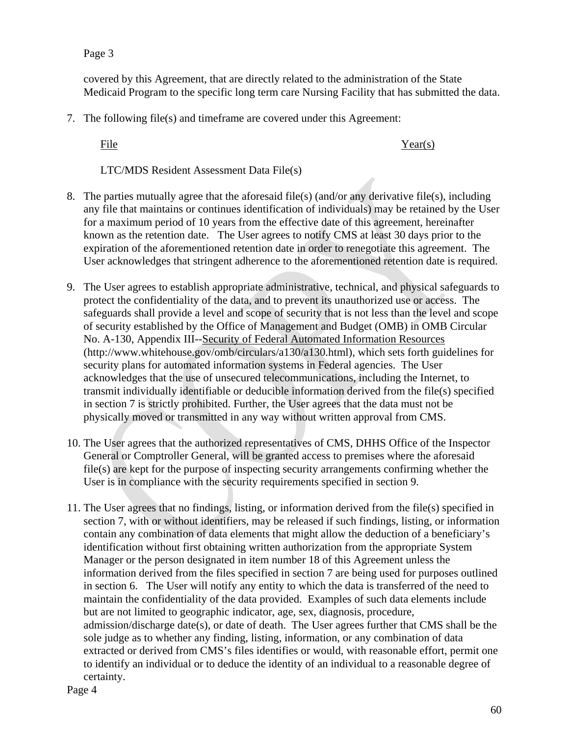Page 3

covered by this Agreement, that are directly related to the administration of the State Medicaid Program to the specific long term care Nursing Facility that has submitted the data.

7. The following file(s) and timeframe are covered under this Agreement:

   | File | Year(s) |
   |---|---|
   | LTC/MDS Resident Assessment Data File(s) | |

8. The parties mutually agree that the aforesaid file(s) (and/or any derivative file(s), including any file that maintains or continues identification of individuals) may be retained by the User for a maximum period of 10 years from the effective date of this agreement, hereinafter known as the retention date. The User agrees to notify CMS at least 30 days prior to the expiration of the aforementioned retention date in order to renegotiate this agreement. The User acknowledges that stringent adherence to the aforementioned retention date is required.

9. The User agrees to establish appropriate administrative, technical, and physical safeguards to protect the confidentiality of the data, and to prevent its unauthorized use or access. The safeguards shall provide a level and scope of security that is not less than the level and scope of security established by the Office of Management and Budget (OMB) in OMB Circular No. A-130, Appendix III--Security of Federal Automated Information Resources (http://www.whitehouse.gov/omb/circulars/a130/a130.html), which sets forth guidelines for security plans for automated information systems in Federal agencies. The User acknowledges that the use of unsecured telecommunications, including the Internet, to transmit individually identifiable or deducible information derived from the file(s) specified in section 7 is strictly prohibited. Further, the User agrees that the data must not be physically moved or transmitted in any way without written approval from CMS.

10. The User agrees that the authorized representatives of CMS, DHHS Office of the Inspector General or Comptroller General, will be granted access to premises where the aforesaid file(s) are kept for the purpose of inspecting security arrangements confirming whether the User is in compliance with the security requirements specified in section 9.

11. The User agrees that no findings, listing, or information derived from the file(s) specified in section 7, with or without identifiers, may be released if such findings, listing, or information contain any combination of data elements that might allow the deduction of a beneficiary's identification without first obtaining written authorization from the appropriate System Manager or the person designated in item number 18 of this Agreement unless the information derived from the files specified in section 7 are being used for purposes outlined in section 6. The User will notify any entity to which the data is transferred of the need to maintain the confidentiality of the data provided. Examples of such data elements include but are not limited to geographic indicator, age, sex, diagnosis, procedure, admission/discharge date(s), or date of death. The User agrees further that CMS shall be the sole judge as to whether any finding, listing, information, or any combination of data extracted or derived from CMS's files identifies or would, with reasonable effort, permit one to identify an individual or to deduce the identity of an individual to a reasonable degree of certainty.

Page 4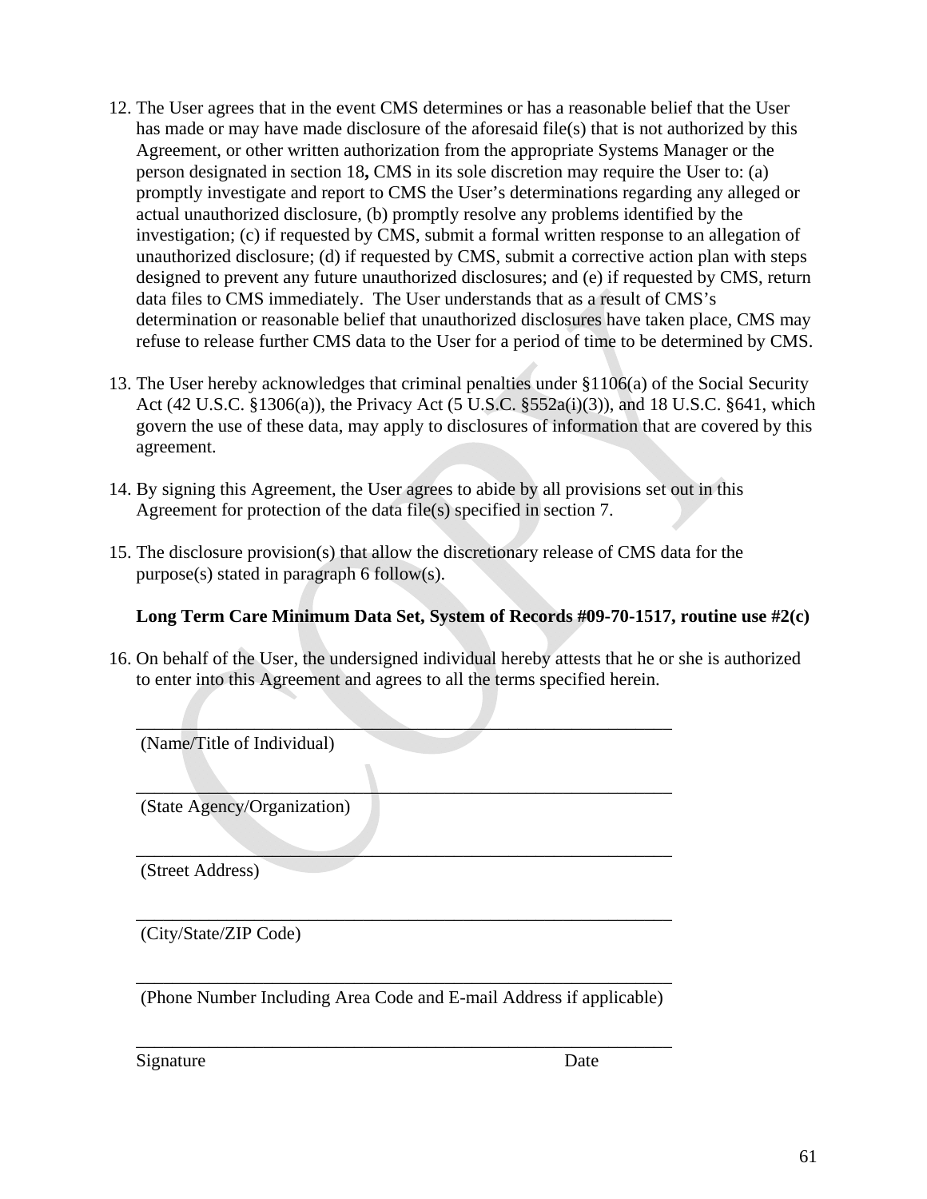12. The User agrees that in the event CMS determines or has a reasonable belief that the User has made or may have made disclosure of the aforesaid file(s) that is not authorized by this Agreement, or other written authorization from the appropriate Systems Manager or the person designated in section 18**,** CMS in its sole discretion may require the User to: (a) promptly investigate and report to CMS the User's determinations regarding any alleged or actual unauthorized disclosure, (b) promptly resolve any problems identified by the investigation; (c) if requested by CMS, submit a formal written response to an allegation of unauthorized disclosure; (d) if requested by CMS, submit a corrective action plan with steps designed to prevent any future unauthorized disclosures; and (e) if requested by CMS, return data files to CMS immediately. The User understands that as a result of CMS's determination or reasonable belief that unauthorized disclosures have taken place, CMS may refuse to release further CMS data to the User for a period of time to be determined by CMS.

13. The User hereby acknowledges that criminal penalties under §1106(a) of the Social Security Act (42 U.S.C. §1306(a)), the Privacy Act (5 U.S.C. §552a(i)(3)), and 18 U.S.C. §641, which govern the use of these data, may apply to disclosures of information that are covered by this agreement.

14. By signing this Agreement, the User agrees to abide by all provisions set out in this Agreement for protection of the data file(s) specified in section 7.

15. The disclosure provision(s) that allow the discretionary release of CMS data for the purpose(s) stated in paragraph 6 follow(s).

    **Long Term Care Minimum Data Set, System of Records #09-70-1517, routine use #2(c)**

16. On behalf of the User, the undersigned individual hereby attests that he or she is authorized to enter into this Agreement and agrees to all the terms specified herein.

    ______________________________________________________________
    (Name/Title of Individual)

    ______________________________________________________________
    (State Agency/Organization)

    ______________________________________________________________
    (Street Address)

    ______________________________________________________________
    (City/State/ZIP Code)

    ______________________________________________________________
    (Phone Number Including Area Code and E-mail Address if applicable)

    ______________________________________________________________
    Signature Date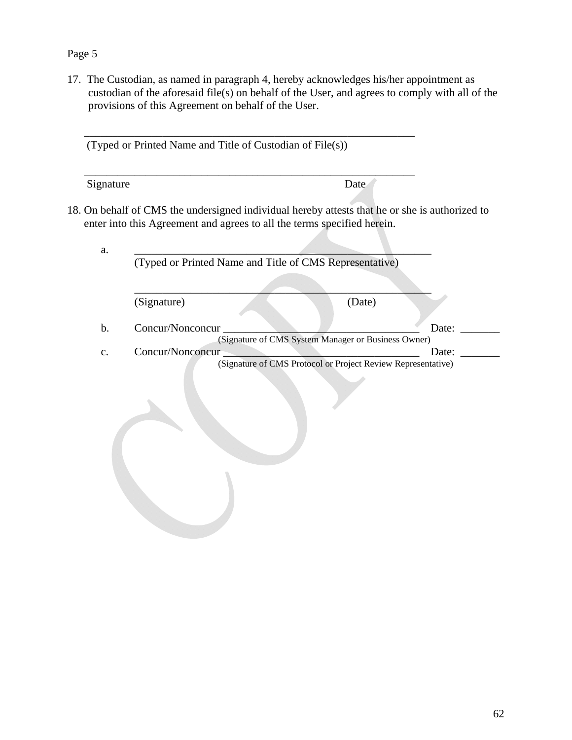Page 5

17. The Custodian, as named in paragraph 4, hereby acknowledges his/her appointment as custodian of the aforesaid file(s) on behalf of the User, and agrees to comply with all of the provisions of this Agreement on behalf of the User.

_____________________________________________________________

(Typed or Printed Name and Title of Custodian of File(s))

_____________________________________________________________

Signature Date

18. On behalf of CMS the undersigned individual hereby attests that he or she is authorized to enter into this Agreement and agrees to all the terms specified herein.

a. _______________________________________________________

(Typed or Printed Name and Title of CMS Representative)

_______________________________________________________

(Signature) (Date)

b. Concur/Nonconcur ____________________________________ Date: _______

(Signature of CMS System Manager or Business Owner)

c. Concur/Nonconcur ____________________________________ Date: _______

(Signature of CMS Protocol or Project Review Representative)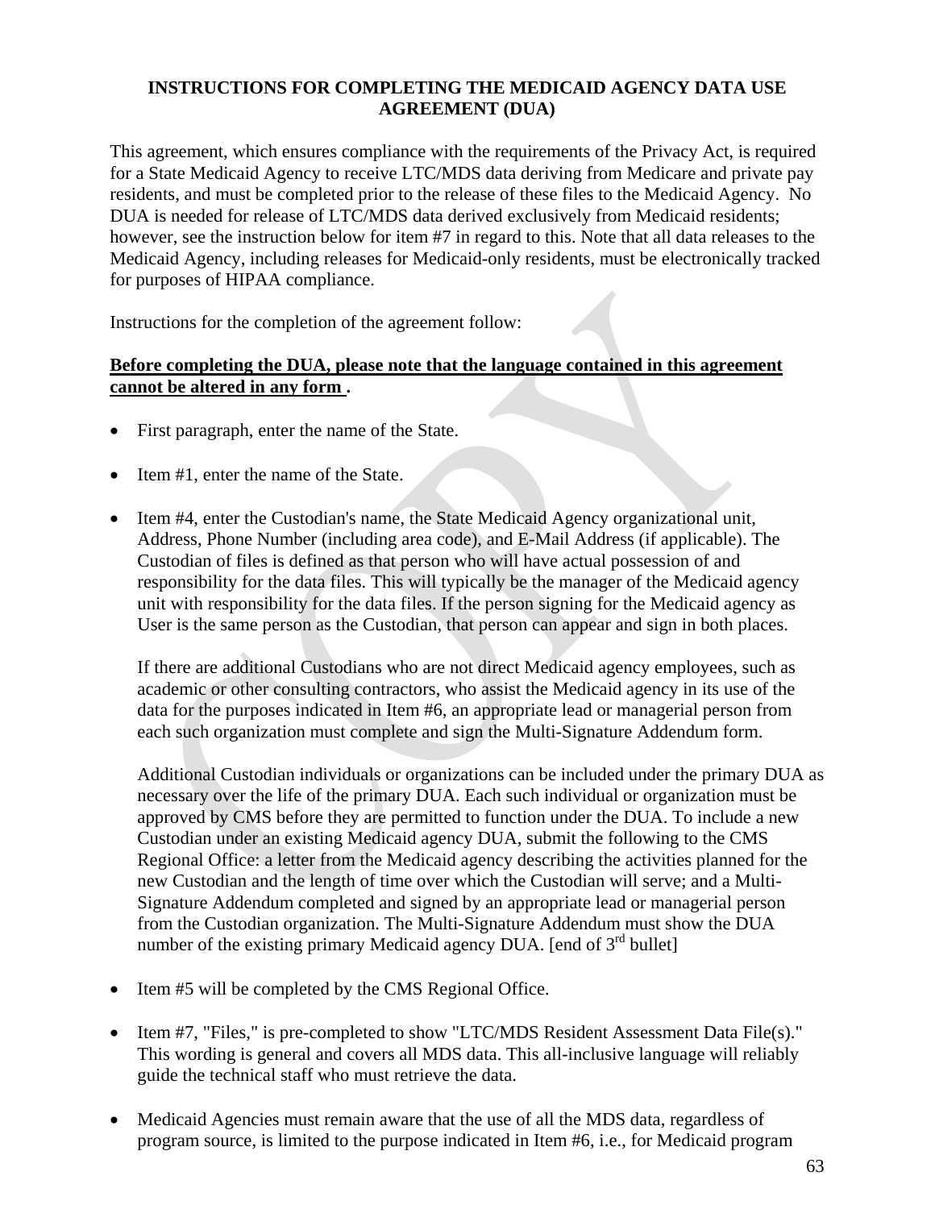**INSTRUCTIONS FOR COMPLETING THE MEDICAID AGENCY DATA USE AGREEMENT (DUA)**

This agreement, which ensures compliance with the requirements of the Privacy Act, is required for a State Medicaid Agency to receive LTC/MDS data deriving from Medicare and private pay residents, and must be completed prior to the release of these files to the Medicaid Agency. No DUA is needed for release of LTC/MDS data derived exclusively from Medicaid residents; however, see the instruction below for item #7 in regard to this. Note that all data releases to the Medicaid Agency, including releases for Medicaid-only residents, must be electronically tracked for purposes of HIPAA compliance.

Instructions for the completion of the agreement follow:

**Before completing the DUA, please note that the language contained in this agreement cannot be altered in any form .**

- First paragraph, enter the name of the State.
- Item #1, enter the name of the State.
- Item #4, enter the Custodian's name, the State Medicaid Agency organizational unit, Address, Phone Number (including area code), and E-Mail Address (if applicable). The Custodian of files is defined as that person who will have actual possession of and responsibility for the data files. This will typically be the manager of the Medicaid agency unit with responsibility for the data files. If the person signing for the Medicaid agency as User is the same person as the Custodian, that person can appear and sign in both places.

  If there are additional Custodians who are not direct Medicaid agency employees, such as academic or other consulting contractors, who assist the Medicaid agency in its use of the data for the purposes indicated in Item #6, an appropriate lead or managerial person from each such organization must complete and sign the Multi-Signature Addendum form.

  Additional Custodian individuals or organizations can be included under the primary DUA as necessary over the life of the primary DUA. Each such individual or organization must be approved by CMS before they are permitted to function under the DUA. To include a new Custodian under an existing Medicaid agency DUA, submit the following to the CMS Regional Office: a letter from the Medicaid agency describing the activities planned for the new Custodian and the length of time over which the Custodian will serve; and a Multi-Signature Addendum completed and signed by an appropriate lead or managerial person from the Custodian organization. The Multi-Signature Addendum must show the DUA number of the existing primary Medicaid agency DUA. [end of 3rd bullet]

- Item #5 will be completed by the CMS Regional Office.
- Item #7, "Files," is pre-completed to show "LTC/MDS Resident Assessment Data File(s)." This wording is general and covers all MDS data. This all-inclusive language will reliably guide the technical staff who must retrieve the data.
- Medicaid Agencies must remain aware that the use of all the MDS data, regardless of program source, is limited to the purpose indicated in Item #6, i.e., for Medicaid program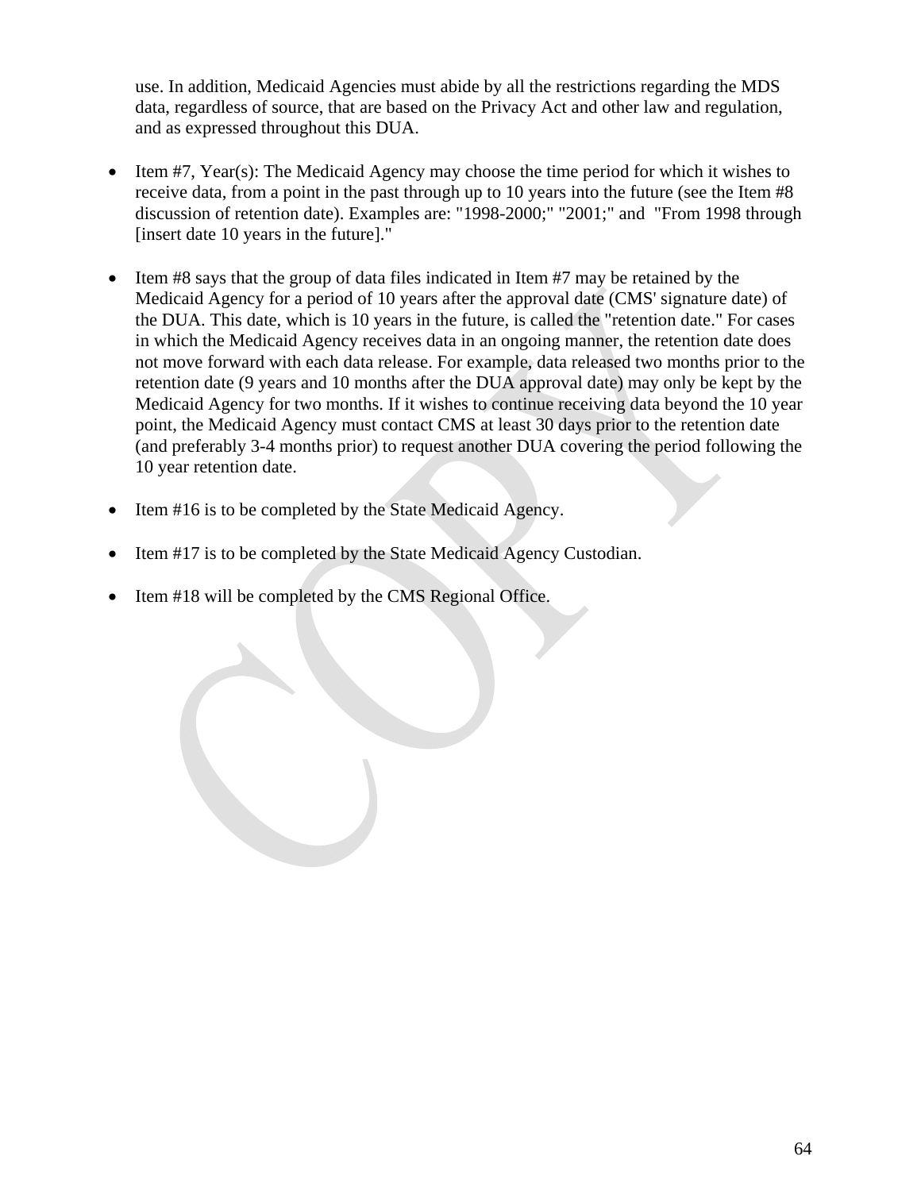use. In addition, Medicaid Agencies must abide by all the restrictions regarding the MDS data, regardless of source, that are based on the Privacy Act and other law and regulation, and as expressed throughout this DUA.

- Item #7, Year(s): The Medicaid Agency may choose the time period for which it wishes to receive data, from a point in the past through up to 10 years into the future (see the Item #8 discussion of retention date). Examples are: "1998-2000;" "2001;" and "From 1998 through [insert date 10 years in the future]."

- Item #8 says that the group of data files indicated in Item #7 may be retained by the Medicaid Agency for a period of 10 years after the approval date (CMS' signature date) of the DUA. This date, which is 10 years in the future, is called the "retention date." For cases in which the Medicaid Agency receives data in an ongoing manner, the retention date does not move forward with each data release. For example, data released two months prior to the retention date (9 years and 10 months after the DUA approval date) may only be kept by the Medicaid Agency for two months. If it wishes to continue receiving data beyond the 10 year point, the Medicaid Agency must contact CMS at least 30 days prior to the retention date (and preferably 3-4 months prior) to request another DUA covering the period following the 10 year retention date.

- Item #16 is to be completed by the State Medicaid Agency.

- Item #17 is to be completed by the State Medicaid Agency Custodian.

- Item #18 will be completed by the CMS Regional Office.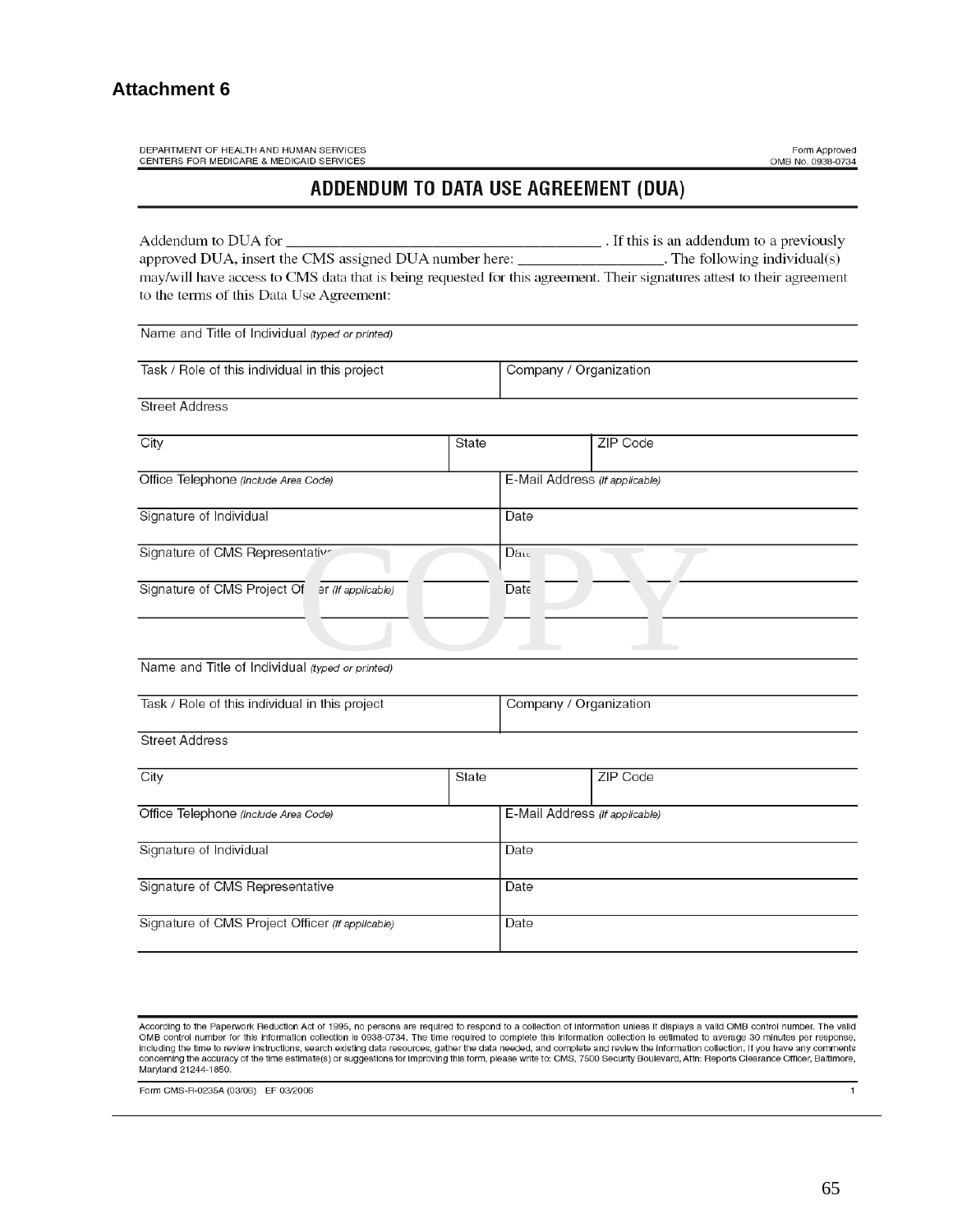**Attachment 6**

DEPARTMENT OF HEALTH AND HUMAN SERVICES
CENTERS FOR MEDICARE & MEDICAID SERVICES

Form Approved
OMB No. 0938-0734

# ADDENDUM TO DATA USE AGREEMENT (DUA)

Addendum to DUA for ________________________________________ . If this is an addendum to a previously approved DUA, insert the CMS assigned DUA number here: __________________. The following individual(s) may/will have access to CMS data that is being requested for this agreement. Their signatures attest to their agreement to the terms of this Data Use Agreement:

| Name and Title of Individual *(typed or printed)* | | |
|---|---|---|
| Task / Role of this individual in this project | Company / Organization | |
| Street Address | | |
| City | State | ZIP Code |
| Office Telephone *(Include Area Code)* | E-Mail Address *(If applicable)* | |
| Signature of Individual | Date | |
| Signature of CMS Representative | Date | |
| Signature of CMS Project Officer *(If applicable)* | Date | |

COPY

| Name and Title of Individual *(typed or printed)* | | |
|---|---|---|
| Task / Role of this individual in this project | Company / Organization | |
| Street Address | | |
| City | State | ZIP Code |
| Office Telephone *(Include Area Code)* | E-Mail Address *(If applicable)* | |
| Signature of Individual | Date | |
| Signature of CMS Representative | Date | |
| Signature of CMS Project Officer *(If applicable)* | Date | |

According to the Paperwork Reduction Act of 1995, no persons are required to respond to a collection of information unless it displays a valid OMB control number. The valid OMB control number for this information collection is 0938-0734. The time required to complete this information collection is estimated to average 30 minutes per response, including the time to review instructions, search existing data resources, gather the data needed, and complete and review the information collection. If you have any comments concerning the accuracy of the time estimate(s) or suggestions for improving this form, please write to: CMS, 7500 Security Boulevard, Attn: Reports Clearance Officer, Baltimore, Maryland 21244-1850.

Form CMS-R-0235A (03/06) EF 03/2006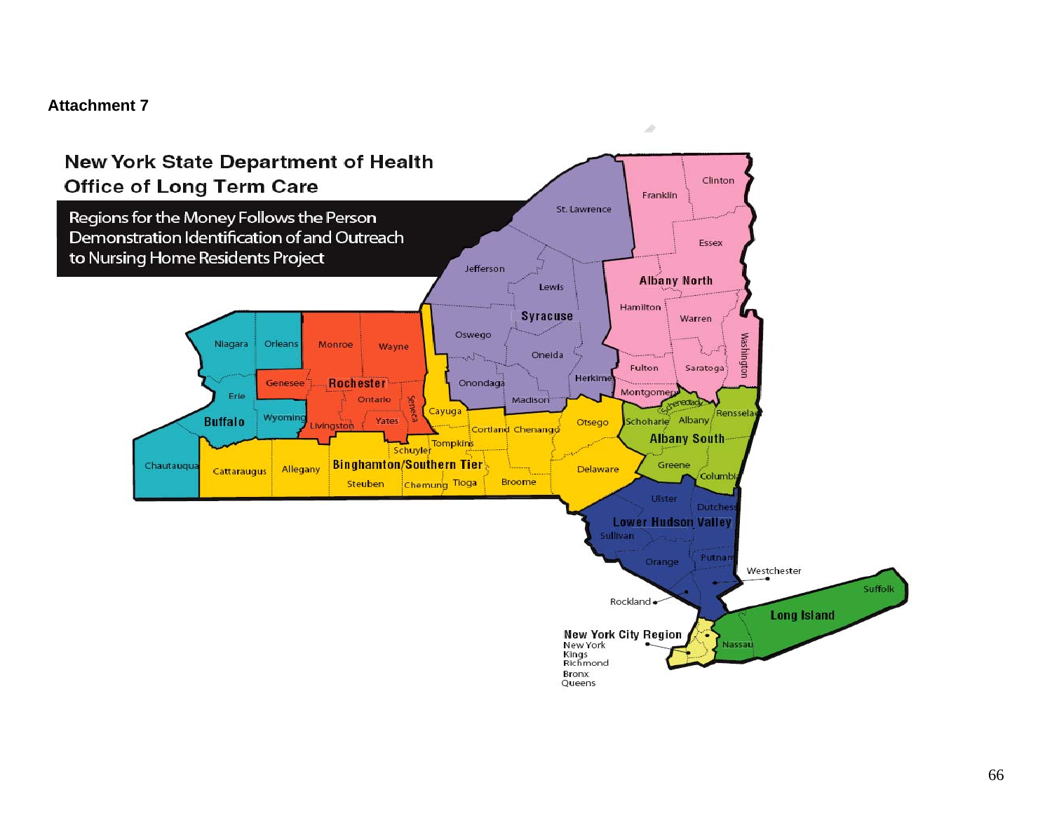**Attachment 7**

New York State Department of Health
Office of Long Term Care

Regions for the Money Follows the Person Demonstration Identification of and Outreach to Nursing Home Residents Project

Buffalo
Niagara
Orleans
Erie
Genesee
Wyoming
Chautauqua

Rochester
Monroe
Wayne
Ontario
Seneca
Yates
Livingston

Syracuse
St. Lawrence
Jefferson
Lewis
Oswego
Oneida
Onondaga
Madison
Herkimer

Albany North
Franklin
Clinton
Essex
Hamilton
Warren
Washington
Fulton
Saratoga
Montgomery

Albany South
Schenectady
Schoharie
Albany
Rensselaer
Greene
Columbia

Binghamton/Southern Tier
Cayuga
Cortland
Chenango
Otsego
Tompkins
Schuyler
Cattaraugus
Allegany
Steuben
Chemung
Tioga
Broome
Delaware

Lower Hudson Valley
Ulster
Dutchess
Sullivan
Orange
Putnam
Westchester
Rockland

Long Island
Suffolk
Nassau

New York City Region
New York
Kings
Richmond
Bronx
Queens